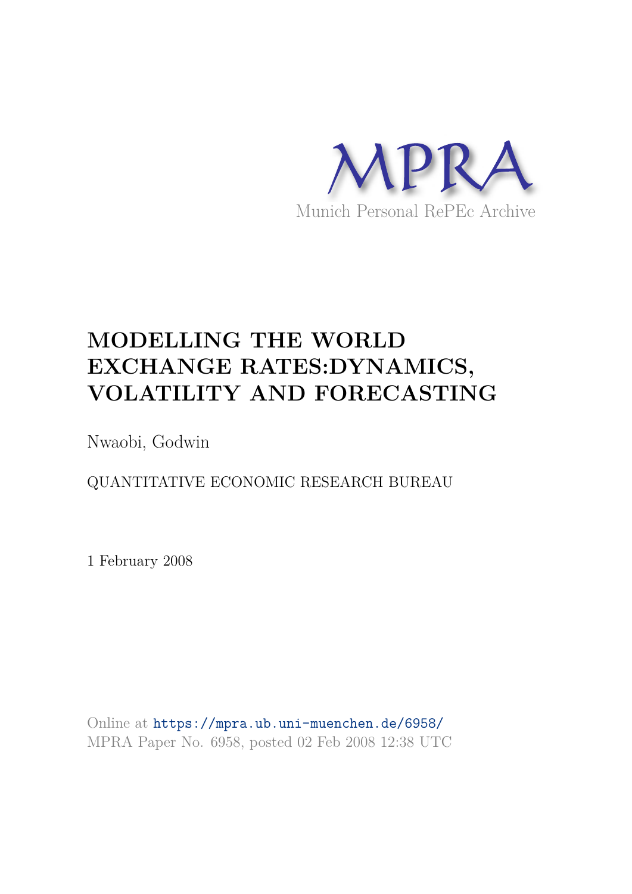MPRA

Munich Personal RePEc Archive

# MODELLING THE WORLD EXCHANGE RATES:DYNAMICS, VOLATILITY AND FORECASTING

Nwaobi, Godwin

QUANTITATIVE ECONOMIC RESEARCH BUREAU

1 February 2008

Online at https://mpra.ub.uni-muenchen.de/6958/
MPRA Paper No. 6958, posted 02 Feb 2008 12:38 UTC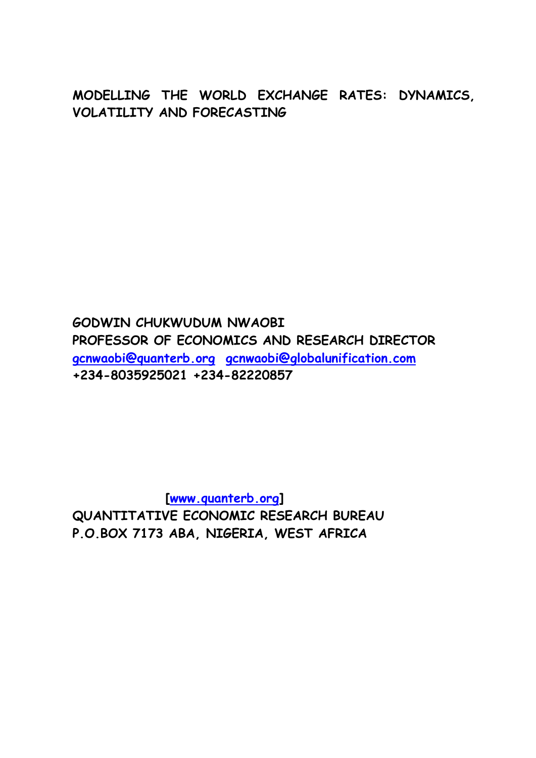# MODELLING THE WORLD EXCHANGE RATES: DYNAMICS, VOLATILITY AND FORECASTING

**GODWIN CHUKWUDUM NWAOBI**
**PROFESSOR OF ECONOMICS AND RESEARCH DIRECTOR**
gcnwaobi@quanterb.org gcnwaobi@globalunification.com
**+234-8035925021 +234-82220857**

[www.quanterb.org]
**QUANTITATIVE ECONOMIC RESEARCH BUREAU**
**P.O.BOX 7173 ABA, NIGERIA, WEST AFRICA**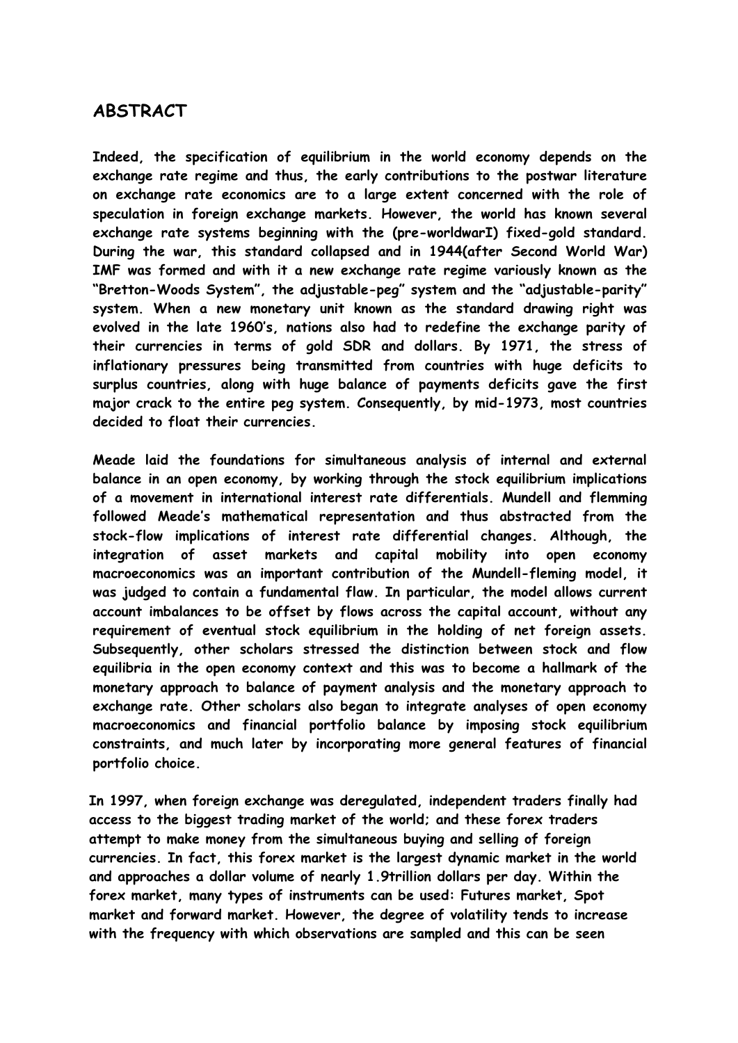## ABSTRACT

**Indeed, the specification of equilibrium in the world economy depends on the exchange rate regime and thus, the early contributions to the postwar literature on exchange rate economics are to a large extent concerned with the role of speculation in foreign exchange markets. However, the world has known several exchange rate systems beginning with the (pre-worldwarI) fixed-gold standard. During the war, this standard collapsed and in 1944(after Second World War) IMF was formed and with it a new exchange rate regime variously known as the "Bretton-Woods System", the adjustable-peg" system and the "adjustable-parity" system. When a new monetary unit known as the standard drawing right was evolved in the late 1960's, nations also had to redefine the exchange parity of their currencies in terms of gold SDR and dollars. By 1971, the stress of inflationary pressures being transmitted from countries with huge deficits to surplus countries, along with huge balance of payments deficits gave the first major crack to the entire peg system. Consequently, by mid-1973, most countries decided to float their currencies.**

**Meade laid the foundations for simultaneous analysis of internal and external balance in an open economy, by working through the stock equilibrium implications of a movement in international interest rate differentials. Mundell and flemming followed Meade's mathematical representation and thus abstracted from the stock-flow implications of interest rate differential changes. Although, the integration of asset markets and capital mobility into open economy macroeconomics was an important contribution of the Mundell-fleming model, it was judged to contain a fundamental flaw. In particular, the model allows current account imbalances to be offset by flows across the capital account, without any requirement of eventual stock equilibrium in the holding of net foreign assets. Subsequently, other scholars stressed the distinction between stock and flow equilibria in the open economy context and this was to become a hallmark of the monetary approach to balance of payment analysis and the monetary approach to exchange rate. Other scholars also began to integrate analyses of open economy macroeconomics and financial portfolio balance by imposing stock equilibrium constraints, and much later by incorporating more general features of financial portfolio choice.**

**In 1997, when foreign exchange was deregulated, independent traders finally had access to the biggest trading market of the world; and these forex traders attempt to make money from the simultaneous buying and selling of foreign currencies. In fact, this forex market is the largest dynamic market in the world and approaches a dollar volume of nearly 1.9trillion dollars per day. Within the forex market, many types of instruments can be used: Futures market, Spot market and forward market. However, the degree of volatility tends to increase with the frequency with which observations are sampled and this can be seen**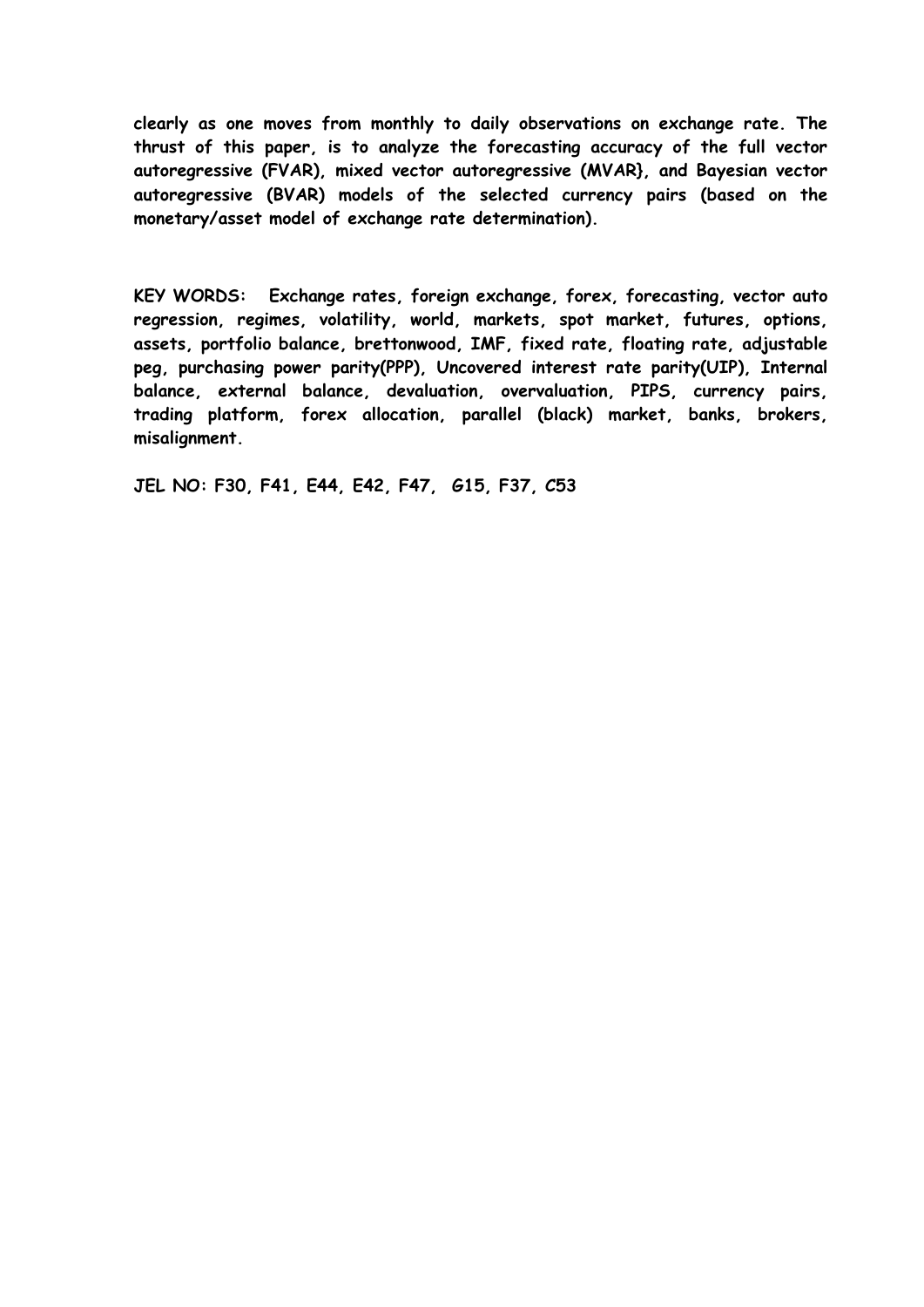**clearly as one moves from monthly to daily observations on exchange rate. The thrust of this paper, is to analyze the forecasting accuracy of the full vector autoregressive (FVAR), mixed vector autoregressive (MVAR}, and Bayesian vector autoregressive (BVAR) models of the selected currency pairs (based on the monetary/asset model of exchange rate determination).**

**KEY WORDS: Exchange rates, foreign exchange, forex, forecasting, vector auto regression, regimes, volatility, world, markets, spot market, futures, options, assets, portfolio balance, brettonwood, IMF, fixed rate, floating rate, adjustable peg, purchasing power parity(PPP), Uncovered interest rate parity(UIP), Internal balance, external balance, devaluation, overvaluation, PIPS, currency pairs, trading platform, forex allocation, parallel (black) market, banks, brokers, misalignment.**

**JEL NO: F30, F41, E44, E42, F47, G15, F37, C53**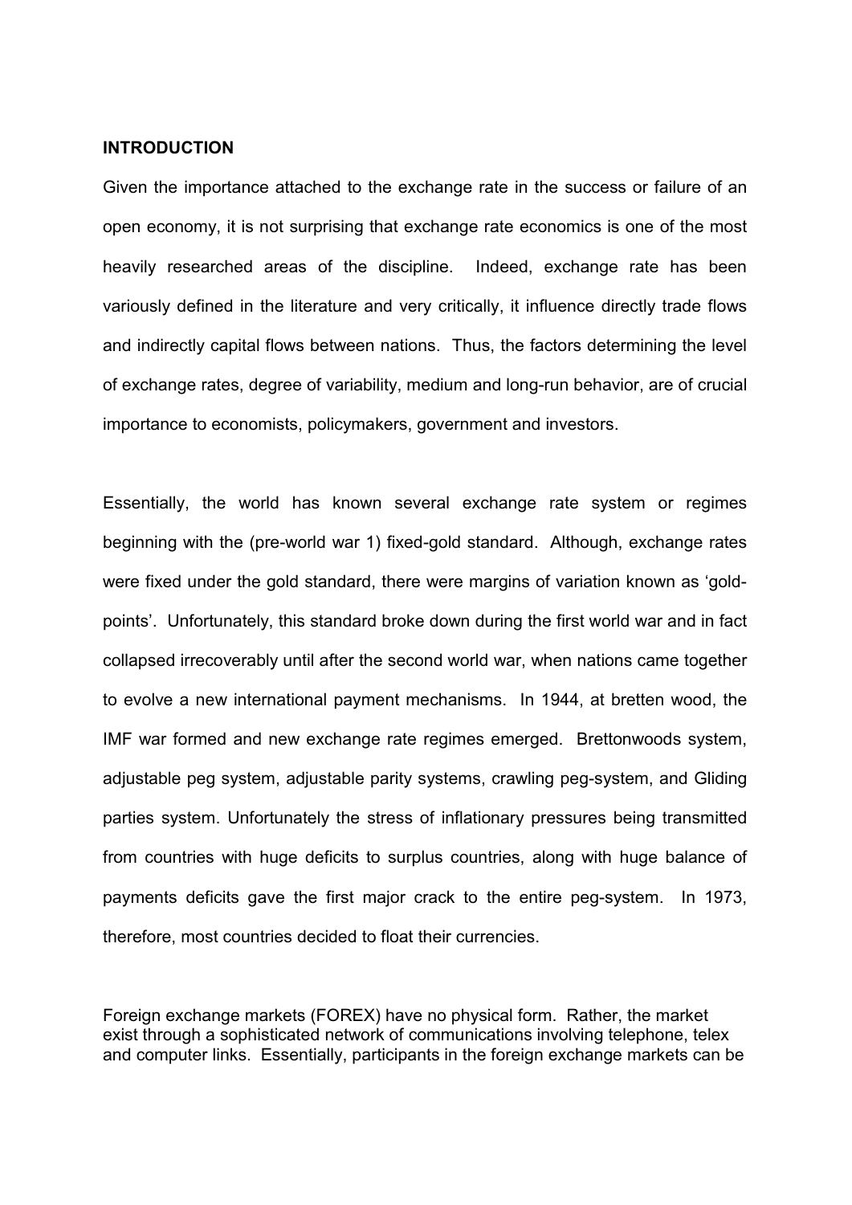**INTRODUCTION**

Given the importance attached to the exchange rate in the success or failure of an open economy, it is not surprising that exchange rate economics is one of the most heavily researched areas of the discipline. Indeed, exchange rate has been variously defined in the literature and very critically, it influence directly trade flows and indirectly capital flows between nations. Thus, the factors determining the level of exchange rates, degree of variability, medium and long-run behavior, are of crucial importance to economists, policymakers, government and investors.

Essentially, the world has known several exchange rate system or regimes beginning with the (pre-world war 1) fixed-gold standard. Although, exchange rates were fixed under the gold standard, there were margins of variation known as 'gold-points'. Unfortunately, this standard broke down during the first world war and in fact collapsed irrecoverably until after the second world war, when nations came together to evolve a new international payment mechanisms. In 1944, at bretten wood, the IMF war formed and new exchange rate regimes emerged. Brettonwoods system, adjustable peg system, adjustable parity systems, crawling peg-system, and Gliding parties system. Unfortunately the stress of inflationary pressures being transmitted from countries with huge deficits to surplus countries, along with huge balance of payments deficits gave the first major crack to the entire peg-system. In 1973, therefore, most countries decided to float their currencies.

Foreign exchange markets (FOREX) have no physical form. Rather, the market exist through a sophisticated network of communications involving telephone, telex and computer links. Essentially, participants in the foreign exchange markets can be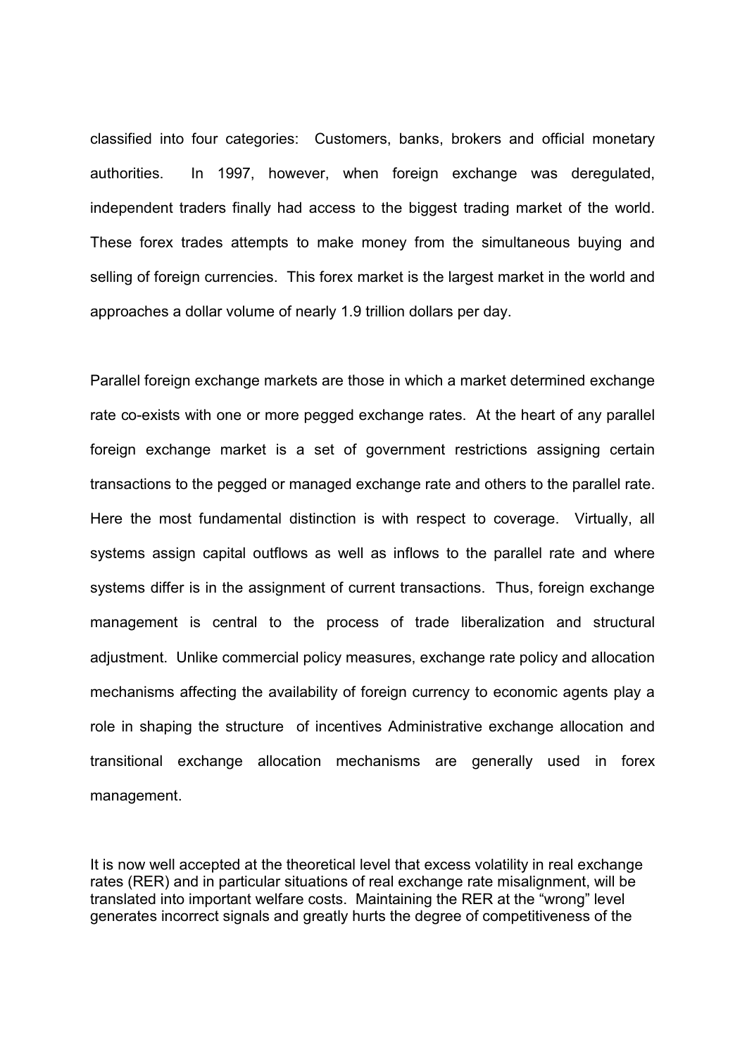classified into four categories: Customers, banks, brokers and official monetary authorities. In 1997, however, when foreign exchange was deregulated, independent traders finally had access to the biggest trading market of the world. These forex trades attempts to make money from the simultaneous buying and selling of foreign currencies. This forex market is the largest market in the world and approaches a dollar volume of nearly 1.9 trillion dollars per day.

Parallel foreign exchange markets are those in which a market determined exchange rate co-exists with one or more pegged exchange rates. At the heart of any parallel foreign exchange market is a set of government restrictions assigning certain transactions to the pegged or managed exchange rate and others to the parallel rate. Here the most fundamental distinction is with respect to coverage. Virtually, all systems assign capital outflows as well as inflows to the parallel rate and where systems differ is in the assignment of current transactions. Thus, foreign exchange management is central to the process of trade liberalization and structural adjustment. Unlike commercial policy measures, exchange rate policy and allocation mechanisms affecting the availability of foreign currency to economic agents play a role in shaping the structure of incentives Administrative exchange allocation and transitional exchange allocation mechanisms are generally used in forex management.

It is now well accepted at the theoretical level that excess volatility in real exchange rates (RER) and in particular situations of real exchange rate misalignment, will be translated into important welfare costs. Maintaining the RER at the "wrong" level generates incorrect signals and greatly hurts the degree of competitiveness of the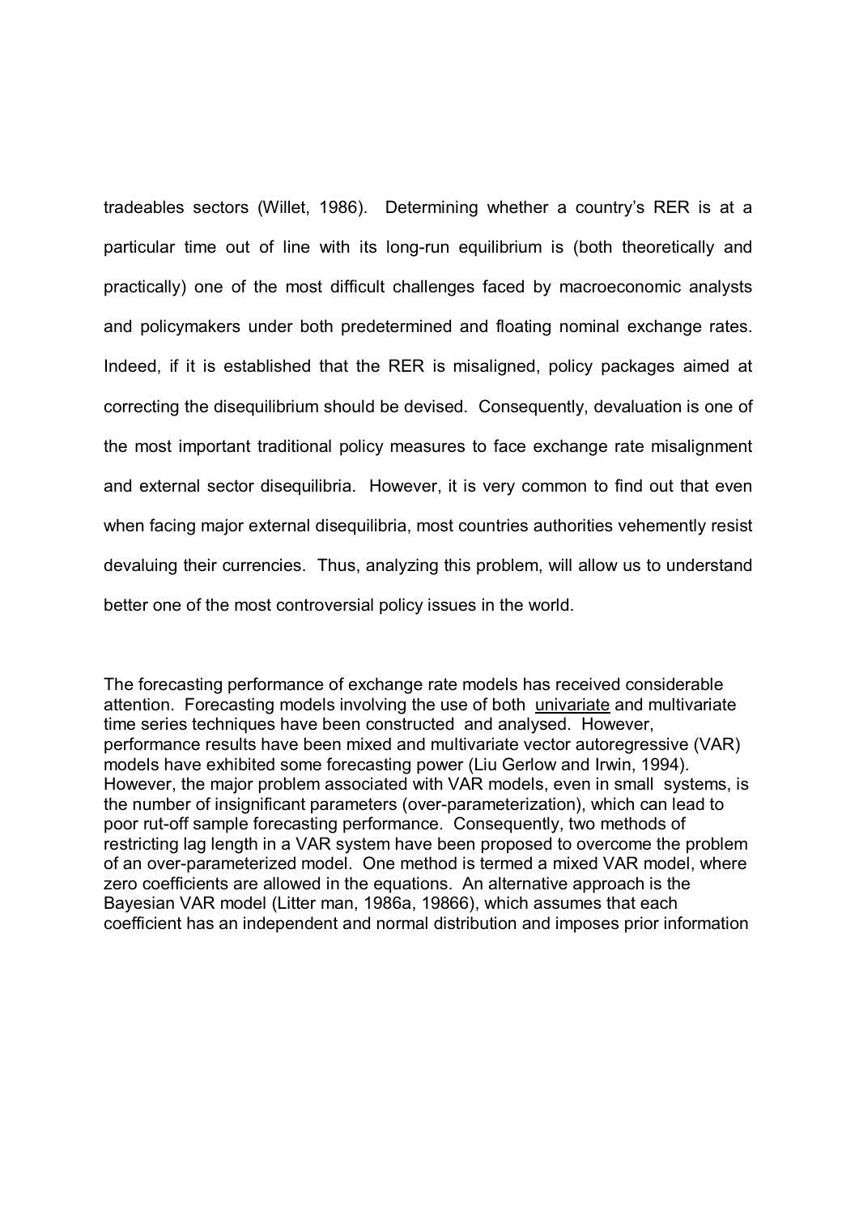tradeables sectors (Willet, 1986). Determining whether a country's RER is at a particular time out of line with its long-run equilibrium is (both theoretically and practically) one of the most difficult challenges faced by macroeconomic analysts and policymakers under both predetermined and floating nominal exchange rates. Indeed, if it is established that the RER is misaligned, policy packages aimed at correcting the disequilibrium should be devised. Consequently, devaluation is one of the most important traditional policy measures to face exchange rate misalignment and external sector disequilibria. However, it is very common to find out that even when facing major external disequilibria, most countries authorities vehemently resist devaluing their currencies. Thus, analyzing this problem, will allow us to understand better one of the most controversial policy issues in the world.

The forecasting performance of exchange rate models has received considerable attention. Forecasting models involving the use of both univariate and multivariate time series techniques have been constructed and analysed. However, performance results have been mixed and multivariate vector autoregressive (VAR) models have exhibited some forecasting power (Liu Gerlow and Irwin, 1994). However, the major problem associated with VAR models, even in small systems, is the number of insignificant parameters (over-parameterization), which can lead to poor rut-off sample forecasting performance. Consequently, two methods of restricting lag length in a VAR system have been proposed to overcome the problem of an over-parameterized model. One method is termed a mixed VAR model, where zero coefficients are allowed in the equations. An alternative approach is the Bayesian VAR model (Litter man, 1986a, 19866), which assumes that each coefficient has an independent and normal distribution and imposes prior information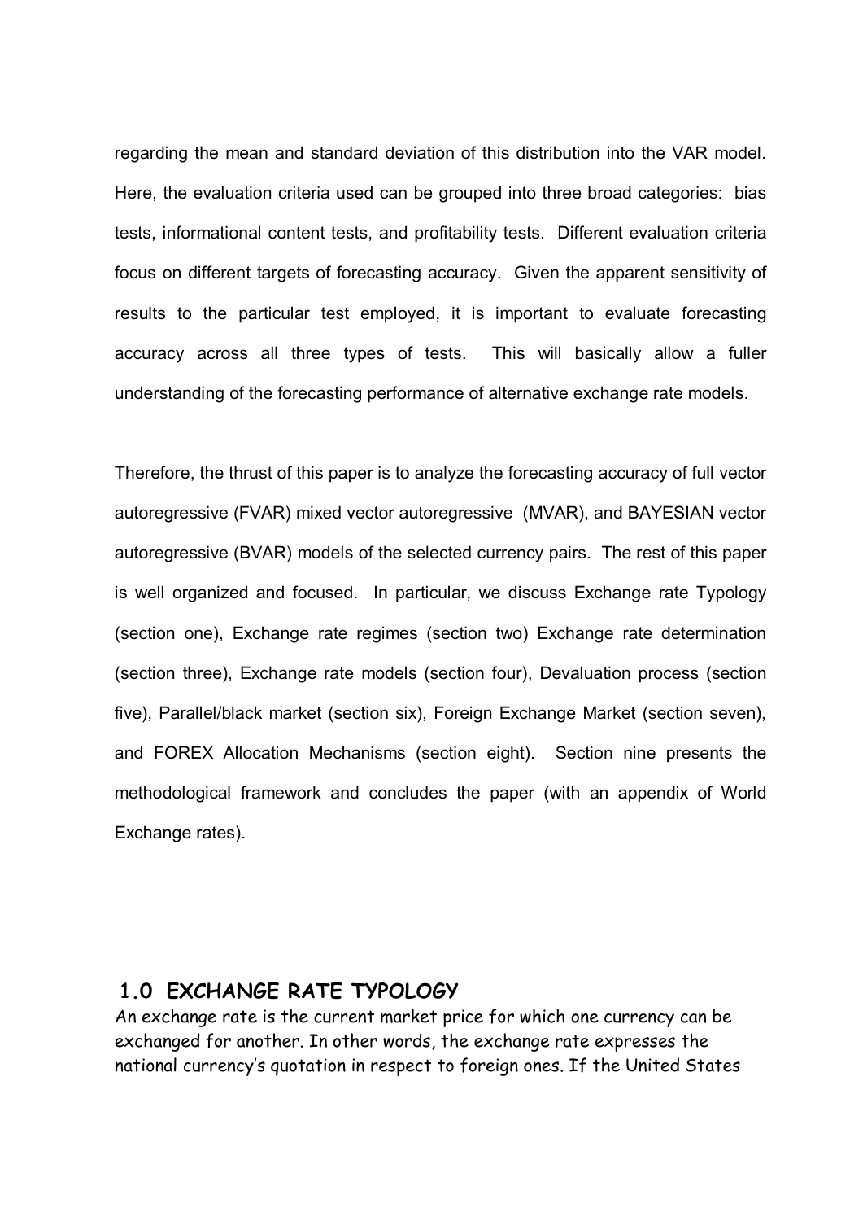regarding the mean and standard deviation of this distribution into the VAR model. Here, the evaluation criteria used can be grouped into three broad categories: bias tests, informational content tests, and profitability tests. Different evaluation criteria focus on different targets of forecasting accuracy. Given the apparent sensitivity of results to the particular test employed, it is important to evaluate forecasting accuracy across all three types of tests. This will basically allow a fuller understanding of the forecasting performance of alternative exchange rate models.

Therefore, the thrust of this paper is to analyze the forecasting accuracy of full vector autoregressive (FVAR) mixed vector autoregressive (MVAR), and BAYESIAN vector autoregressive (BVAR) models of the selected currency pairs. The rest of this paper is well organized and focused. In particular, we discuss Exchange rate Typology (section one), Exchange rate regimes (section two) Exchange rate determination (section three), Exchange rate models (section four), Devaluation process (section five), Parallel/black market (section six), Foreign Exchange Market (section seven), and FOREX Allocation Mechanisms (section eight). Section nine presents the methodological framework and concludes the paper (with an appendix of World Exchange rates).

## 1.0 EXCHANGE RATE TYPOLOGY

An exchange rate is the current market price for which one currency can be exchanged for another. In other words, the exchange rate expresses the national currency's quotation in respect to foreign ones. If the United States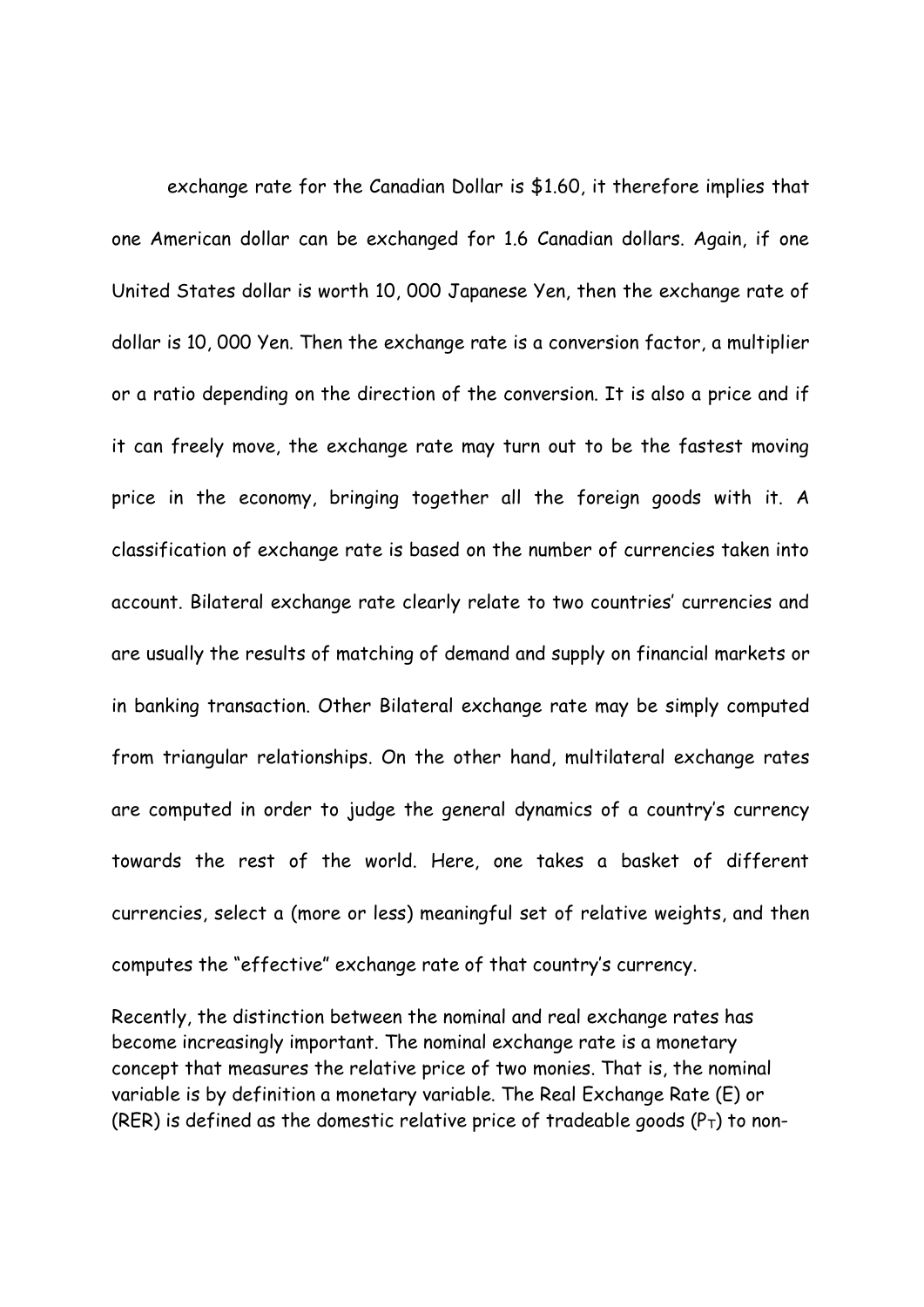exchange rate for the Canadian Dollar is $1.60, it therefore implies that one American dollar can be exchanged for 1.6 Canadian dollars. Again, if one United States dollar is worth 10, 000 Japanese Yen, then the exchange rate of dollar is 10, 000 Yen. Then the exchange rate is a conversion factor, a multiplier or a ratio depending on the direction of the conversion. It is also a price and if it can freely move, the exchange rate may turn out to be the fastest moving price in the economy, bringing together all the foreign goods with it. A classification of exchange rate is based on the number of currencies taken into account. Bilateral exchange rate clearly relate to two countries' currencies and are usually the results of matching of demand and supply on financial markets or in banking transaction. Other Bilateral exchange rate may be simply computed from triangular relationships. On the other hand, multilateral exchange rates are computed in order to judge the general dynamics of a country's currency towards the rest of the world. Here, one takes a basket of different currencies, select a (more or less) meaningful set of relative weights, and then computes the "effective" exchange rate of that country's currency.

Recently, the distinction between the nominal and real exchange rates has become increasingly important. The nominal exchange rate is a monetary concept that measures the relative price of two monies. That is, the nominal variable is by definition a monetary variable. The Real Exchange Rate (E) or (RER) is defined as the domestic relative price of tradeable goods ($P_T$) to non-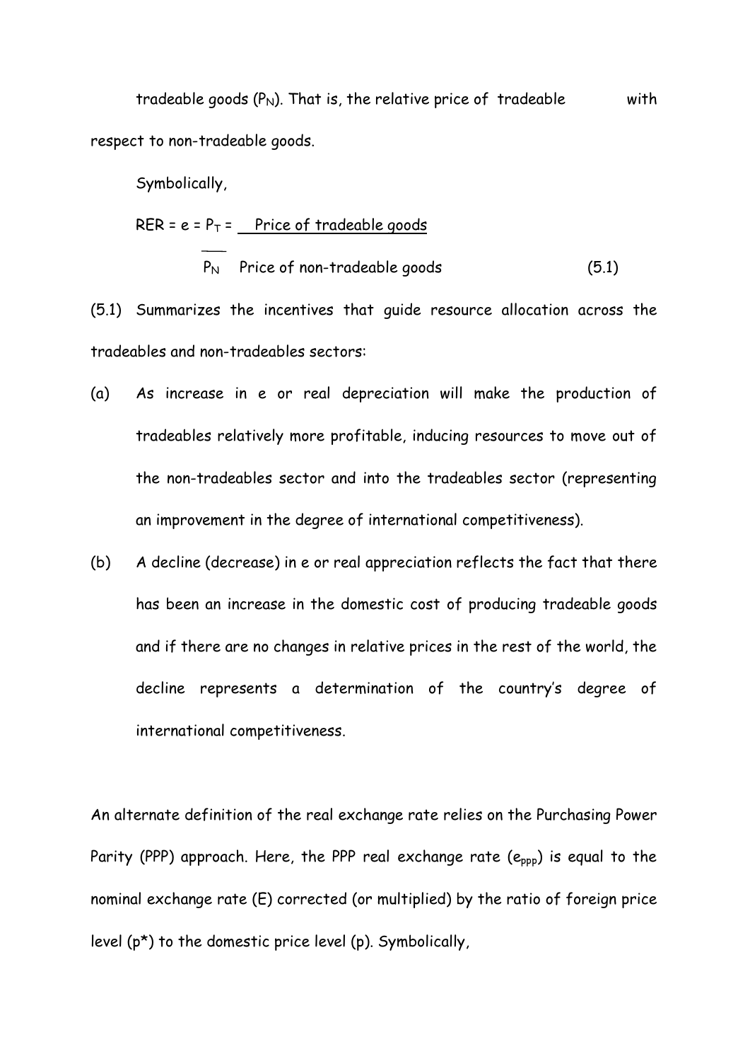tradeable goods ($P_N$). That is, the relative price of tradeable with respect to non-tradeable goods.

Symbolically,

$$RER = e = \frac{P_T}{P_N} = \frac{\text{Price of tradeable goods}}{\text{Price of non-tradeable goods}} \qquad (5.1)$$

(5.1) Summarizes the incentives that guide resource allocation across the tradeables and non-tradeables sectors:

(a) As increase in e or real depreciation will make the production of tradeables relatively more profitable, inducing resources to move out of the non-tradeables sector and into the tradeables sector (representing an improvement in the degree of international competitiveness).

(b) A decline (decrease) in e or real appreciation reflects the fact that there has been an increase in the domestic cost of producing tradeable goods and if there are no changes in relative prices in the rest of the world, the decline represents a determination of the country's degree of international competitiveness.

An alternate definition of the real exchange rate relies on the Purchasing Power Parity (PPP) approach. Here, the PPP real exchange rate ($e_{ppp}$) is equal to the nominal exchange rate (E) corrected (or multiplied) by the ratio of foreign price level ($p^*$) to the domestic price level (p). Symbolically,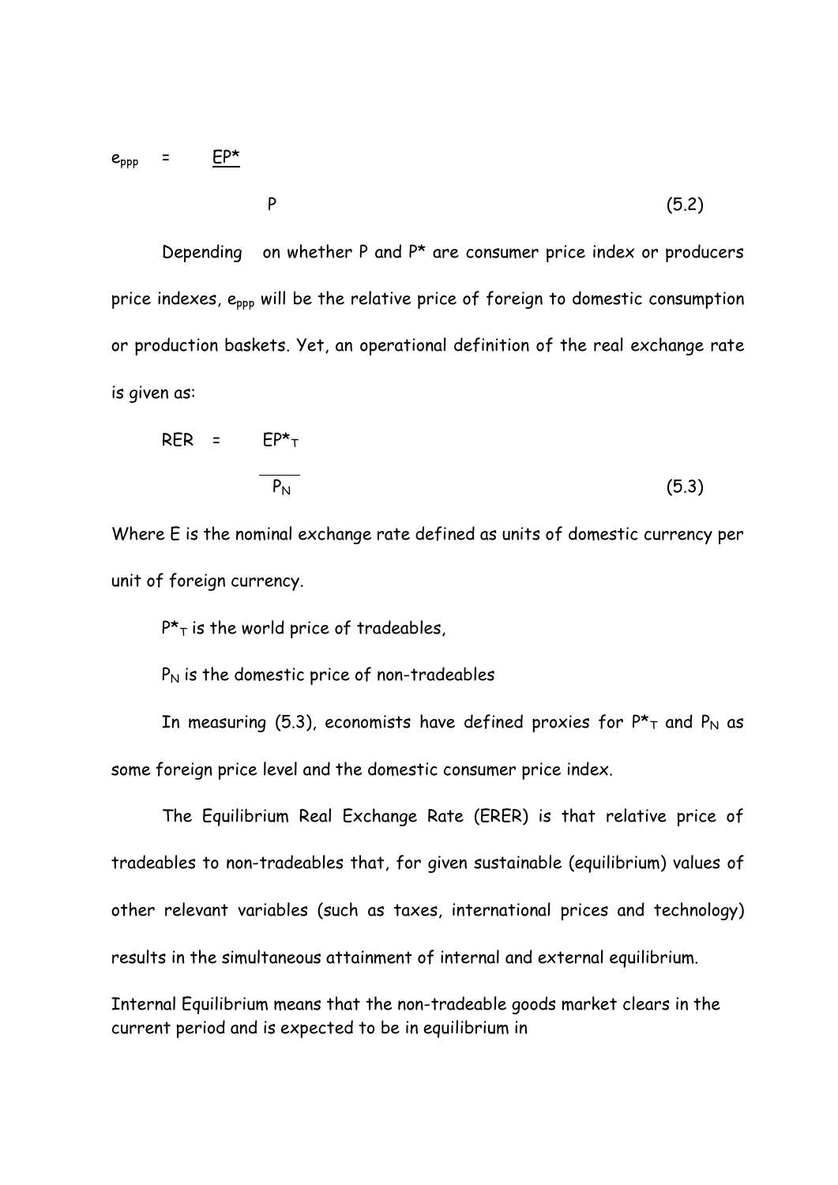$$e_{ppp} = \frac{EP^*}{P} \tag{5.2}$$

Depending on whether P and P* are consumer price index or producers price indexes, $e_{ppp}$ will be the relative price of foreign to domestic consumption or production baskets. Yet, an operational definition of the real exchange rate is given as:

$$RER = \frac{EP^*_T}{P_N} \tag{5.3}$$

Where E is the nominal exchange rate defined as units of domestic currency per unit of foreign currency.

$P^*_T$ is the world price of tradeables,

$P_N$ is the domestic price of non-tradeables

In measuring (5.3), economists have defined proxies for $P^*_T$ and $P_N$ as some foreign price level and the domestic consumer price index.

The Equilibrium Real Exchange Rate (ERER) is that relative price of tradeables to non-tradeables that, for given sustainable (equilibrium) values of other relevant variables (such as taxes, international prices and technology) results in the simultaneous attainment of internal and external equilibrium.

Internal Equilibrium means that the non-tradeable goods market clears in the current period and is expected to be in equilibrium in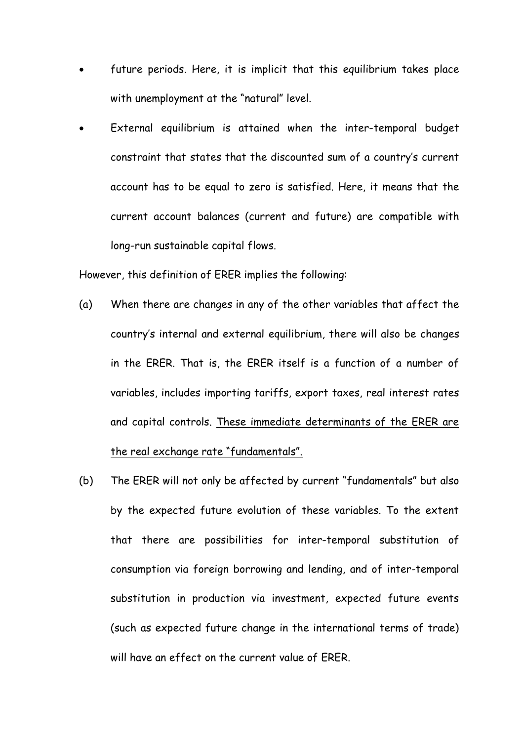- future periods. Here, it is implicit that this equilibrium takes place with unemployment at the "natural" level.
- External equilibrium is attained when the inter-temporal budget constraint that states that the discounted sum of a country's current account has to be equal to zero is satisfied. Here, it means that the current account balances (current and future) are compatible with long-run sustainable capital flows.

However, this definition of ERER implies the following:

(a) When there are changes in any of the other variables that affect the country's internal and external equilibrium, there will also be changes in the ERER. That is, the ERER itself is a function of a number of variables, includes importing tariffs, export taxes, real interest rates and capital controls. <u>These immediate determinants of the ERER are the real exchange rate "fundamentals".</u>

(b) The ERER will not only be affected by current "fundamentals" but also by the expected future evolution of these variables. To the extent that there are possibilities for inter-temporal substitution of consumption via foreign borrowing and lending, and of inter-temporal substitution in production via investment, expected future events (such as expected future change in the international terms of trade) will have an effect on the current value of ERER.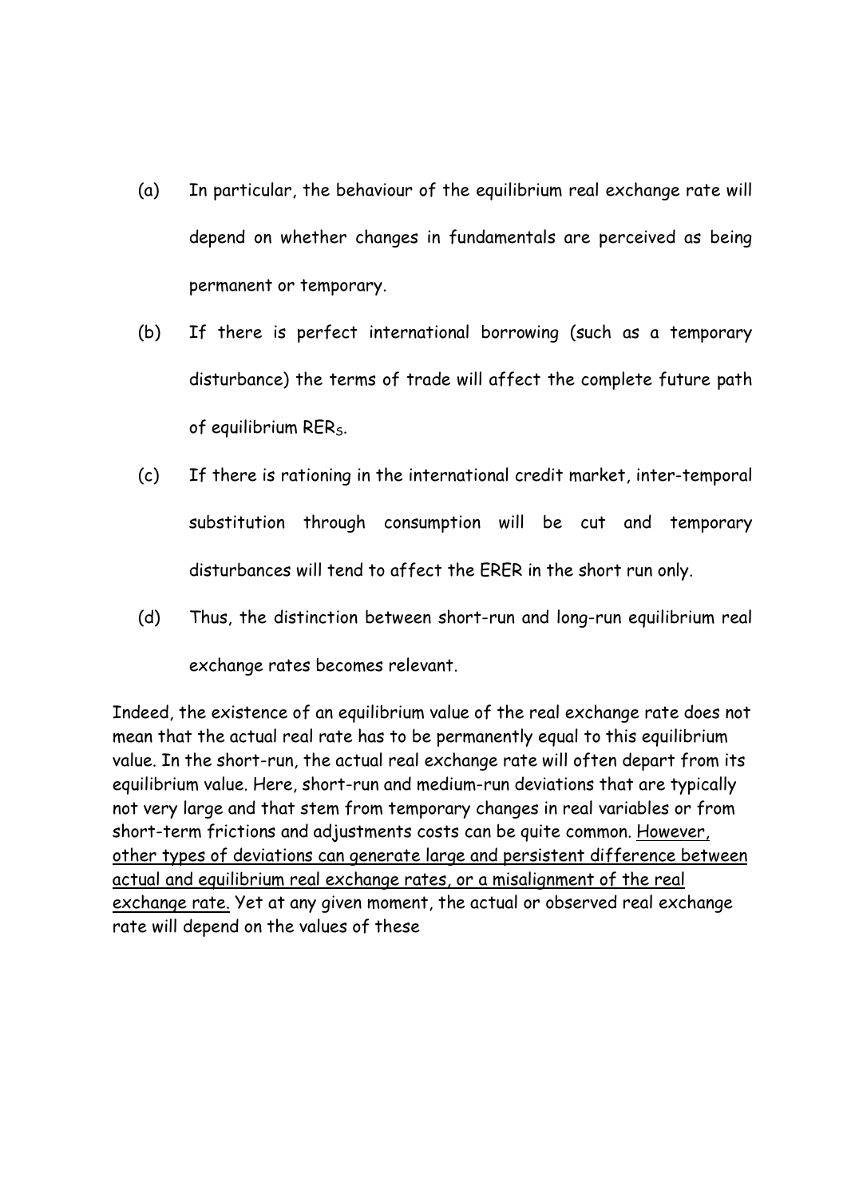(a) In particular, the behaviour of the equilibrium real exchange rate will depend on whether changes in fundamentals are perceived as being permanent or temporary.

(b) If there is perfect international borrowing (such as a temporary disturbance) the terms of trade will affect the complete future path of equilibrium $RER_S$.

(c) If there is rationing in the international credit market, inter-temporal substitution through consumption will be cut and temporary disturbances will tend to affect the ERER in the short run only.

(d) Thus, the distinction between short-run and long-run equilibrium real exchange rates becomes relevant.

Indeed, the existence of an equilibrium value of the real exchange rate does not mean that the actual real rate has to be permanently equal to this equilibrium value. In the short-run, the actual real exchange rate will often depart from its equilibrium value. Here, short-run and medium-run deviations that are typically not very large and that stem from temporary changes in real variables or from short-term frictions and adjustments costs can be quite common. <u>However, other types of deviations can generate large and persistent difference between actual and equilibrium real exchange rates, or a misalignment of the real exchange rate.</u> Yet at any given moment, the actual or observed real exchange rate will depend on the values of these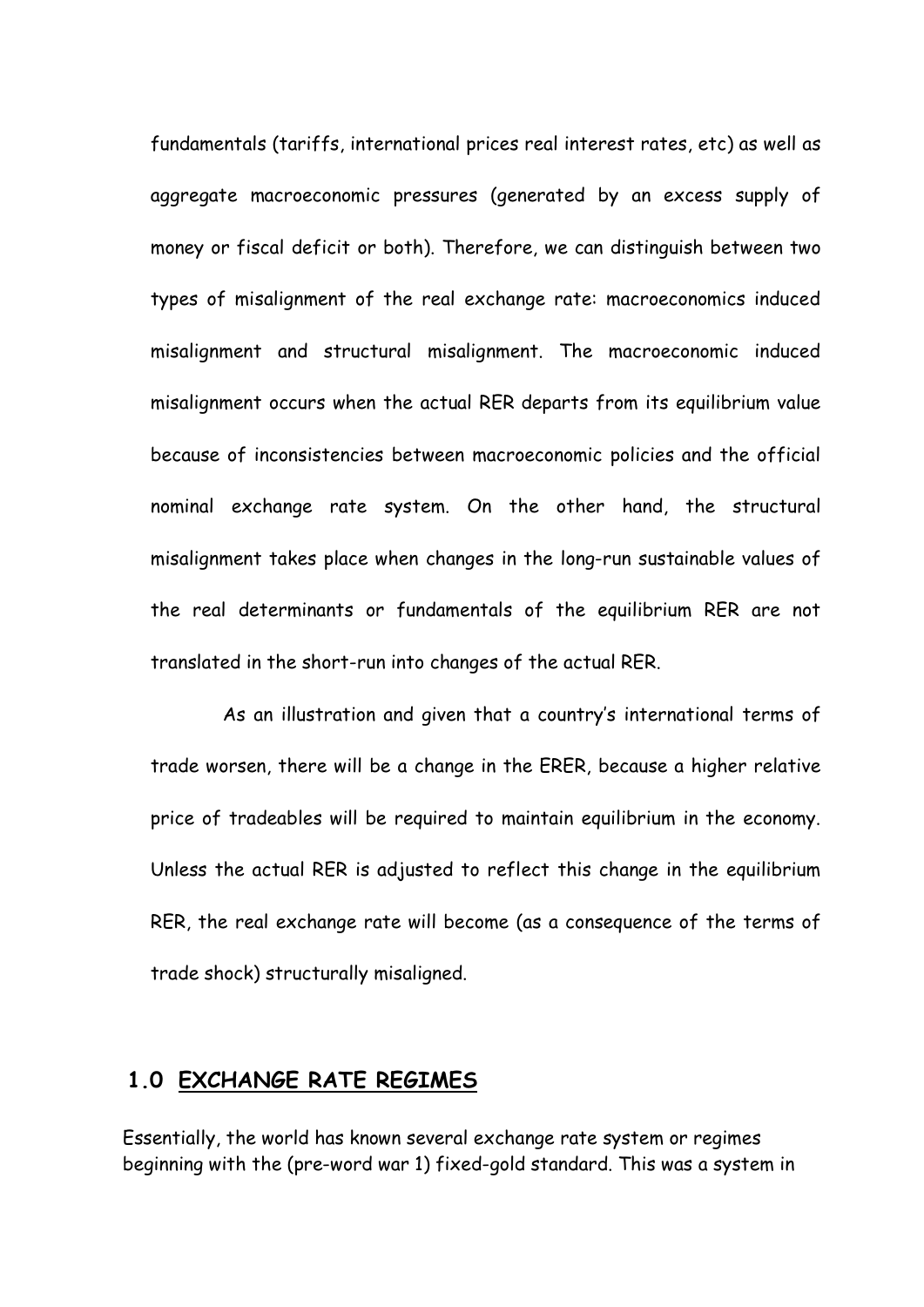fundamentals (tariffs, international prices real interest rates, etc) as well as aggregate macroeconomic pressures (generated by an excess supply of money or fiscal deficit or both). Therefore, we can distinguish between two types of misalignment of the real exchange rate: macroeconomics induced misalignment and structural misalignment. The macroeconomic induced misalignment occurs when the actual RER departs from its equilibrium value because of inconsistencies between macroeconomic policies and the official nominal exchange rate system. On the other hand, the structural misalignment takes place when changes in the long-run sustainable values of the real determinants or fundamentals of the equilibrium RER are not translated in the short-run into changes of the actual RER.

As an illustration and given that a country's international terms of trade worsen, there will be a change in the ERER, because a higher relative price of tradeables will be required to maintain equilibrium in the economy. Unless the actual RER is adjusted to reflect this change in the equilibrium RER, the real exchange rate will become (as a consequence of the terms of trade shock) structurally misaligned.

## 1.0 EXCHANGE RATE REGIMES

Essentially, the world has known several exchange rate system or regimes beginning with the (pre-word war 1) fixed-gold standard. This was a system in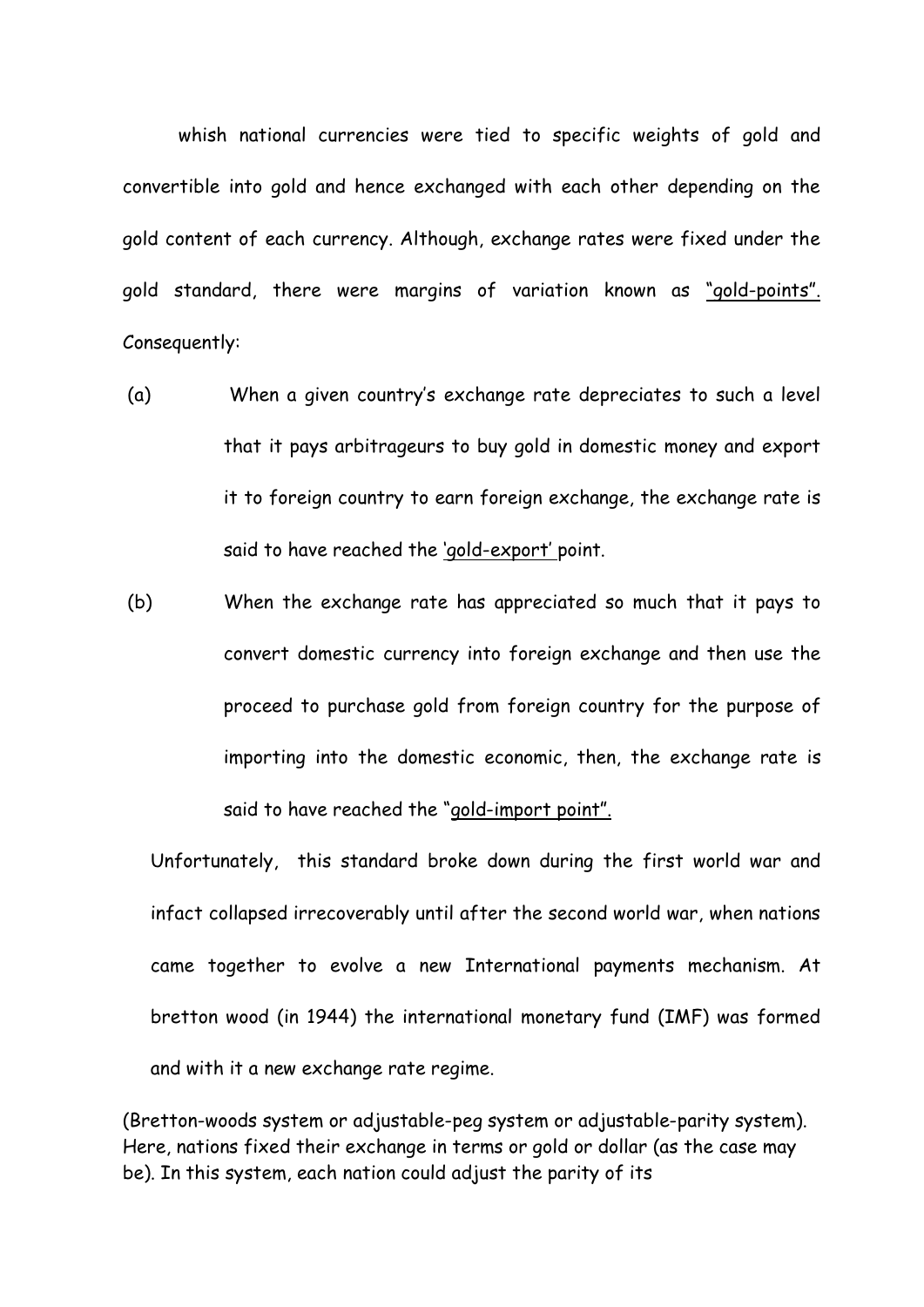whish national currencies were tied to specific weights of gold and convertible into gold and hence exchanged with each other depending on the gold content of each currency. Although, exchange rates were fixed under the gold standard, there were margins of variation known as "gold-points". Consequently:

(a) When a given country's exchange rate depreciates to such a level that it pays arbitrageurs to buy gold in domestic money and export it to foreign country to earn foreign exchange, the exchange rate is said to have reached the 'gold-export' point.

(b) When the exchange rate has appreciated so much that it pays to convert domestic currency into foreign exchange and then use the proceed to purchase gold from foreign country for the purpose of importing into the domestic economic, then, the exchange rate is said to have reached the "gold-import point".

Unfortunately, this standard broke down during the first world war and infact collapsed irrecoverably until after the second world war, when nations came together to evolve a new International payments mechanism. At bretton wood (in 1944) the international monetary fund (IMF) was formed and with it a new exchange rate regime.

(Bretton-woods system or adjustable-peg system or adjustable-parity system). Here, nations fixed their exchange in terms or gold or dollar (as the case may be). In this system, each nation could adjust the parity of its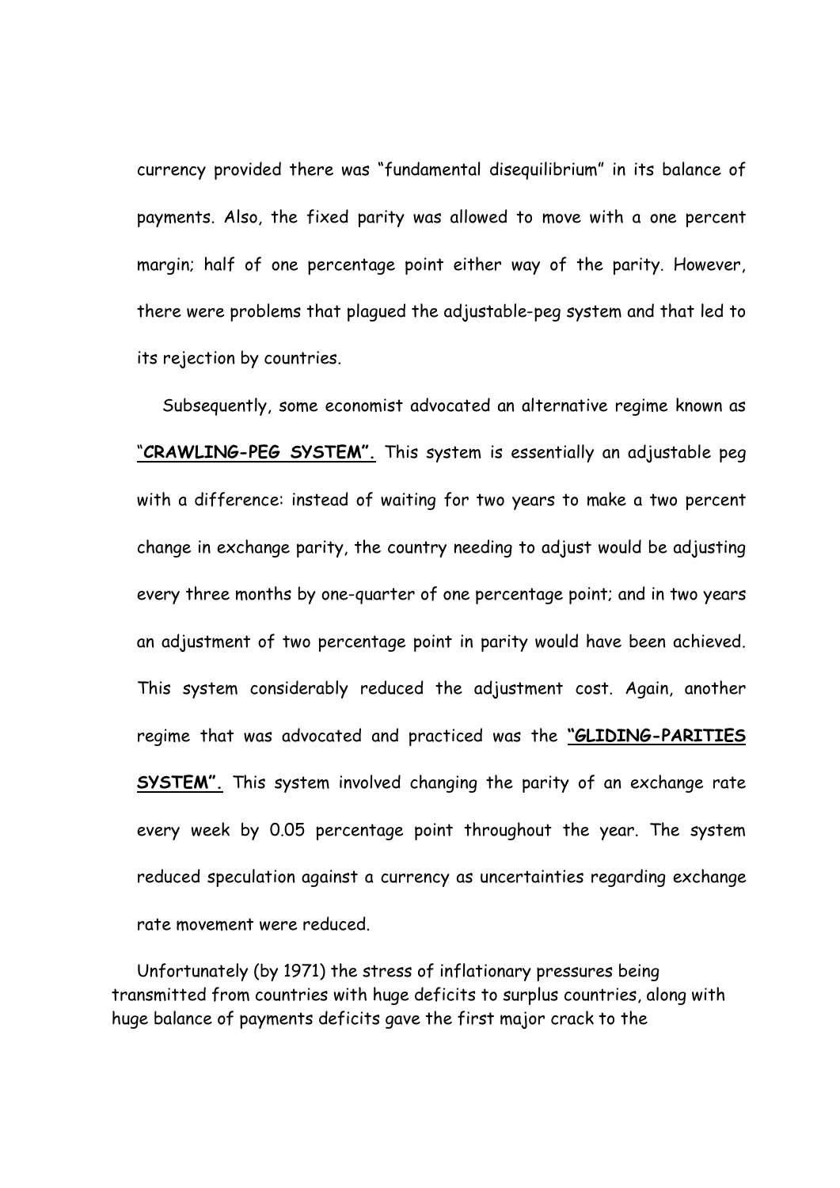currency provided there was "fundamental disequilibrium" in its balance of payments. Also, the fixed parity was allowed to move with a one percent margin; half of one percentage point either way of the parity. However, there were problems that plagued the adjustable-peg system and that led to its rejection by countries.

Subsequently, some economist advocated an alternative regime known as "**CRAWLING-PEG SYSTEM".** This system is essentially an adjustable peg with a difference: instead of waiting for two years to make a two percent change in exchange parity, the country needing to adjust would be adjusting every three months by one-quarter of one percentage point; and in two years an adjustment of two percentage point in parity would have been achieved. This system considerably reduced the adjustment cost. Again, another regime that was advocated and practiced was the **"GLIDING-PARITIES SYSTEM".** This system involved changing the parity of an exchange rate every week by 0.05 percentage point throughout the year. The system reduced speculation against a currency as uncertainties regarding exchange rate movement were reduced.

Unfortunately (by 1971) the stress of inflationary pressures being transmitted from countries with huge deficits to surplus countries, along with huge balance of payments deficits gave the first major crack to the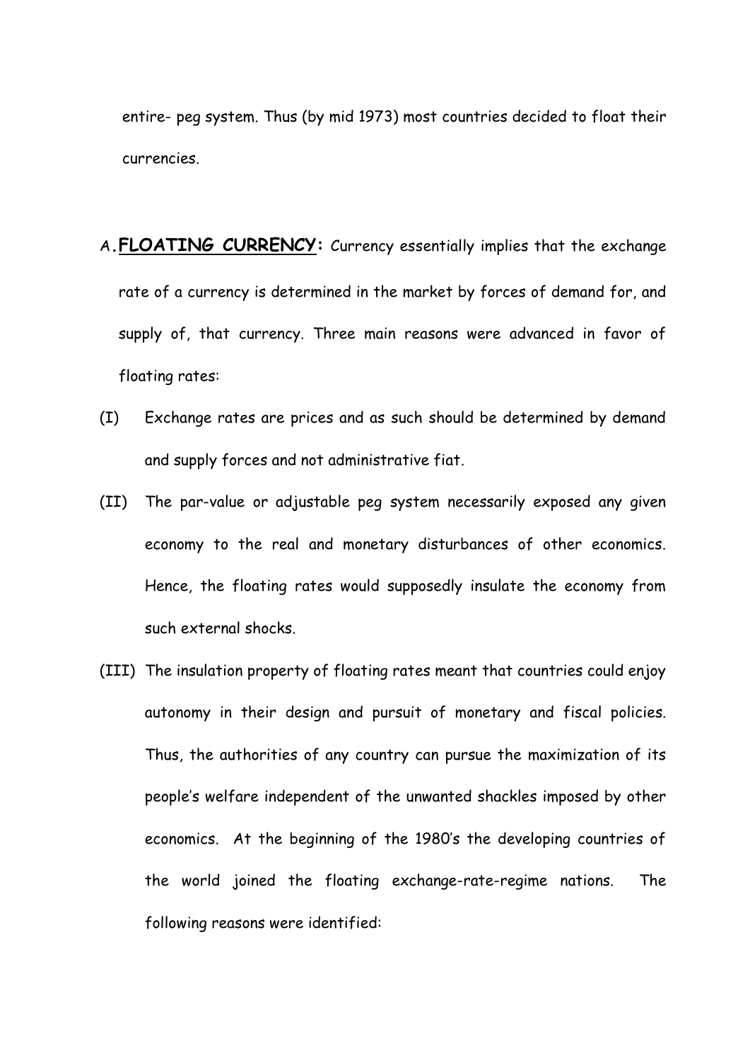entire- peg system. Thus (by mid 1973) most countries decided to float their currencies.

A.**<u>FLOATING CURRENCY</u>:** Currency essentially implies that the exchange rate of a currency is determined in the market by forces of demand for, and supply of, that currency. Three main reasons were advanced in favor of floating rates:

(I) Exchange rates are prices and as such should be determined by demand and supply forces and not administrative fiat.

(II) The par-value or adjustable peg system necessarily exposed any given economy to the real and monetary disturbances of other economics. Hence, the floating rates would supposedly insulate the economy from such external shocks.

(III) The insulation property of floating rates meant that countries could enjoy autonomy in their design and pursuit of monetary and fiscal policies. Thus, the authorities of any country can pursue the maximization of its people's welfare independent of the unwanted shackles imposed by other economics. At the beginning of the 1980's the developing countries of the world joined the floating exchange-rate-regime nations. The following reasons were identified: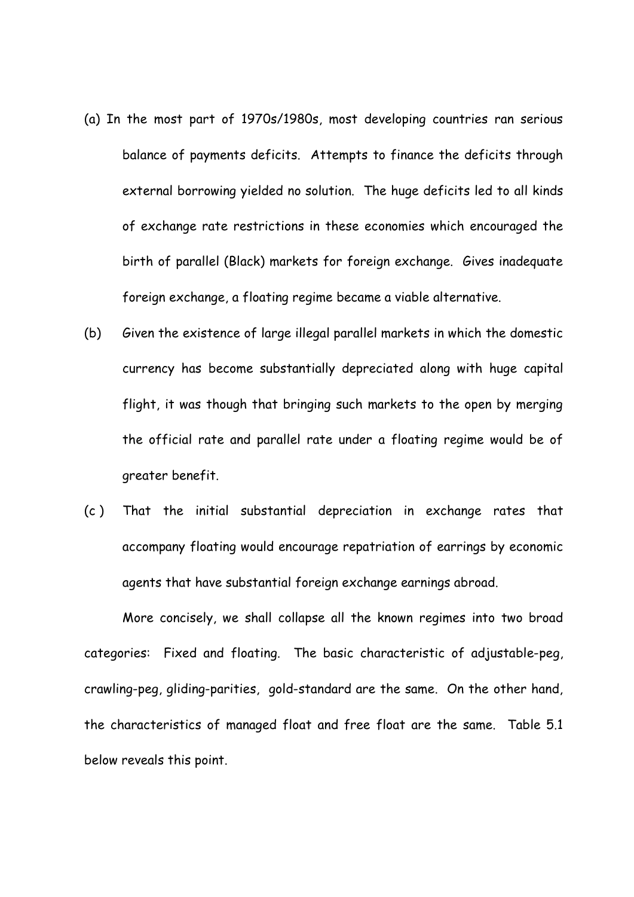(a) In the most part of 1970s/1980s, most developing countries ran serious balance of payments deficits. Attempts to finance the deficits through external borrowing yielded no solution. The huge deficits led to all kinds of exchange rate restrictions in these economies which encouraged the birth of parallel (Black) markets for foreign exchange. Gives inadequate foreign exchange, a floating regime became a viable alternative.

(b) Given the existence of large illegal parallel markets in which the domestic currency has become substantially depreciated along with huge capital flight, it was though that bringing such markets to the open by merging the official rate and parallel rate under a floating regime would be of greater benefit.

(c ) That the initial substantial depreciation in exchange rates that accompany floating would encourage repatriation of earrings by economic agents that have substantial foreign exchange earnings abroad.

More concisely, we shall collapse all the known regimes into two broad categories: Fixed and floating. The basic characteristic of adjustable-peg, crawling-peg, gliding-parities, gold-standard are the same. On the other hand, the characteristics of managed float and free float are the same. Table 5.1 below reveals this point.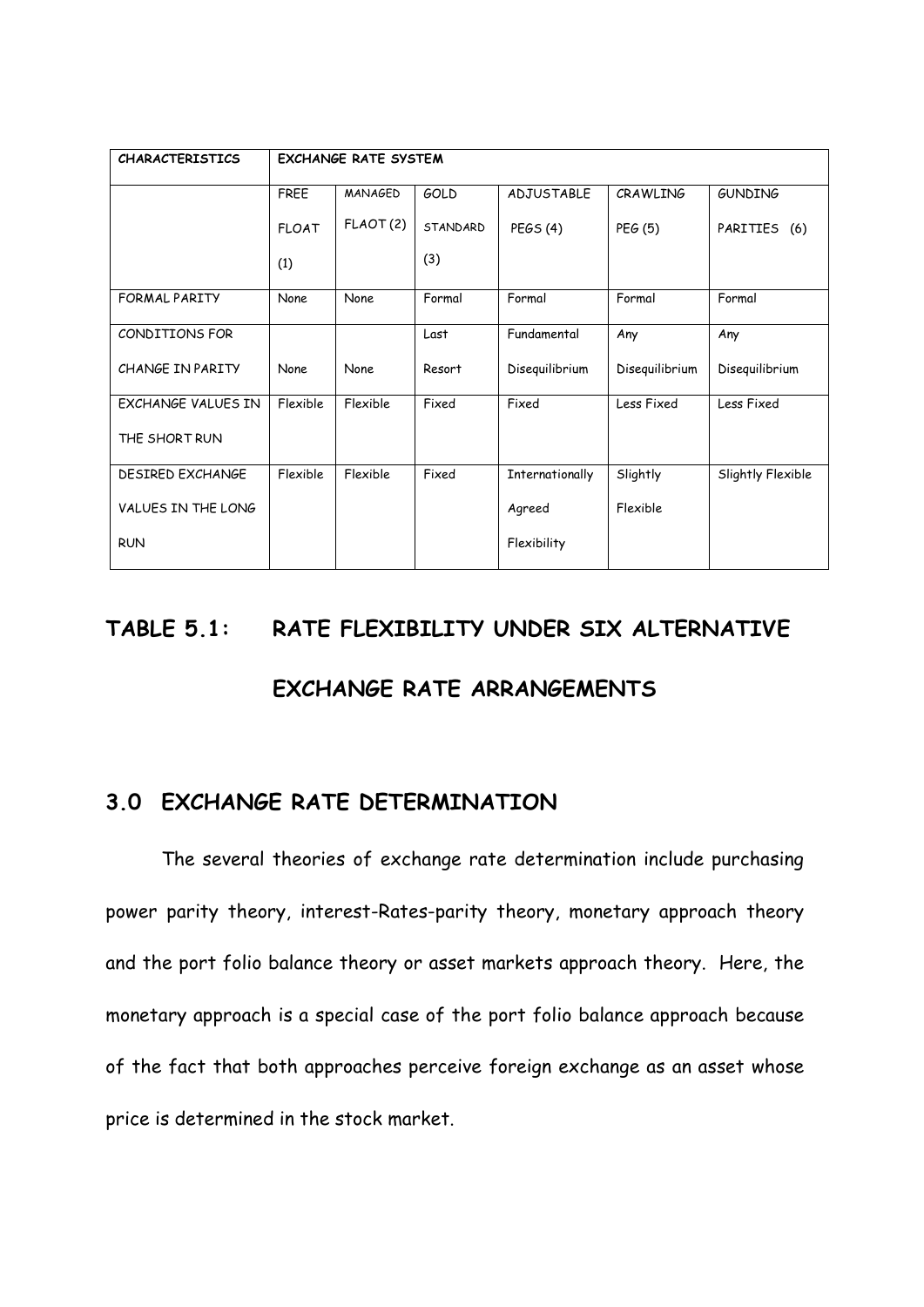| CHARACTERISTICS | EXCHANGE RATE SYSTEM | | | | | |
|---|---|---|---|---|---|---|
| | FREE FLOAT (1) | MANAGED FLAOT (2) | GOLD STANDARD (3) | ADJUSTABLE PEGS (4) | CRAWLING PEG (5) | GUNDING PARITIES (6) |
| FORMAL PARITY | None | None | Formal | Formal | Formal | Formal |
| CONDITIONS FOR CHANGE IN PARITY | None | None | Last Resort | Fundamental Disequilibrium | Any Disequilibrium | Any Disequilibrium |
| EXCHANGE VALUES IN THE SHORT RUN | Flexible | Flexible | Fixed | Fixed | Less Fixed | Less Fixed |
| DESIRED EXCHANGE VALUES IN THE LONG RUN | Flexible | Flexible | Fixed | Internationally Agreed Flexibility | Slightly Flexible | Slightly Flexible |

## TABLE 5.1: RATE FLEXIBILITY UNDER SIX ALTERNATIVE EXCHANGE RATE ARRANGEMENTS

## 3.0 EXCHANGE RATE DETERMINATION

The several theories of exchange rate determination include purchasing power parity theory, interest-Rates-parity theory, monetary approach theory and the port folio balance theory or asset markets approach theory. Here, the monetary approach is a special case of the port folio balance approach because of the fact that both approaches perceive foreign exchange as an asset whose price is determined in the stock market.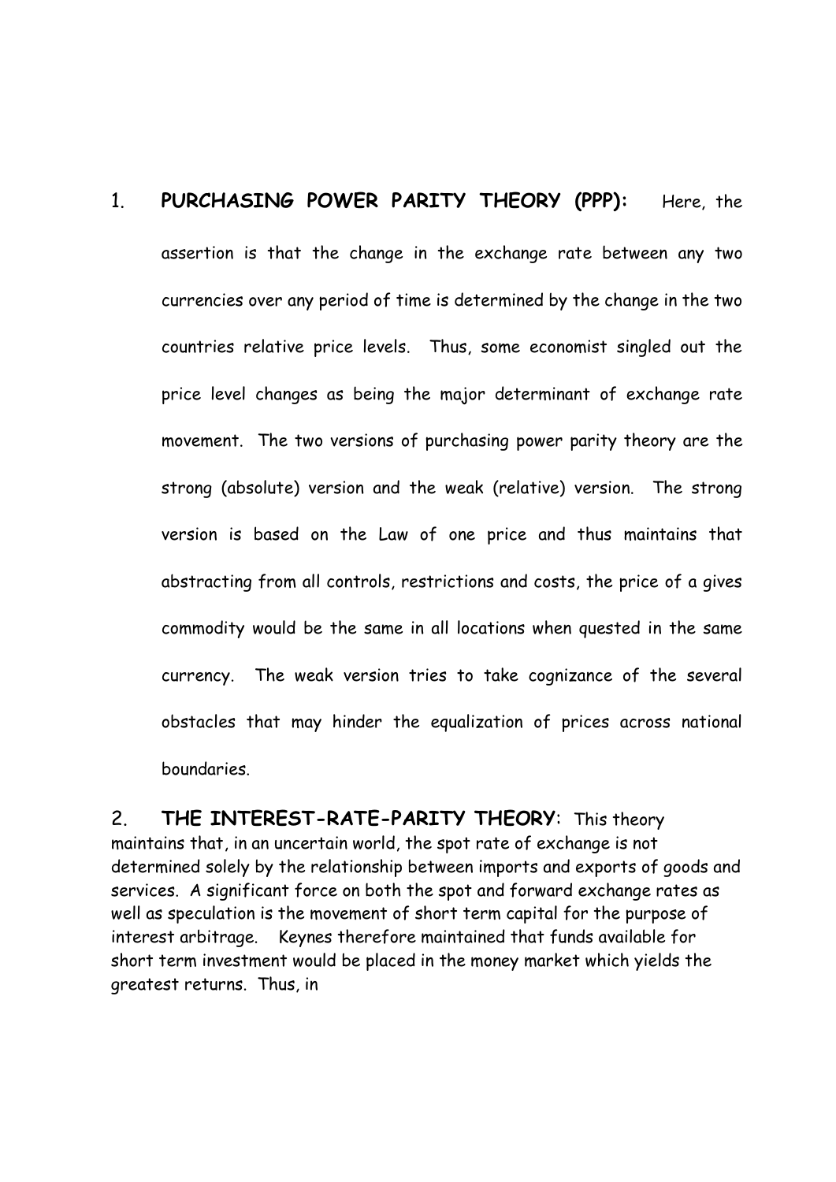1. **PURCHASING POWER PARITY THEORY (PPP):** Here, the assertion is that the change in the exchange rate between any two currencies over any period of time is determined by the change in the two countries relative price levels. Thus, some economist singled out the price level changes as being the major determinant of exchange rate movement. The two versions of purchasing power parity theory are the strong (absolute) version and the weak (relative) version. The strong version is based on the Law of one price and thus maintains that abstracting from all controls, restrictions and costs, the price of a gives commodity would be the same in all locations when quested in the same currency. The weak version tries to take cognizance of the several obstacles that may hinder the equalization of prices across national boundaries.

2. **THE INTEREST-RATE-PARITY THEORY**: This theory maintains that, in an uncertain world, the spot rate of exchange is not determined solely by the relationship between imports and exports of goods and services. A significant force on both the spot and forward exchange rates as well as speculation is the movement of short term capital for the purpose of interest arbitrage. Keynes therefore maintained that funds available for short term investment would be placed in the money market which yields the greatest returns. Thus, in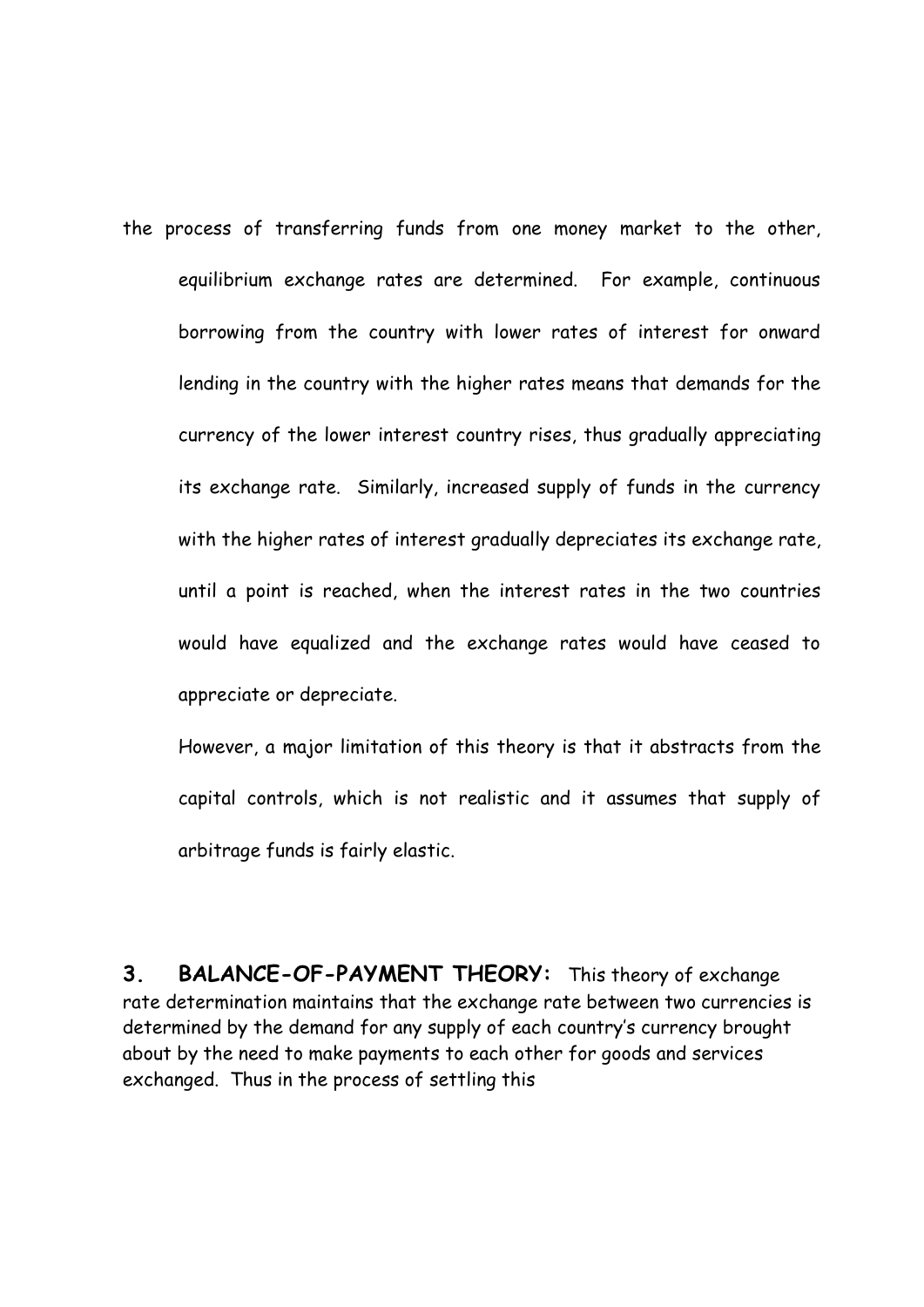the process of transferring funds from one money market to the other, equilibrium exchange rates are determined. For example, continuous borrowing from the country with lower rates of interest for onward lending in the country with the higher rates means that demands for the currency of the lower interest country rises, thus gradually appreciating its exchange rate. Similarly, increased supply of funds in the currency with the higher rates of interest gradually depreciates its exchange rate, until a point is reached, when the interest rates in the two countries would have equalized and the exchange rates would have ceased to appreciate or depreciate.

However, a major limitation of this theory is that it abstracts from the capital controls, which is not realistic and it assumes that supply of arbitrage funds is fairly elastic.

**3. BALANCE-OF-PAYMENT THEORY:** This theory of exchange rate determination maintains that the exchange rate between two currencies is determined by the demand for any supply of each country's currency brought about by the need to make payments to each other for goods and services exchanged. Thus in the process of settling this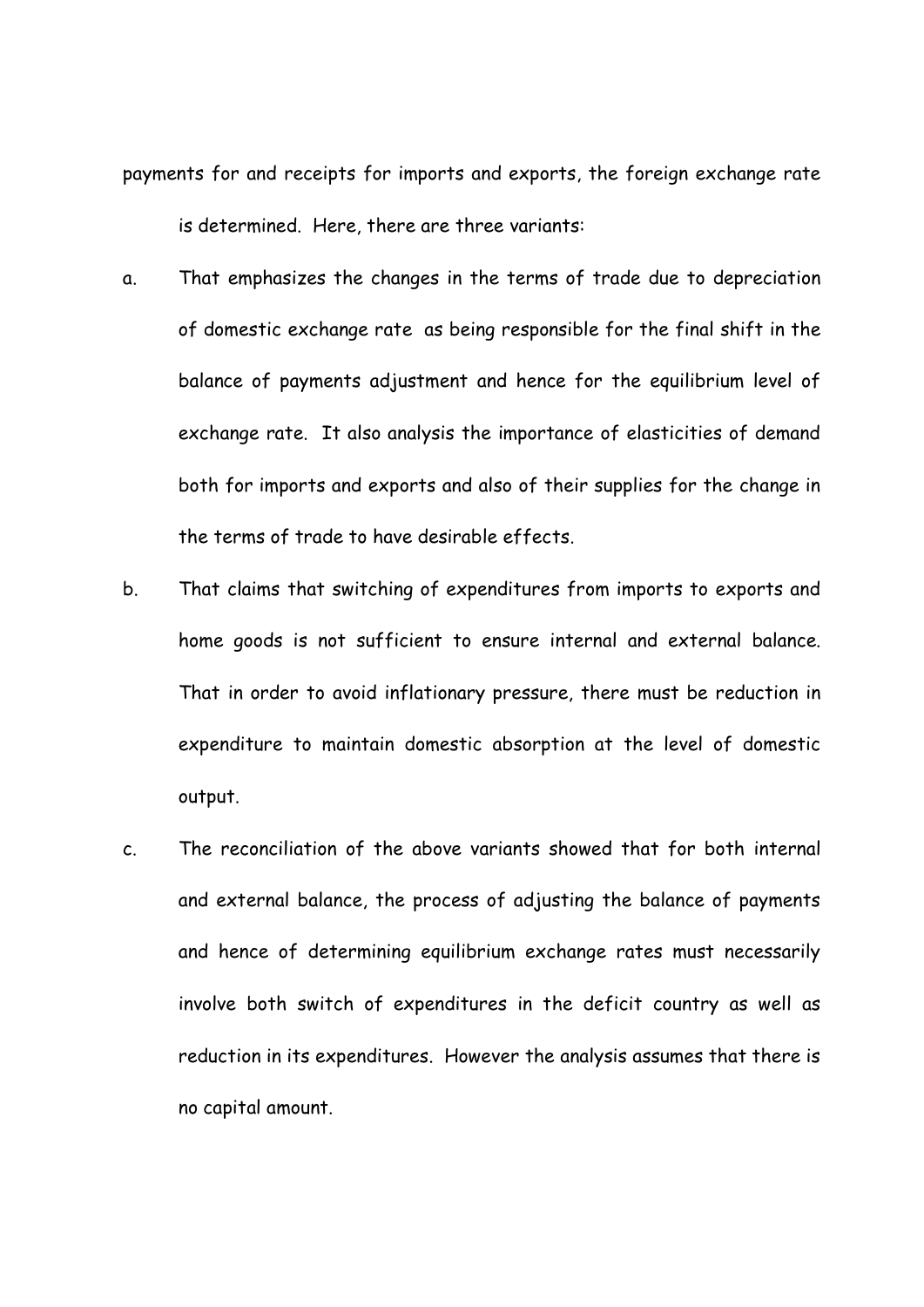payments for and receipts for imports and exports, the foreign exchange rate is determined. Here, there are three variants:

a. That emphasizes the changes in the terms of trade due to depreciation of domestic exchange rate as being responsible for the final shift in the balance of payments adjustment and hence for the equilibrium level of exchange rate. It also analysis the importance of elasticities of demand both for imports and exports and also of their supplies for the change in the terms of trade to have desirable effects.

b. That claims that switching of expenditures from imports to exports and home goods is not sufficient to ensure internal and external balance. That in order to avoid inflationary pressure, there must be reduction in expenditure to maintain domestic absorption at the level of domestic output.

c. The reconciliation of the above variants showed that for both internal and external balance, the process of adjusting the balance of payments and hence of determining equilibrium exchange rates must necessarily involve both switch of expenditures in the deficit country as well as reduction in its expenditures. However the analysis assumes that there is no capital amount.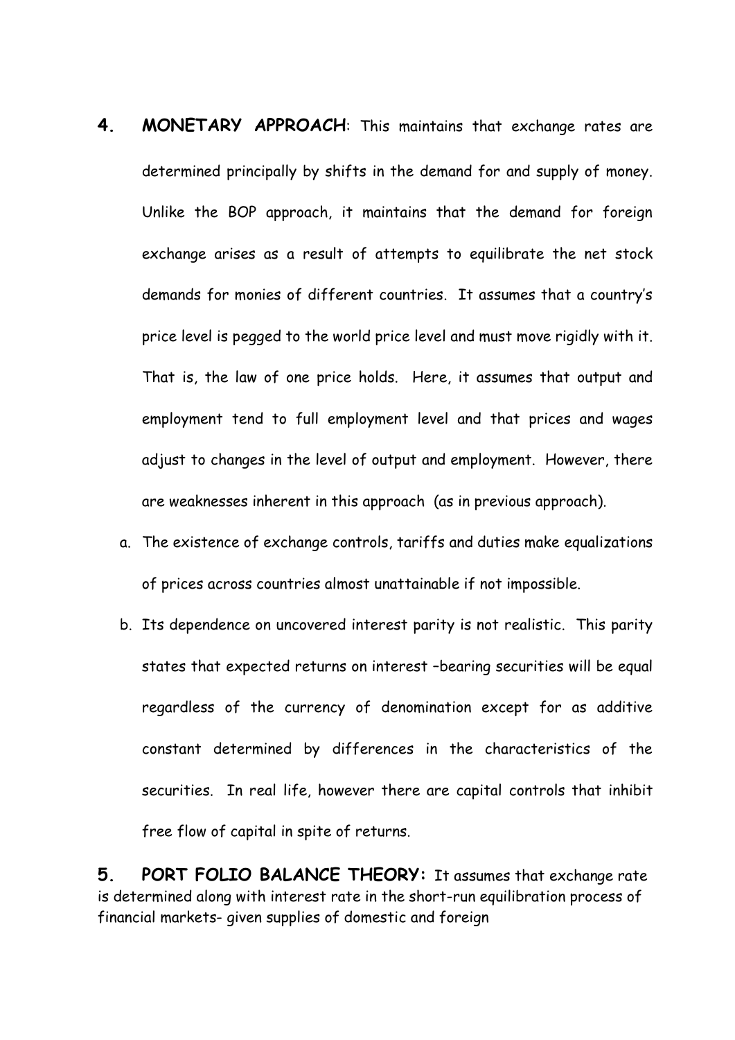**4. MONETARY APPROACH**: This maintains that exchange rates are determined principally by shifts in the demand for and supply of money. Unlike the BOP approach, it maintains that the demand for foreign exchange arises as a result of attempts to equilibrate the net stock demands for monies of different countries. It assumes that a country's price level is pegged to the world price level and must move rigidly with it. That is, the law of one price holds. Here, it assumes that output and employment tend to full employment level and that prices and wages adjust to changes in the level of output and employment. However, there are weaknesses inherent in this approach (as in previous approach).

a. The existence of exchange controls, tariffs and duties make equalizations of prices across countries almost unattainable if not impossible.

b. Its dependence on uncovered interest parity is not realistic. This parity states that expected returns on interest –bearing securities will be equal regardless of the currency of denomination except for as additive constant determined by differences in the characteristics of the securities. In real life, however there are capital controls that inhibit free flow of capital in spite of returns.

**5. PORT FOLIO BALANCE THEORY:** It assumes that exchange rate is determined along with interest rate in the short-run equilibration process of financial markets- given supplies of domestic and foreign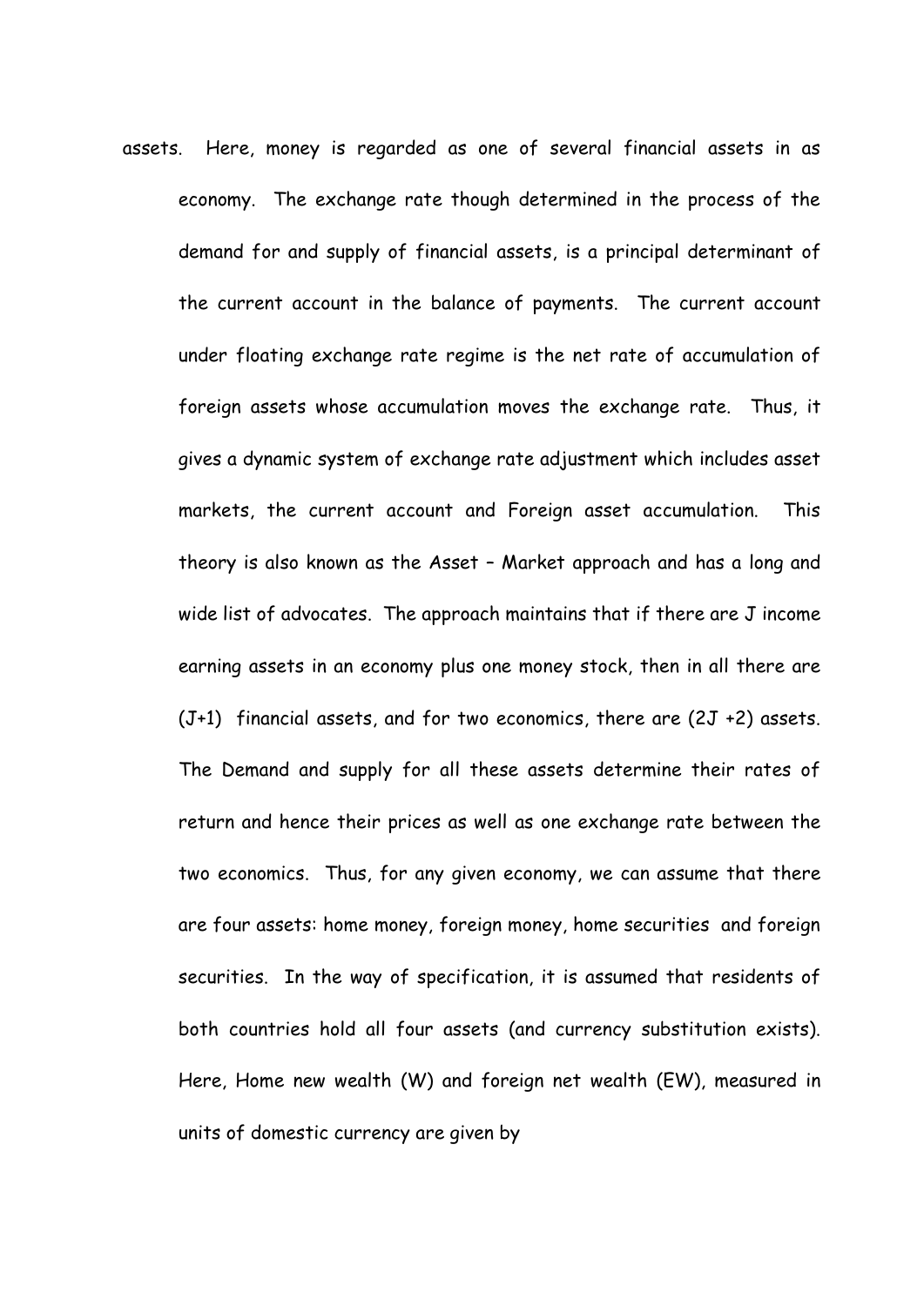assets. Here, money is regarded as one of several financial assets in as economy. The exchange rate though determined in the process of the demand for and supply of financial assets, is a principal determinant of the current account in the balance of payments. The current account under floating exchange rate regime is the net rate of accumulation of foreign assets whose accumulation moves the exchange rate. Thus, it gives a dynamic system of exchange rate adjustment which includes asset markets, the current account and Foreign asset accumulation. This theory is also known as the Asset – Market approach and has a long and wide list of advocates. The approach maintains that if there are J income earning assets in an economy plus one money stock, then in all there are (J+1) financial assets, and for two economics, there are (2J +2) assets. The Demand and supply for all these assets determine their rates of return and hence their prices as well as one exchange rate between the two economics. Thus, for any given economy, we can assume that there are four assets: home money, foreign money, home securities and foreign securities. In the way of specification, it is assumed that residents of both countries hold all four assets (and currency substitution exists). Here, Home new wealth (W) and foreign net wealth (EW), measured in units of domestic currency are given by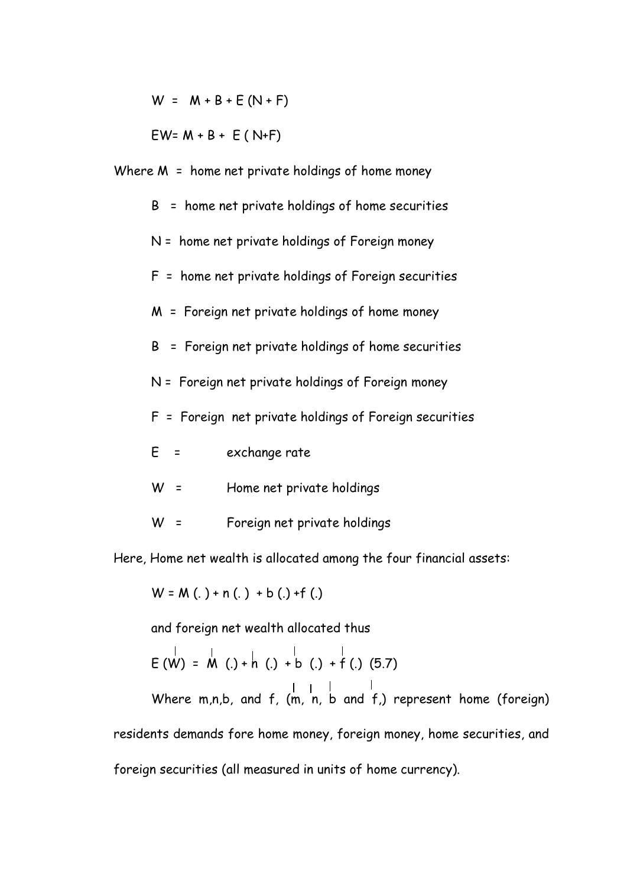$W = M + B + E(N + F)$

$EW = M + B + E(N+F)$

Where M = home net private holdings of home money

B = home net private holdings of home securities

N = home net private holdings of Foreign money

F = home net private holdings of Foreign securities

M = Foreign net private holdings of home money

B = Foreign net private holdings of home securities

N = Foreign net private holdings of Foreign money

F = Foreign net private holdings of Foreign securities

E = exchange rate

W = Home net private holdings

W = Foreign net private holdings

Here, Home net wealth is allocated among the four financial assets:

$$W = M(.) + n(.) + b(.) + f(.)$$

and foreign net wealth allocated thus

$$E(W') = M'(.) + n'(.) + b'(.) + f'(.) \quad (5.7)$$

Where m,n,b, and f, (m', n', b' and f',) represent home (foreign) residents demands fore home money, foreign money, home securities, and foreign securities (all measured in units of home currency).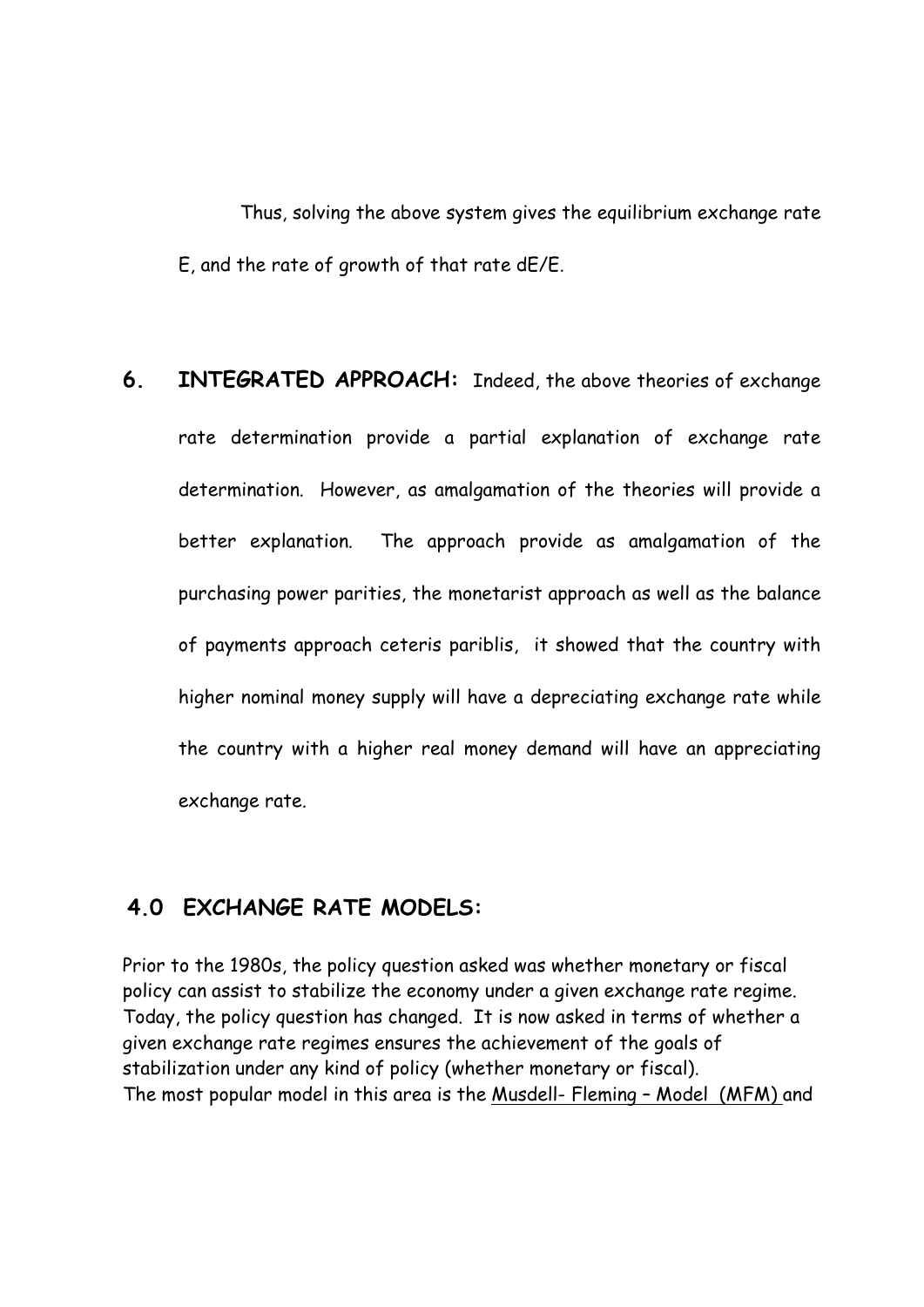Thus, solving the above system gives the equilibrium exchange rate E, and the rate of growth of that rate dE/E.

6. **INTEGRATED APPROACH:** Indeed, the above theories of exchange rate determination provide a partial explanation of exchange rate determination. However, as amalgamation of the theories will provide a better explanation. The approach provide as amalgamation of the purchasing power parities, the monetarist approach as well as the balance of payments approach ceteris pariblis, it showed that the country with higher nominal money supply will have a depreciating exchange rate while the country with a higher real money demand will have an appreciating exchange rate.

## 4.0 EXCHANGE RATE MODELS:

Prior to the 1980s, the policy question asked was whether monetary or fiscal policy can assist to stabilize the economy under a given exchange rate regime. Today, the policy question has changed. It is now asked in terms of whether a given exchange rate regimes ensures the achievement of the goals of stabilization under any kind of policy (whether monetary or fiscal).
The most popular model in this area is the Musdell- Fleming – Model (MFM) and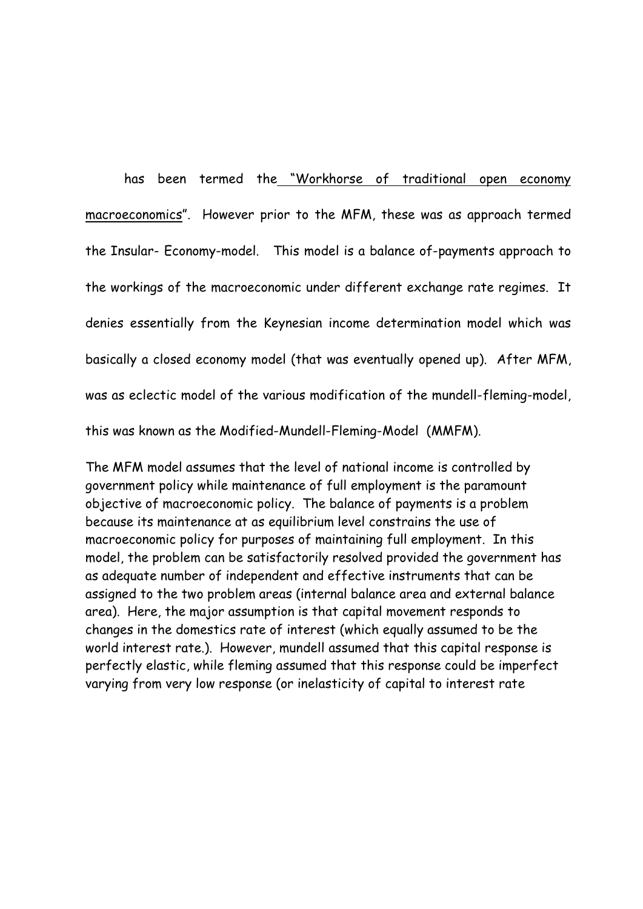has been termed the "Workhorse of traditional open economy macroeconomics". However prior to the MFM, these was as approach termed the Insular- Economy-model. This model is a balance of-payments approach to the workings of the macroeconomic under different exchange rate regimes. It denies essentially from the Keynesian income determination model which was basically a closed economy model (that was eventually opened up). After MFM, was as eclectic model of the various modification of the mundell-fleming-model, this was known as the Modified-Mundell-Fleming-Model (MMFM).

The MFM model assumes that the level of national income is controlled by government policy while maintenance of full employment is the paramount objective of macroeconomic policy. The balance of payments is a problem because its maintenance at as equilibrium level constrains the use of macroeconomic policy for purposes of maintaining full employment. In this model, the problem can be satisfactorily resolved provided the government has as adequate number of independent and effective instruments that can be assigned to the two problem areas (internal balance area and external balance area). Here, the major assumption is that capital movement responds to changes in the domestics rate of interest (which equally assumed to be the world interest rate.). However, mundell assumed that this capital response is perfectly elastic, while fleming assumed that this response could be imperfect varying from very low response (or inelasticity of capital to interest rate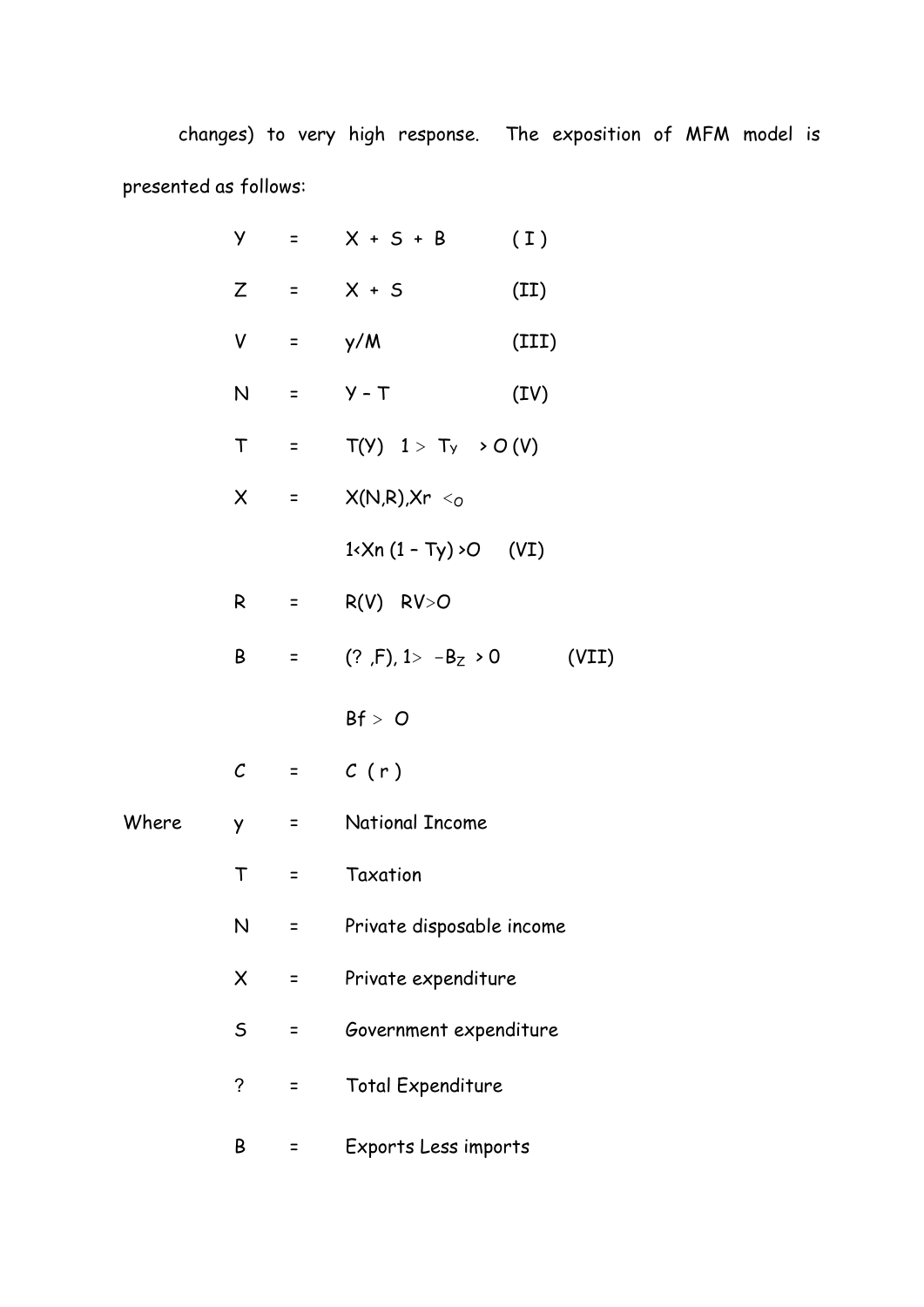changes) to very high response. The exposition of MFM model is presented as follows:

$$Y = X + S + B \qquad (I)$$

$$Z = X + S \qquad (II)$$

$$V = y/M \qquad (III)$$

$$N = Y - T \qquad (IV)$$

$$T = T(Y) \quad 1 > T_Y > O \ (V)$$

$$X = X(N,R), X_r < o$$

$$1 < X_n (1 - T_y) > O \qquad (VI)$$

$$R = R(V) \quad R_V > O$$

$$B = (?, F), 1 > -B_Z > 0 \qquad (VII)$$

$$B_f > O$$

$$C = C(r)$$

Where

| | | |
|---|---|---|
| y | = | National Income |
| T | = | Taxation |
| N | = | Private disposable income |
| X | = | Private expenditure |
| S | = | Government expenditure |
| ? | = | Total Expenditure |
| B | = | Exports Less imports |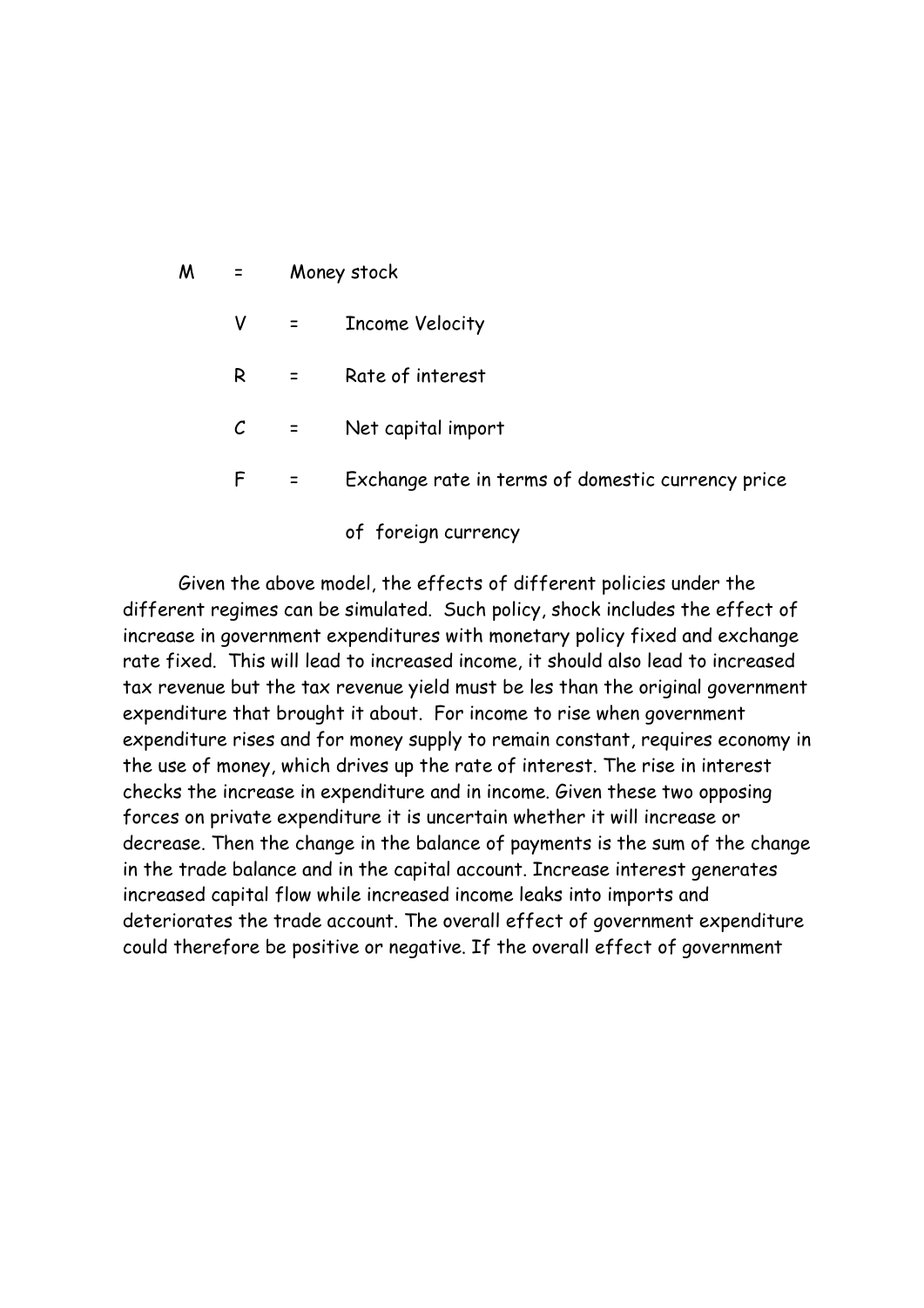M = Money stock

V = Income Velocity

R = Rate of interest

C = Net capital import

F = Exchange rate in terms of domestic currency price of foreign currency

Given the above model, the effects of different policies under the different regimes can be simulated. Such policy, shock includes the effect of increase in government expenditures with monetary policy fixed and exchange rate fixed. This will lead to increased income, it should also lead to increased tax revenue but the tax revenue yield must be les than the original government expenditure that brought it about. For income to rise when government expenditure rises and for money supply to remain constant, requires economy in the use of money, which drives up the rate of interest. The rise in interest checks the increase in expenditure and in income. Given these two opposing forces on private expenditure it is uncertain whether it will increase or decrease. Then the change in the balance of payments is the sum of the change in the trade balance and in the capital account. Increase interest generates increased capital flow while increased income leaks into imports and deteriorates the trade account. The overall effect of government expenditure could therefore be positive or negative. If the overall effect of government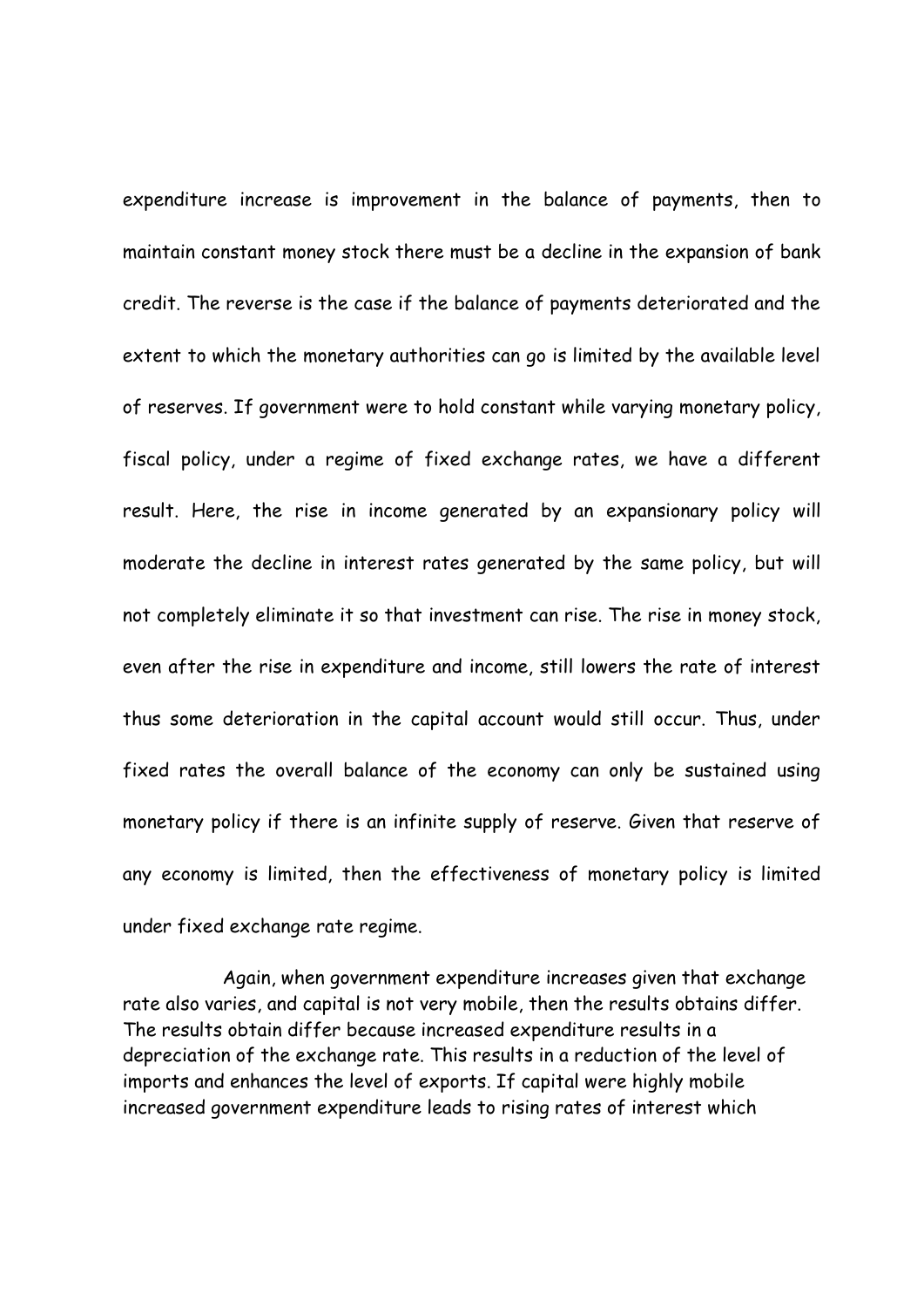expenditure increase is improvement in the balance of payments, then to maintain constant money stock there must be a decline in the expansion of bank credit. The reverse is the case if the balance of payments deteriorated and the extent to which the monetary authorities can go is limited by the available level of reserves. If government were to hold constant while varying monetary policy, fiscal policy, under a regime of fixed exchange rates, we have a different result. Here, the rise in income generated by an expansionary policy will moderate the decline in interest rates generated by the same policy, but will not completely eliminate it so that investment can rise. The rise in money stock, even after the rise in expenditure and income, still lowers the rate of interest thus some deterioration in the capital account would still occur. Thus, under fixed rates the overall balance of the economy can only be sustained using monetary policy if there is an infinite supply of reserve. Given that reserve of any economy is limited, then the effectiveness of monetary policy is limited under fixed exchange rate regime.

Again, when government expenditure increases given that exchange rate also varies, and capital is not very mobile, then the results obtains differ. The results obtain differ because increased expenditure results in a depreciation of the exchange rate. This results in a reduction of the level of imports and enhances the level of exports. If capital were highly mobile increased government expenditure leads to rising rates of interest which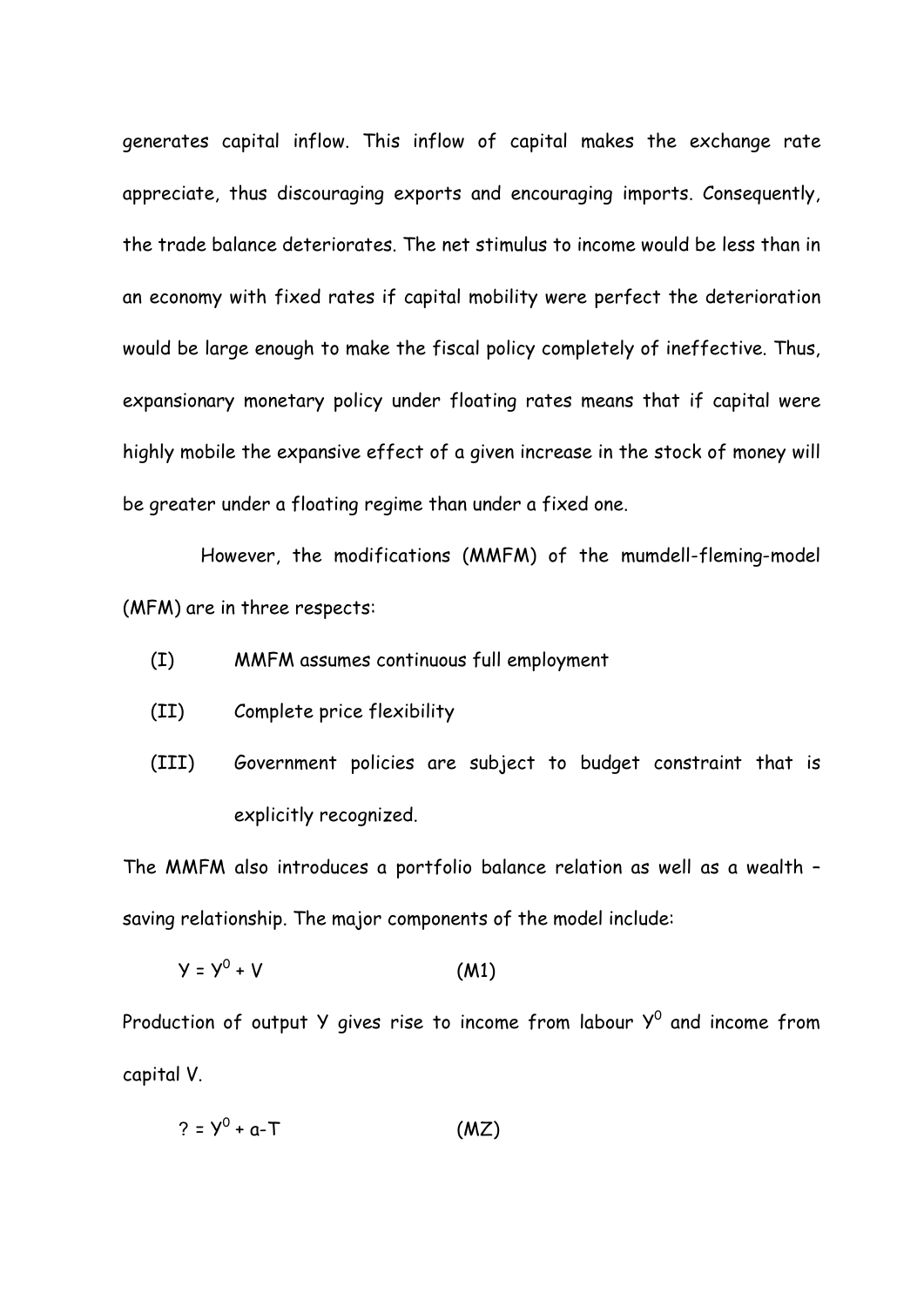generates capital inflow. This inflow of capital makes the exchange rate appreciate, thus discouraging exports and encouraging imports. Consequently, the trade balance deteriorates. The net stimulus to income would be less than in an economy with fixed rates if capital mobility were perfect the deterioration would be large enough to make the fiscal policy completely of ineffective. Thus, expansionary monetary policy under floating rates means that if capital were highly mobile the expansive effect of a given increase in the stock of money will be greater under a floating regime than under a fixed one.

However, the modifications (MMFM) of the mumdell-fleming-model (MFM) are in three respects:

(I) MMFM assumes continuous full employment

(II) Complete price flexibility

(III) Government policies are subject to budget constraint that is explicitly recognized.

The MMFM also introduces a portfolio balance relation as well as a wealth – saving relationship. The major components of the model include:

$$Y = Y^0 + V \qquad \text{(M1)}$$

Production of output Y gives rise to income from labour $Y^0$ and income from capital V.

$$? = Y^0 + a\text{-}T \qquad \text{(MZ)}$$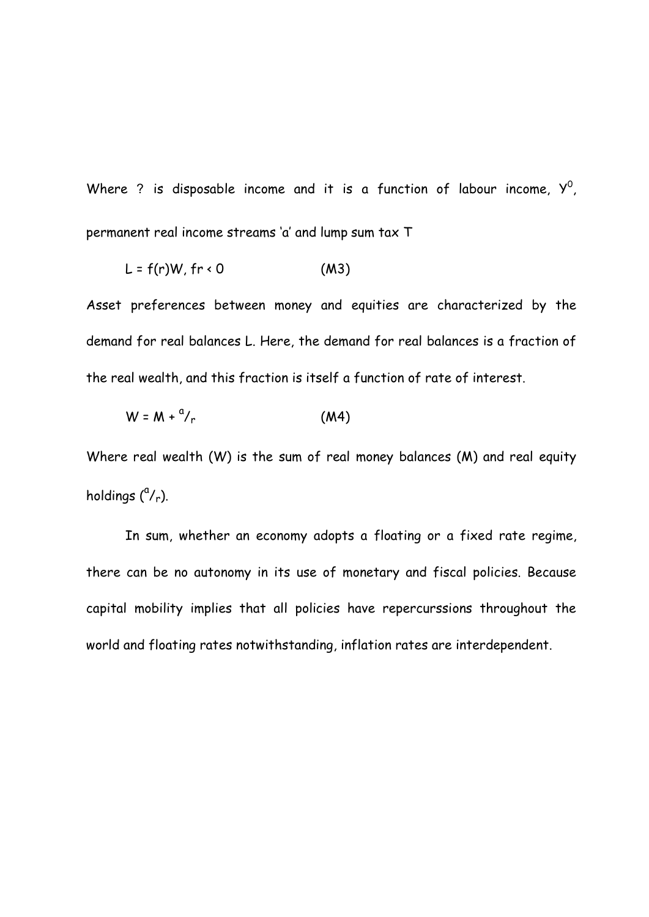Where ? is disposable income and it is a function of labour income, $Y^0$, permanent real income streams 'a' and lump sum tax T

$$L = f(r)W, \; f_r < 0 \qquad \text{(M3)}$$

Asset preferences between money and equities are characterized by the demand for real balances L. Here, the demand for real balances is a fraction of the real wealth, and this fraction is itself a function of rate of interest.

$$W = M + {}^{a}/_{r} \qquad \text{(M4)}$$

Where real wealth (W) is the sum of real money balances (M) and real equity holdings (${}^{a}/_{r}$).

In sum, whether an economy adopts a floating or a fixed rate regime, there can be no autonomy in its use of monetary and fiscal policies. Because capital mobility implies that all policies have repercurssions throughout the world and floating rates notwithstanding, inflation rates are interdependent.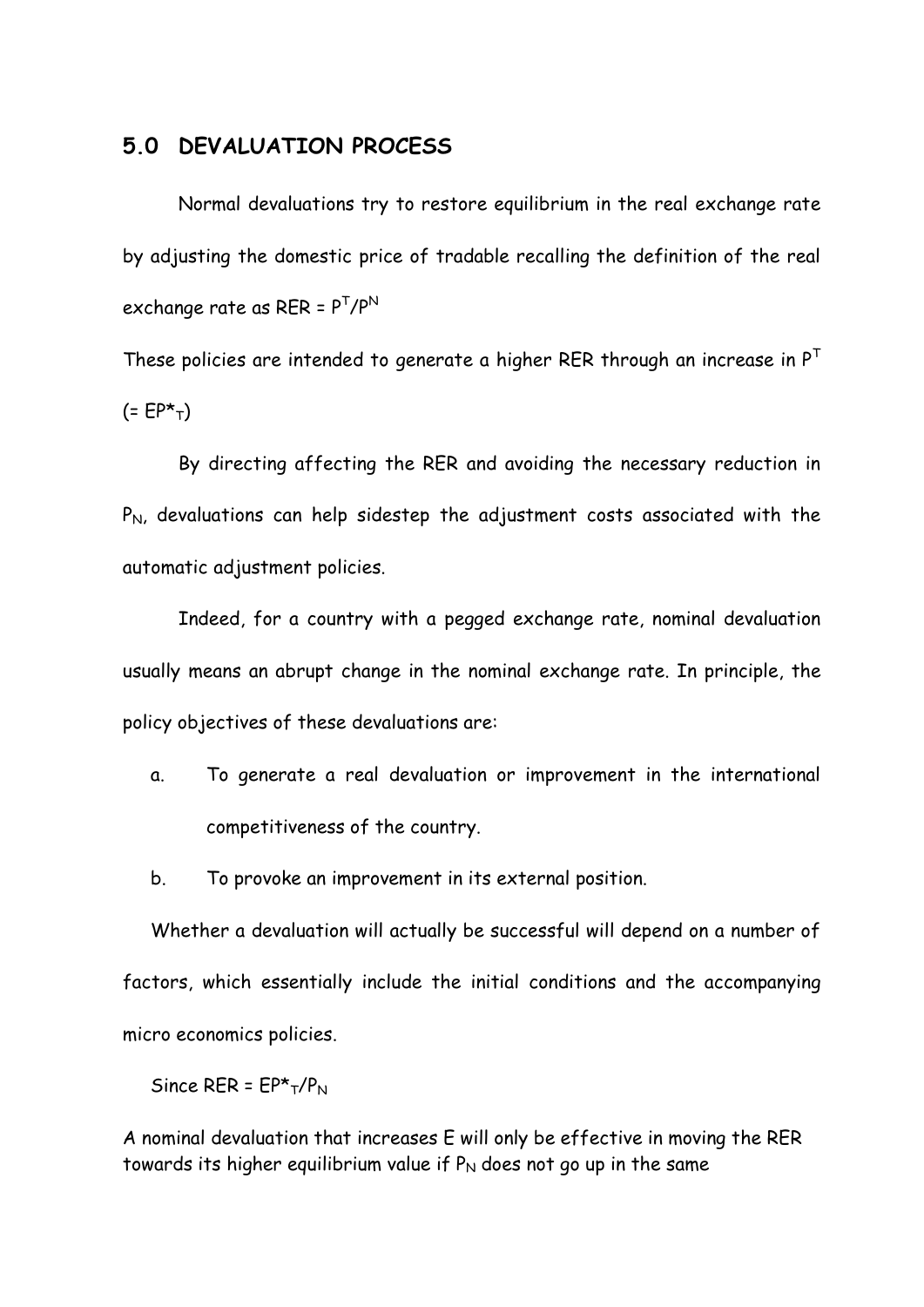## 5.0 DEVALUATION PROCESS

Normal devaluations try to restore equilibrium in the real exchange rate by adjusting the domestic price of tradable recalling the definition of the real exchange rate as $RER = P^T/P^N$

These policies are intended to generate a higher RER through an increase in $P^T$ ($= EP^*_T$)

By directing affecting the RER and avoiding the necessary reduction in $P_N$, devaluations can help sidestep the adjustment costs associated with the automatic adjustment policies.

Indeed, for a country with a pegged exchange rate, nominal devaluation usually means an abrupt change in the nominal exchange rate. In principle, the policy objectives of these devaluations are:

a. To generate a real devaluation or improvement in the international competitiveness of the country.

b. To provoke an improvement in its external position.

Whether a devaluation will actually be successful will depend on a number of factors, which essentially include the initial conditions and the accompanying micro economics policies.

Since $RER = EP^*_T/P_N$

A nominal devaluation that increases E will only be effective in moving the RER towards its higher equilibrium value if $P_N$ does not go up in the same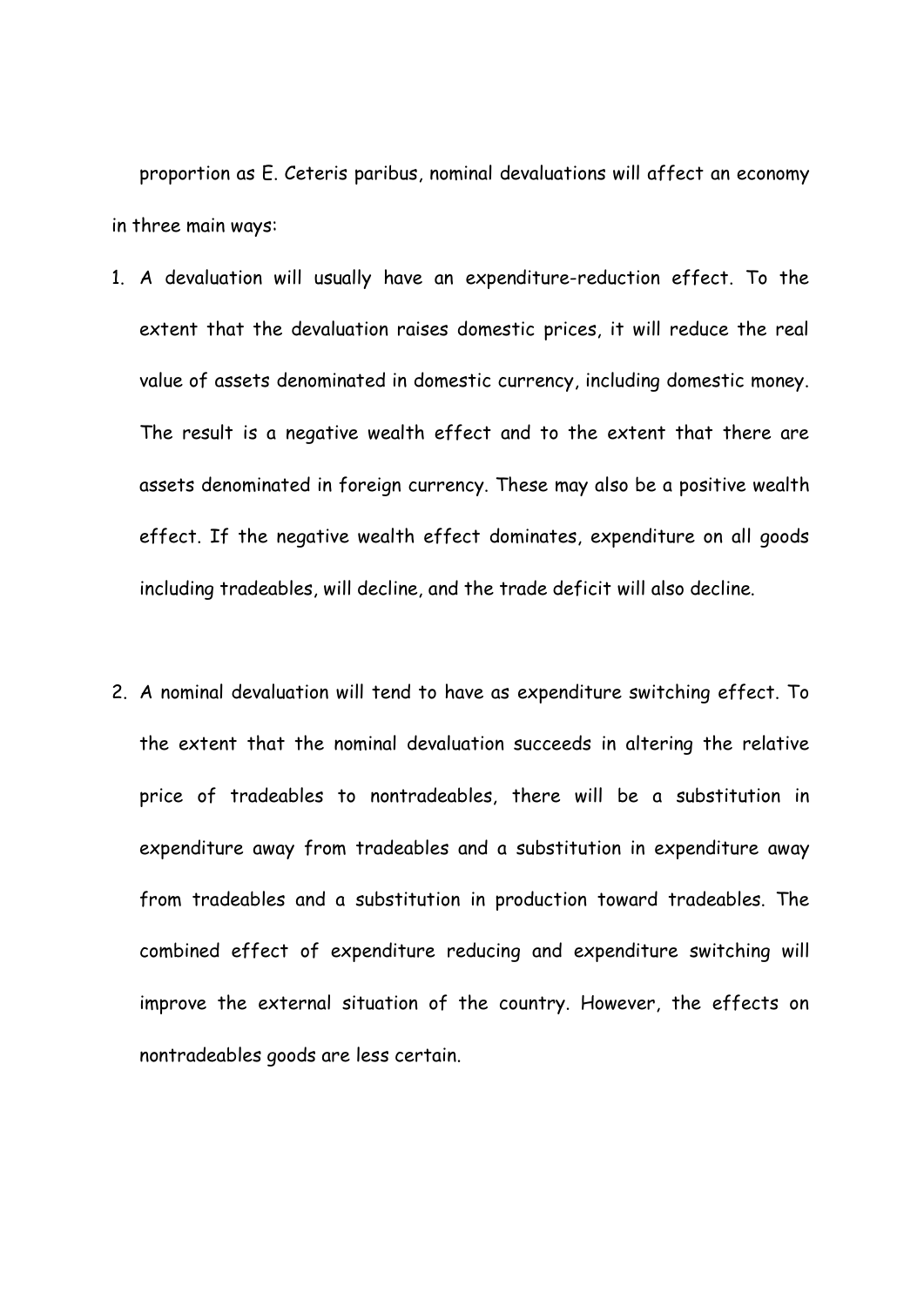proportion as E. Ceteris paribus, nominal devaluations will affect an economy in three main ways:

1. A devaluation will usually have an expenditure-reduction effect. To the extent that the devaluation raises domestic prices, it will reduce the real value of assets denominated in domestic currency, including domestic money. The result is a negative wealth effect and to the extent that there are assets denominated in foreign currency. These may also be a positive wealth effect. If the negative wealth effect dominates, expenditure on all goods including tradeables, will decline, and the trade deficit will also decline.

2. A nominal devaluation will tend to have as expenditure switching effect. To the extent that the nominal devaluation succeeds in altering the relative price of tradeables to nontradeables, there will be a substitution in expenditure away from tradeables and a substitution in expenditure away from tradeables and a substitution in production toward tradeables. The combined effect of expenditure reducing and expenditure switching will improve the external situation of the country. However, the effects on nontradeables goods are less certain.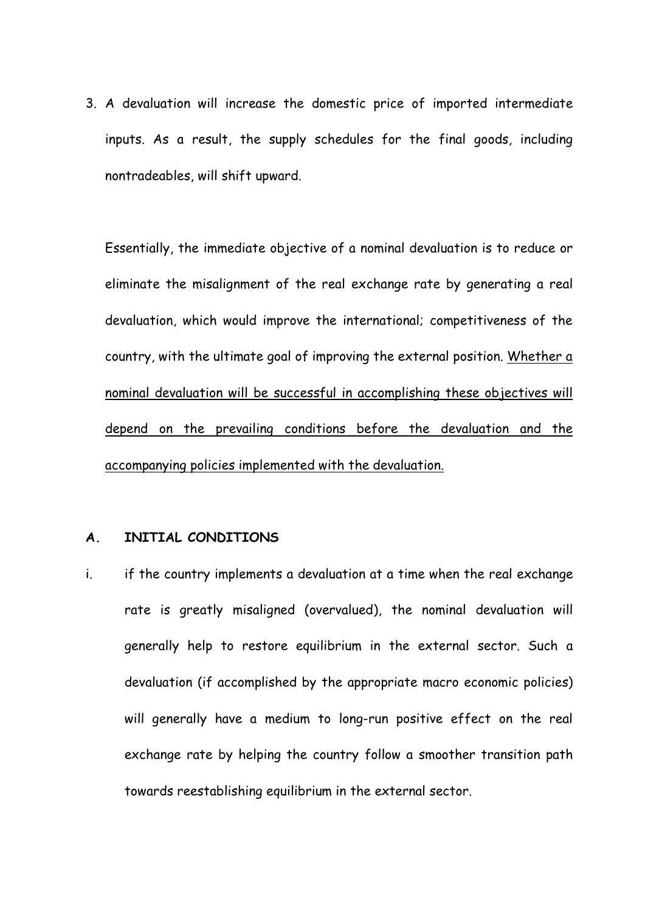3. A devaluation will increase the domestic price of imported intermediate inputs. As a result, the supply schedules for the final goods, including nontradeables, will shift upward.

Essentially, the immediate objective of a nominal devaluation is to reduce or eliminate the misalignment of the real exchange rate by generating a real devaluation, which would improve the international; competitiveness of the country, with the ultimate goal of improving the external position. <u>Whether a nominal devaluation will be successful in accomplishing these objectives will depend on the prevailing conditions before the devaluation and the accompanying policies implemented with the devaluation.</u>

**A. INITIAL CONDITIONS**

i. if the country implements a devaluation at a time when the real exchange rate is greatly misaligned (overvalued), the nominal devaluation will generally help to restore equilibrium in the external sector. Such a devaluation (if accomplished by the appropriate macro economic policies) will generally have a medium to long-run positive effect on the real exchange rate by helping the country follow a smoother transition path towards reestablishing equilibrium in the external sector.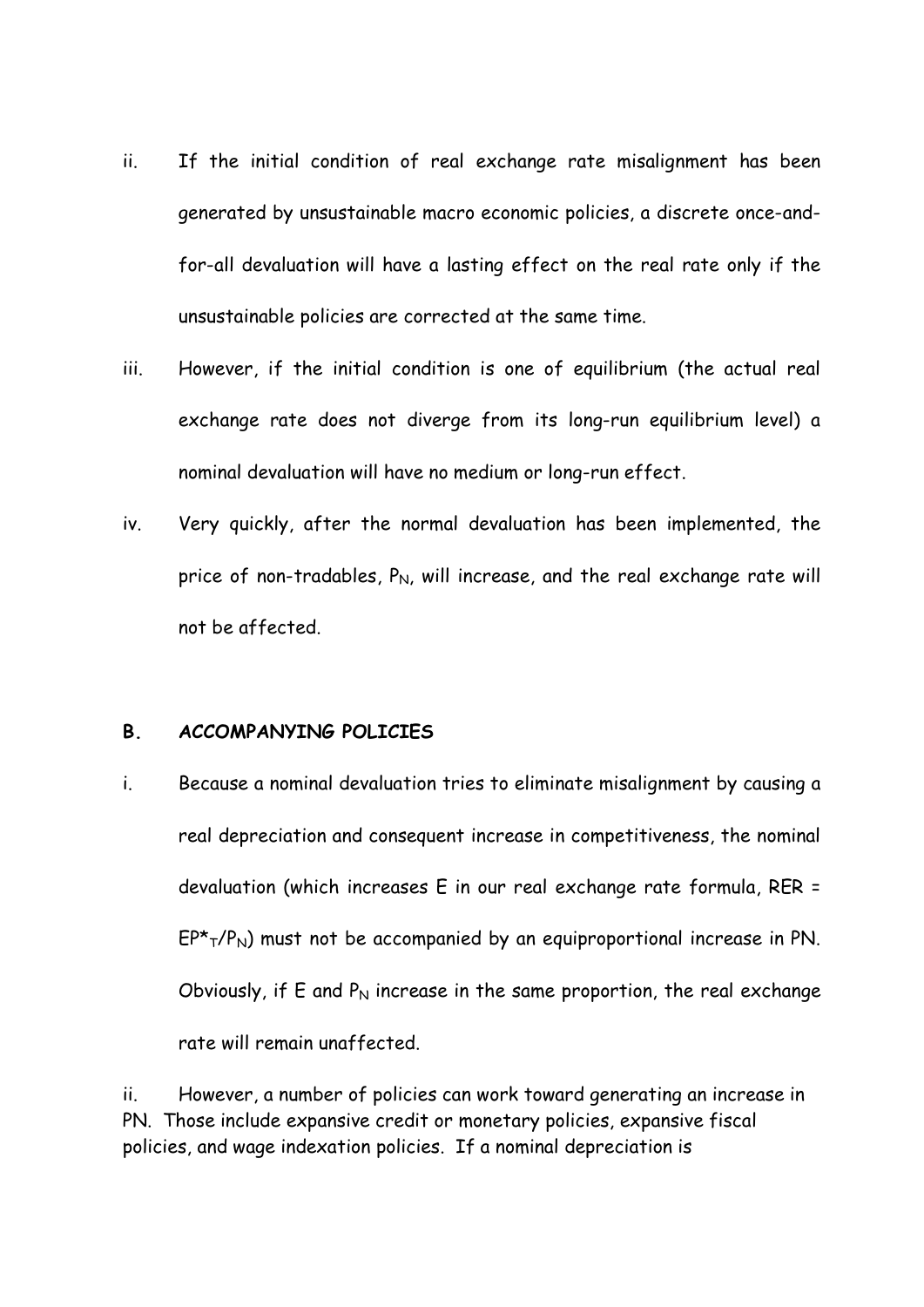ii. If the initial condition of real exchange rate misalignment has been generated by unsustainable macro economic policies, a discrete once-and-for-all devaluation will have a lasting effect on the real rate only if the unsustainable policies are corrected at the same time.

iii. However, if the initial condition is one of equilibrium (the actual real exchange rate does not diverge from its long-run equilibrium level) a nominal devaluation will have no medium or long-run effect.

iv. Very quickly, after the normal devaluation has been implemented, the price of non-tradables, $P_N$, will increase, and the real exchange rate will not be affected.

## B. ACCOMPANYING POLICIES

i. Because a nominal devaluation tries to eliminate misalignment by causing a real depreciation and consequent increase in competitiveness, the nominal devaluation (which increases E in our real exchange rate formula, $RER = EP^*_T/P_N$) must not be accompanied by an equiproportional increase in PN. Obviously, if E and $P_N$ increase in the same proportion, the real exchange rate will remain unaffected.

ii. However, a number of policies can work toward generating an increase in PN. Those include expansive credit or monetary policies, expansive fiscal policies, and wage indexation policies. If a nominal depreciation is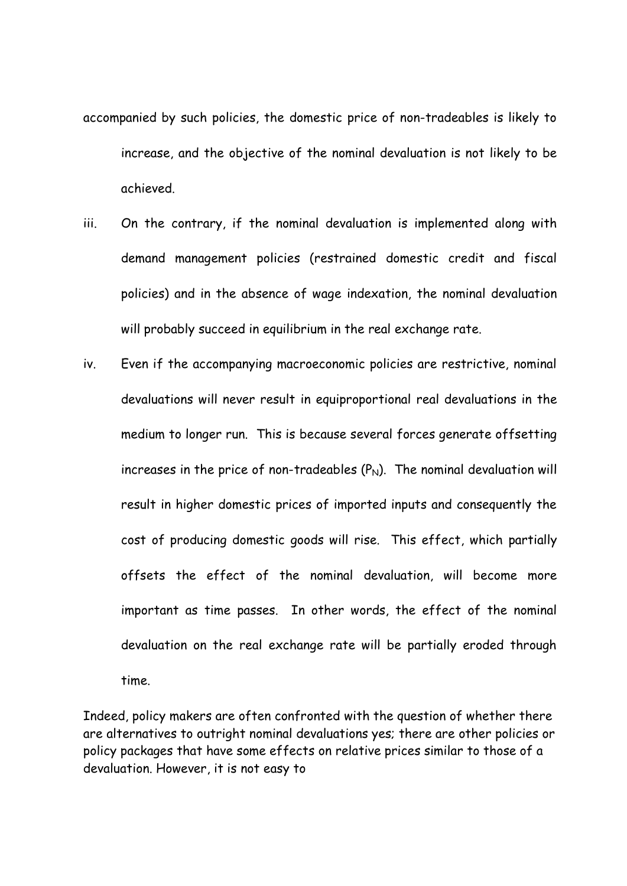accompanied by such policies, the domestic price of non-tradeables is likely to increase, and the objective of the nominal devaluation is not likely to be achieved.

iii. On the contrary, if the nominal devaluation is implemented along with demand management policies (restrained domestic credit and fiscal policies) and in the absence of wage indexation, the nominal devaluation will probably succeed in equilibrium in the real exchange rate.

iv. Even if the accompanying macroeconomic policies are restrictive, nominal devaluations will never result in equiproportional real devaluations in the medium to longer run. This is because several forces generate offsetting increases in the price of non-tradeables ($P_N$). The nominal devaluation will result in higher domestic prices of imported inputs and consequently the cost of producing domestic goods will rise. This effect, which partially offsets the effect of the nominal devaluation, will become more important as time passes. In other words, the effect of the nominal devaluation on the real exchange rate will be partially eroded through time.

Indeed, policy makers are often confronted with the question of whether there are alternatives to outright nominal devaluations yes; there are other policies or policy packages that have some effects on relative prices similar to those of a devaluation. However, it is not easy to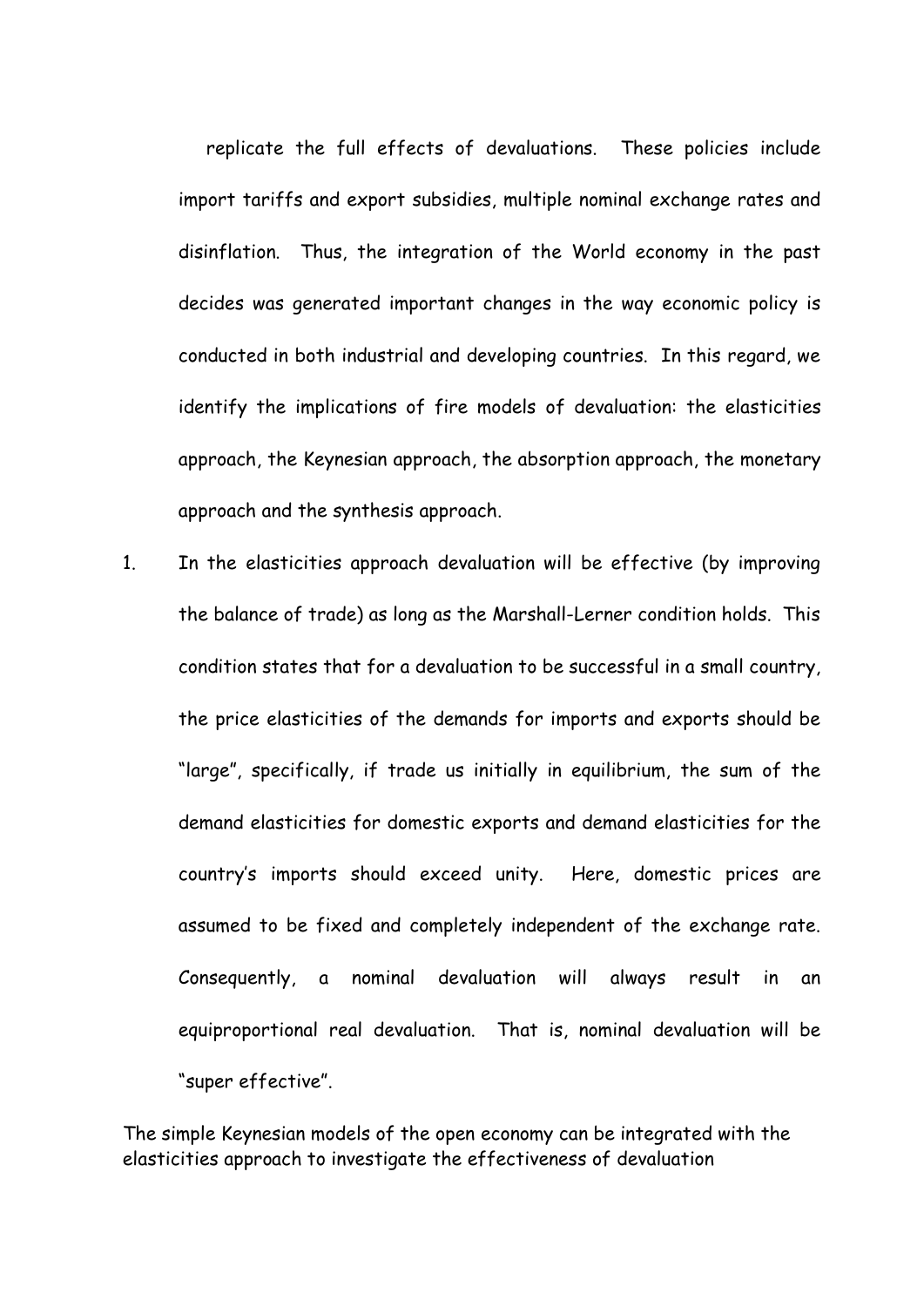replicate the full effects of devaluations. These policies include import tariffs and export subsidies, multiple nominal exchange rates and disinflation. Thus, the integration of the World economy in the past decides was generated important changes in the way economic policy is conducted in both industrial and developing countries. In this regard, we identify the implications of fire models of devaluation: the elasticities approach, the Keynesian approach, the absorption approach, the monetary approach and the synthesis approach.

1. In the elasticities approach devaluation will be effective (by improving the balance of trade) as long as the Marshall-Lerner condition holds. This condition states that for a devaluation to be successful in a small country, the price elasticities of the demands for imports and exports should be "large", specifically, if trade us initially in equilibrium, the sum of the demand elasticities for domestic exports and demand elasticities for the country's imports should exceed unity. Here, domestic prices are assumed to be fixed and completely independent of the exchange rate. Consequently, a nominal devaluation will always result in an equiproportional real devaluation. That is, nominal devaluation will be "super effective".

The simple Keynesian models of the open economy can be integrated with the elasticities approach to investigate the effectiveness of devaluation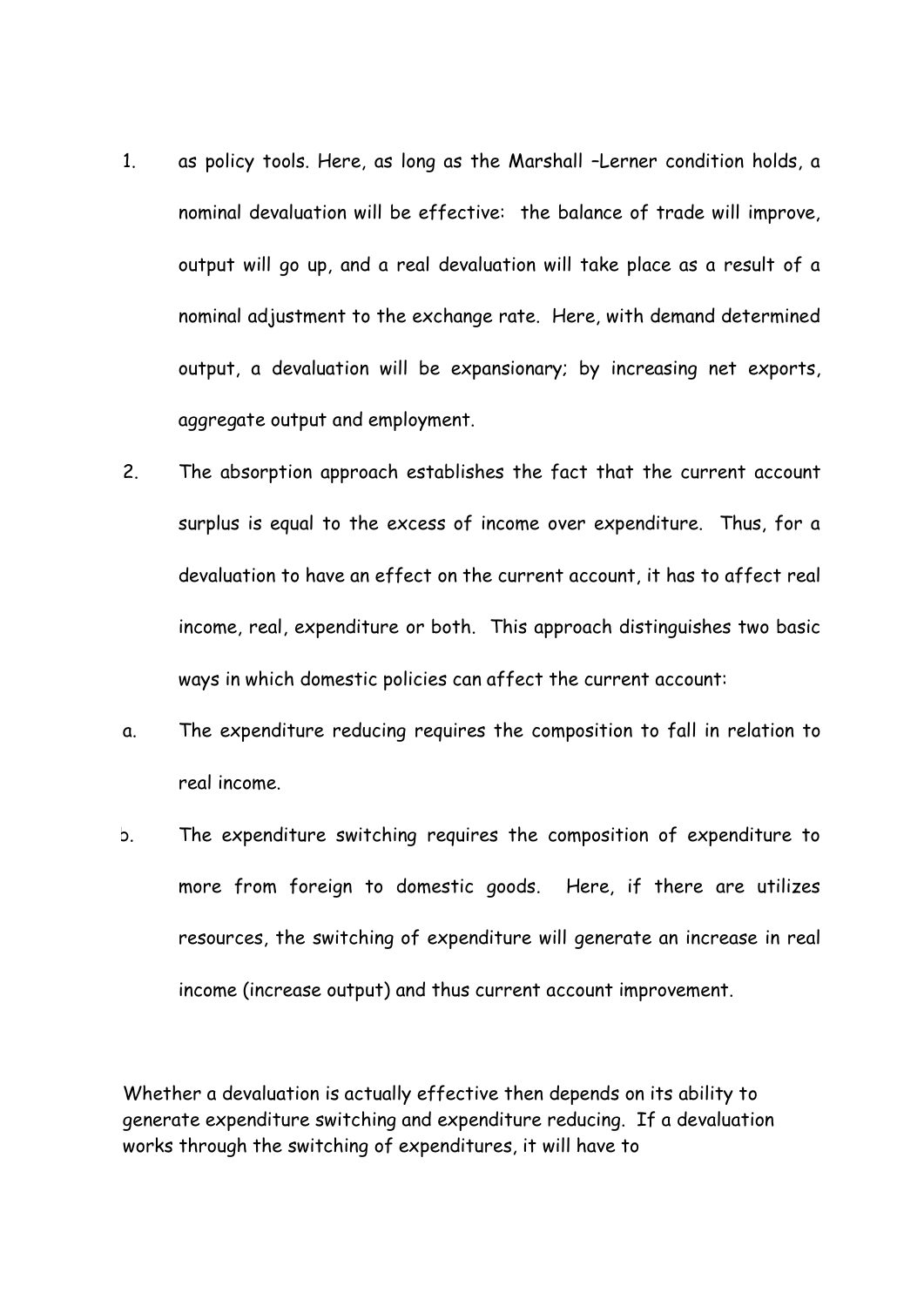1. as policy tools. Here, as long as the Marshall –Lerner condition holds, a nominal devaluation will be effective: the balance of trade will improve, output will go up, and a real devaluation will take place as a result of a nominal adjustment to the exchange rate. Here, with demand determined output, a devaluation will be expansionary; by increasing net exports, aggregate output and employment.

2. The absorption approach establishes the fact that the current account surplus is equal to the excess of income over expenditure. Thus, for a devaluation to have an effect on the current account, it has to affect real income, real, expenditure or both. This approach distinguishes two basic ways in which domestic policies can affect the current account:

a. The expenditure reducing requires the composition to fall in relation to real income.

b. The expenditure switching requires the composition of expenditure to more from foreign to domestic goods. Here, if there are utilizes resources, the switching of expenditure will generate an increase in real income (increase output) and thus current account improvement.

Whether a devaluation is actually effective then depends on its ability to generate expenditure switching and expenditure reducing. If a devaluation works through the switching of expenditures, it will have to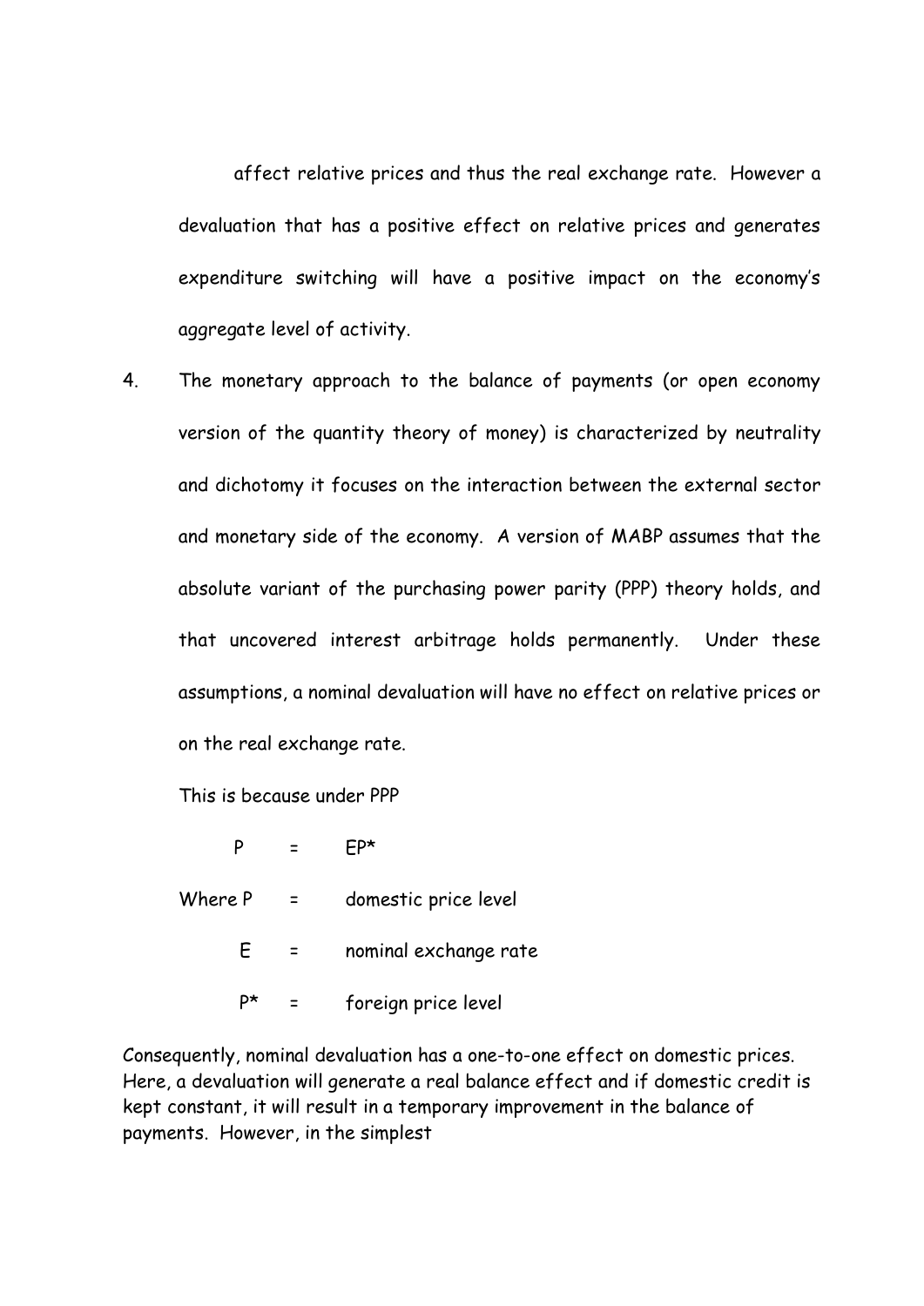affect relative prices and thus the real exchange rate. However a devaluation that has a positive effect on relative prices and generates expenditure switching will have a positive impact on the economy's aggregate level of activity.

4. The monetary approach to the balance of payments (or open economy version of the quantity theory of money) is characterized by neutrality and dichotomy it focuses on the interaction between the external sector and monetary side of the economy. A version of MABP assumes that the absolute variant of the purchasing power parity (PPP) theory holds, and that uncovered interest arbitrage holds permanently. Under these assumptions, a nominal devaluation will have no effect on relative prices or on the real exchange rate.

   This is because under PPP

   $$P = EP^*$$

   Where $P$ = domestic price level

   $E$ = nominal exchange rate

   $P^*$ = foreign price level

Consequently, nominal devaluation has a one-to-one effect on domestic prices. Here, a devaluation will generate a real balance effect and if domestic credit is kept constant, it will result in a temporary improvement in the balance of payments. However, in the simplest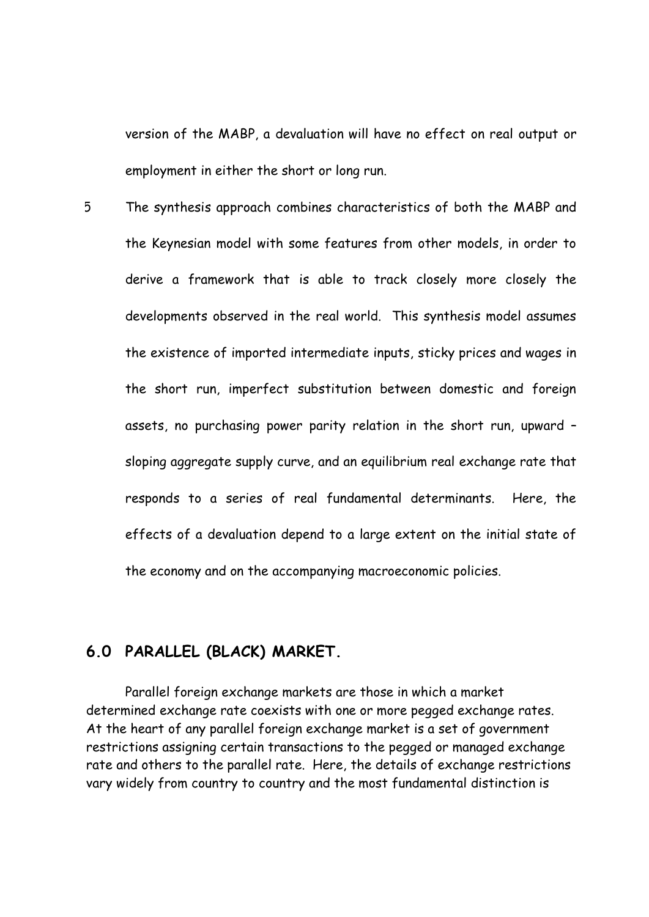version of the MABP, a devaluation will have no effect on real output or employment in either the short or long run.

5 The synthesis approach combines characteristics of both the MABP and the Keynesian model with some features from other models, in order to derive a framework that is able to track closely more closely the developments observed in the real world. This synthesis model assumes the existence of imported intermediate inputs, sticky prices and wages in the short run, imperfect substitution between domestic and foreign assets, no purchasing power parity relation in the short run, upward – sloping aggregate supply curve, and an equilibrium real exchange rate that responds to a series of real fundamental determinants. Here, the effects of a devaluation depend to a large extent on the initial state of the economy and on the accompanying macroeconomic policies.

## 6.0 PARALLEL (BLACK) MARKET.

Parallel foreign exchange markets are those in which a market determined exchange rate coexists with one or more pegged exchange rates. At the heart of any parallel foreign exchange market is a set of government restrictions assigning certain transactions to the pegged or managed exchange rate and others to the parallel rate. Here, the details of exchange restrictions vary widely from country to country and the most fundamental distinction is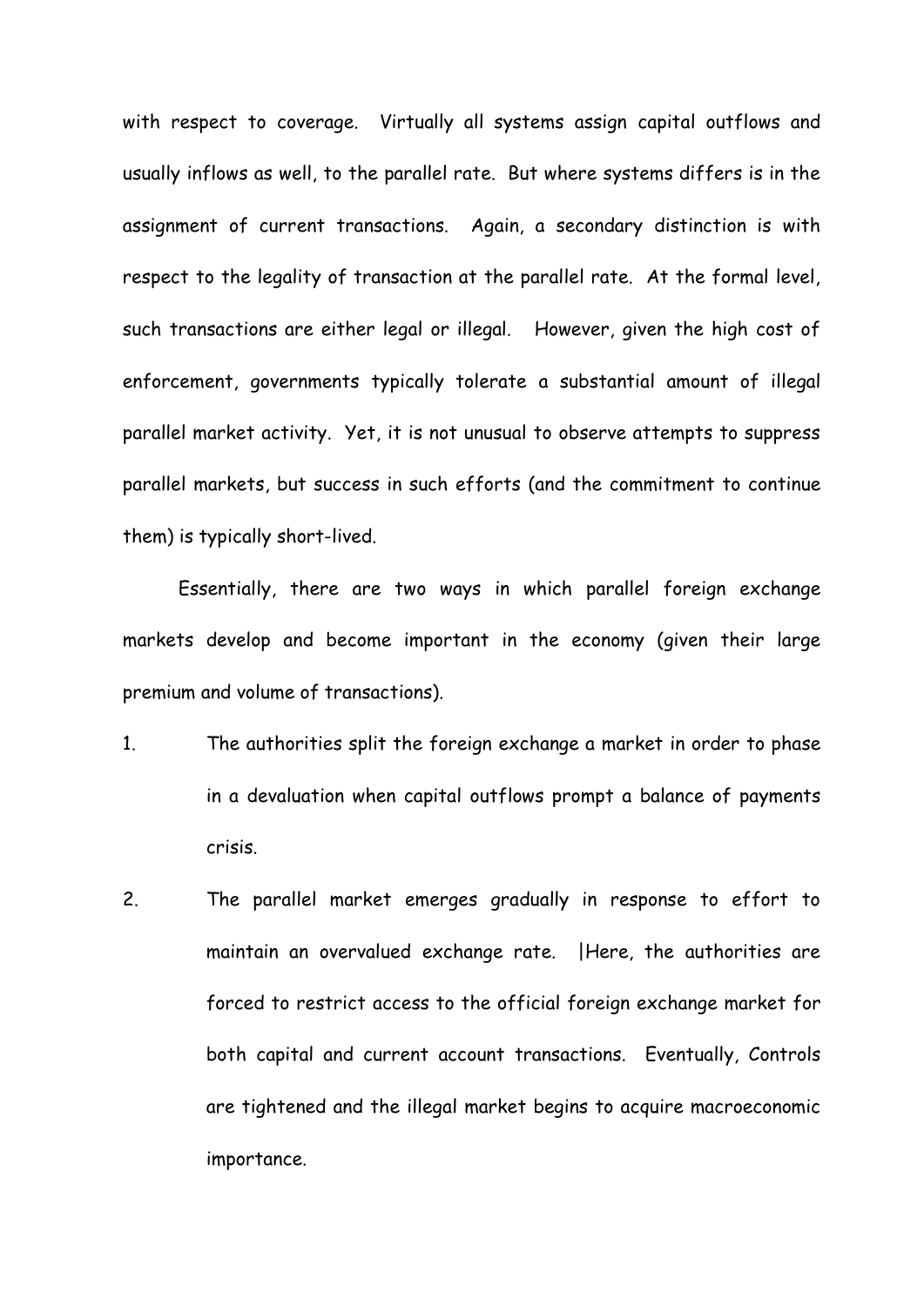with respect to coverage. Virtually all systems assign capital outflows and usually inflows as well, to the parallel rate. But where systems differs is in the assignment of current transactions. Again, a secondary distinction is with respect to the legality of transaction at the parallel rate. At the formal level, such transactions are either legal or illegal. However, given the high cost of enforcement, governments typically tolerate a substantial amount of illegal parallel market activity. Yet, it is not unusual to observe attempts to suppress parallel markets, but success in such efforts (and the commitment to continue them) is typically short-lived.

Essentially, there are two ways in which parallel foreign exchange markets develop and become important in the economy (given their large premium and volume of transactions).

1. The authorities split the foreign exchange a market in order to phase in a devaluation when capital outflows prompt a balance of payments crisis.
2. The parallel market emerges gradually in response to effort to maintain an overvalued exchange rate. |Here, the authorities are forced to restrict access to the official foreign exchange market for both capital and current account transactions. Eventually, Controls are tightened and the illegal market begins to acquire macroeconomic importance.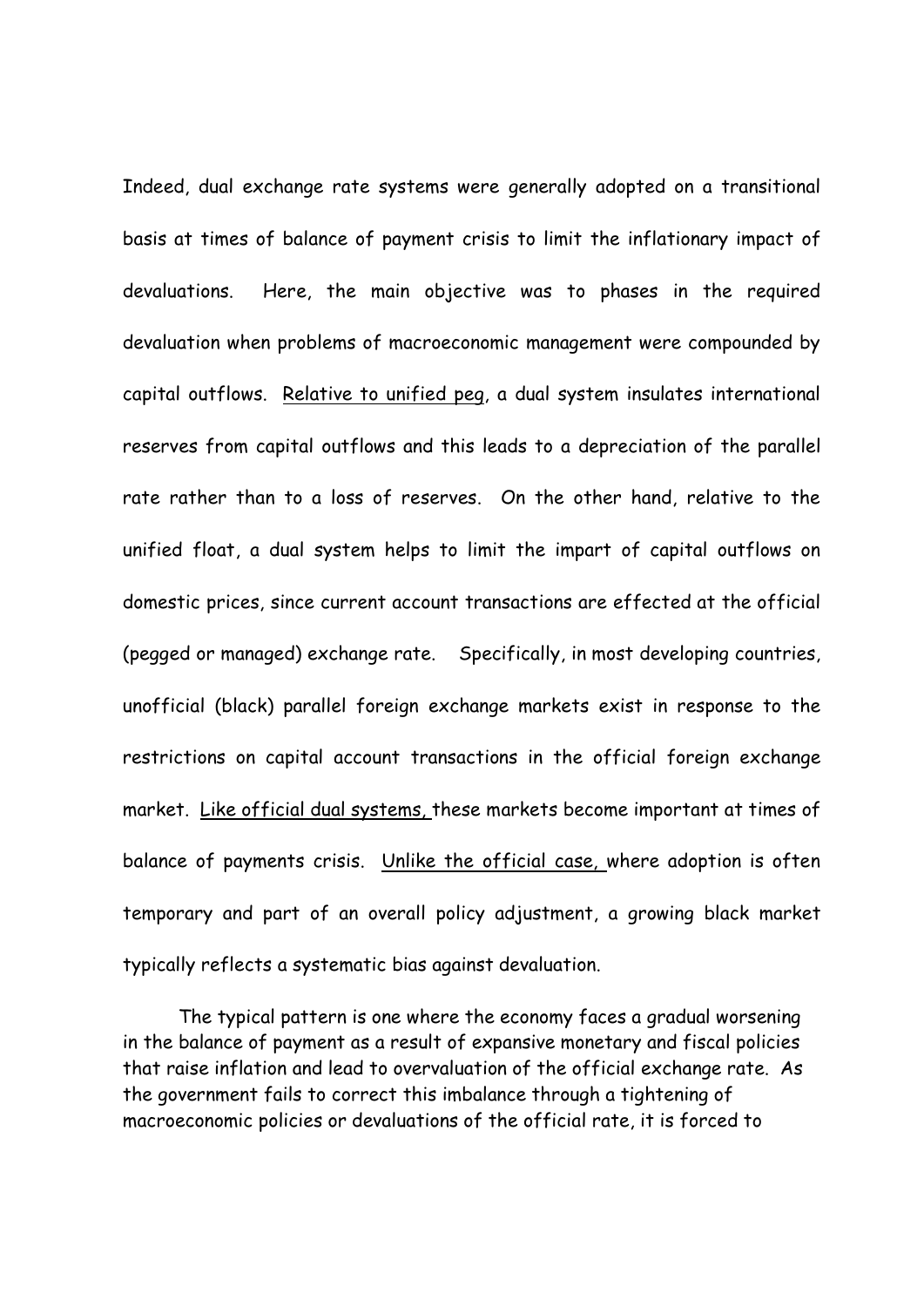Indeed, dual exchange rate systems were generally adopted on a transitional basis at times of balance of payment crisis to limit the inflationary impact of devaluations. Here, the main objective was to phases in the required devaluation when problems of macroeconomic management were compounded by capital outflows. <u>Relative to unified peg</u>, a dual system insulates international reserves from capital outflows and this leads to a depreciation of the parallel rate rather than to a loss of reserves. On the other hand, relative to the unified float, a dual system helps to limit the impart of capital outflows on domestic prices, since current account transactions are effected at the official (pegged or managed) exchange rate. Specifically, in most developing countries, unofficial (black) parallel foreign exchange markets exist in response to the restrictions on capital account transactions in the official foreign exchange market. <u>Like official dual systems,</u> these markets become important at times of balance of payments crisis. <u>Unlike the official case,</u> where adoption is often temporary and part of an overall policy adjustment, a growing black market typically reflects a systematic bias against devaluation.

The typical pattern is one where the economy faces a gradual worsening in the balance of payment as a result of expansive monetary and fiscal policies that raise inflation and lead to overvaluation of the official exchange rate. As the government fails to correct this imbalance through a tightening of macroeconomic policies or devaluations of the official rate, it is forced to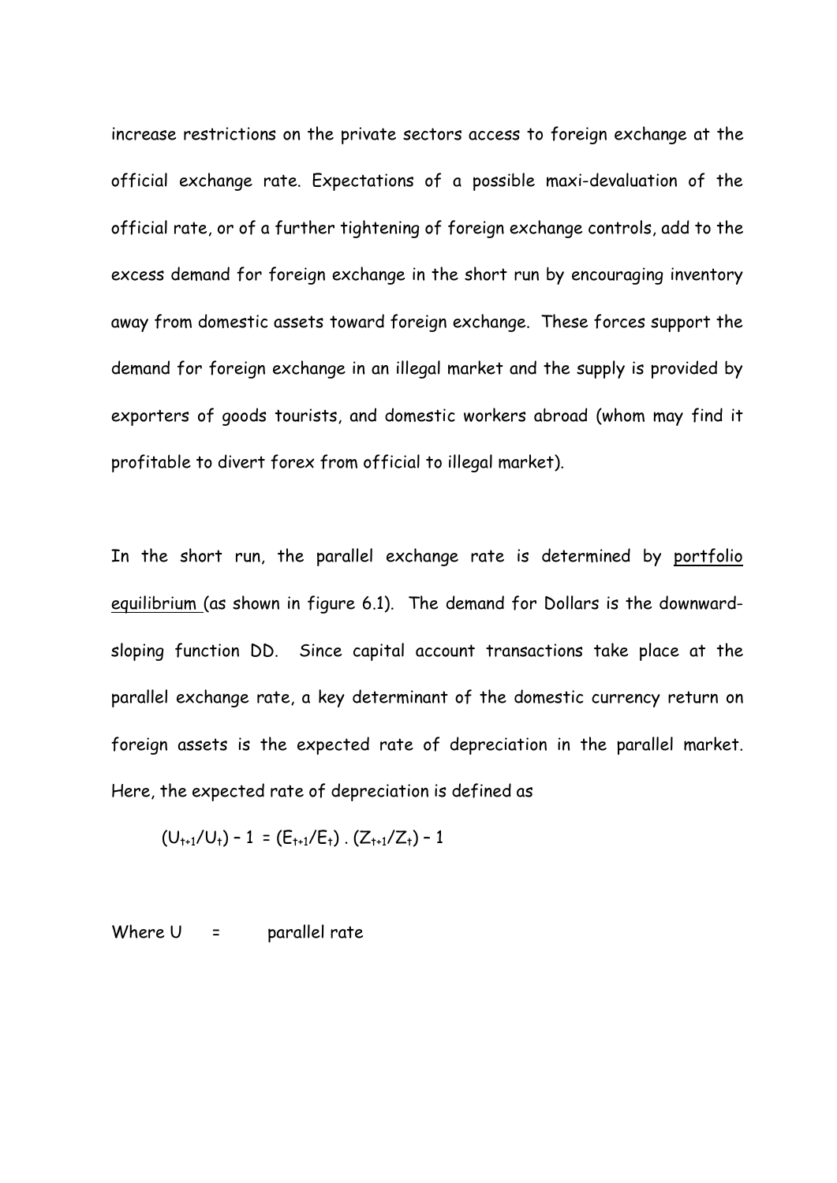increase restrictions on the private sectors access to foreign exchange at the official exchange rate. Expectations of a possible maxi-devaluation of the official rate, or of a further tightening of foreign exchange controls, add to the excess demand for foreign exchange in the short run by encouraging inventory away from domestic assets toward foreign exchange. These forces support the demand for foreign exchange in an illegal market and the supply is provided by exporters of goods tourists, and domestic workers abroad (whom may find it profitable to divert forex from official to illegal market).

In the short run, the parallel exchange rate is determined by portfolio equilibrium (as shown in figure 6.1). The demand for Dollars is the downward-sloping function DD. Since capital account transactions take place at the parallel exchange rate, a key determinant of the domestic currency return on foreign assets is the expected rate of depreciation in the parallel market. Here, the expected rate of depreciation is defined as

$$(U_{t+1}/U_t) - 1 = (E_{t+1}/E_t) \, . \, (Z_{t+1}/Z_t) - 1$$

Where U = parallel rate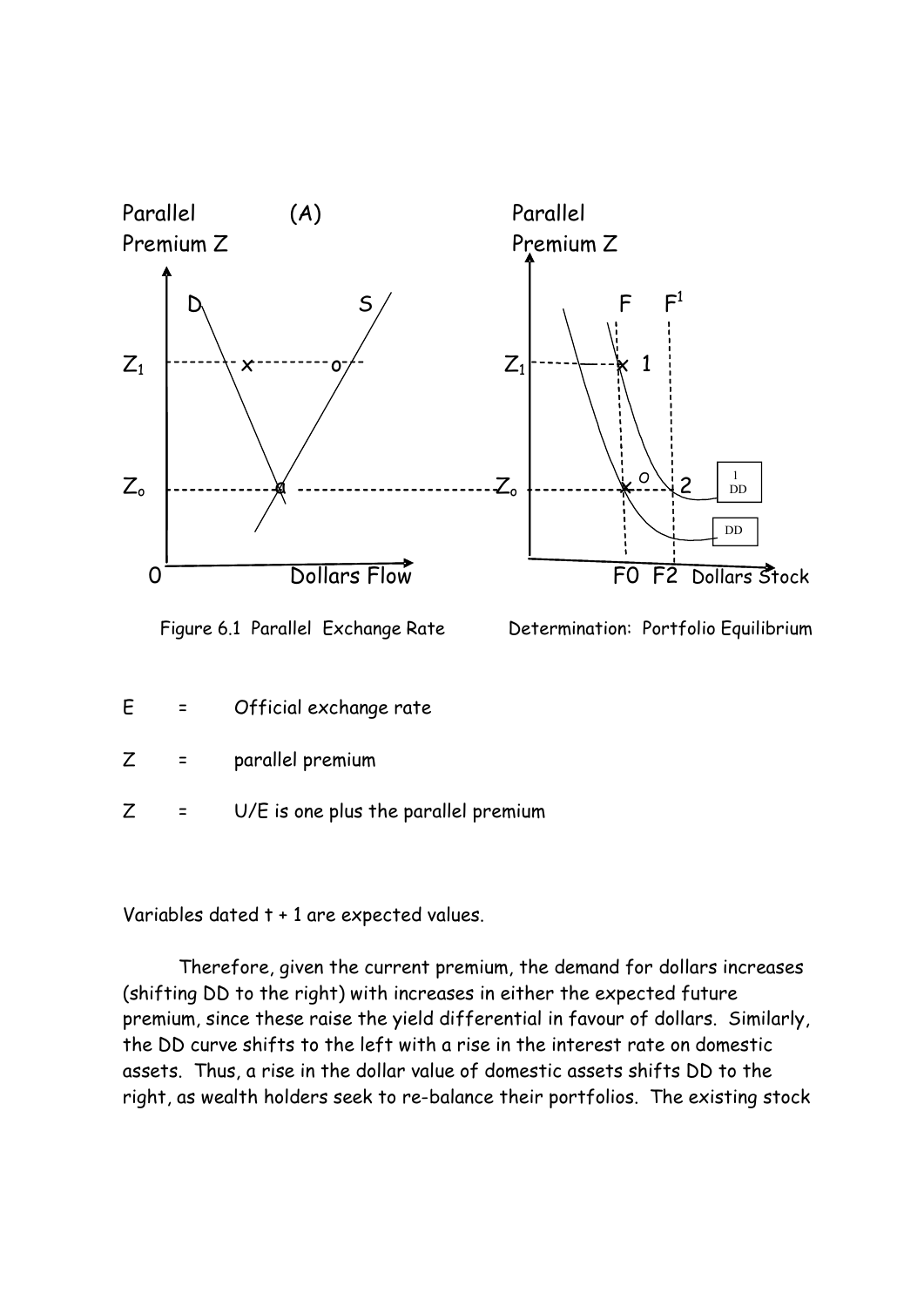Parallel Premium Z

(A)

D

S

$Z_1$

x

o

$Z_o$

0

Dollars Flow

Parallel Premium Z

F

$F^1$

$Z_1$

1

$Z_o$

o

2

1 DD

DD

F0 F2 Dollars Stock

Figure 6.1 Parallel Exchange Rate Determination: Portfolio Equilibrium

E = Official exchange rate

Z = parallel premium

Z = U/E is one plus the parallel premium

Variables dated t + 1 are expected values.

Therefore, given the current premium, the demand for dollars increases (shifting DD to the right) with increases in either the expected future premium, since these raise the yield differential in favour of dollars. Similarly, the DD curve shifts to the left with a rise in the interest rate on domestic assets. Thus, a rise in the dollar value of domestic assets shifts DD to the right, as wealth holders seek to re-balance their portfolios. The existing stock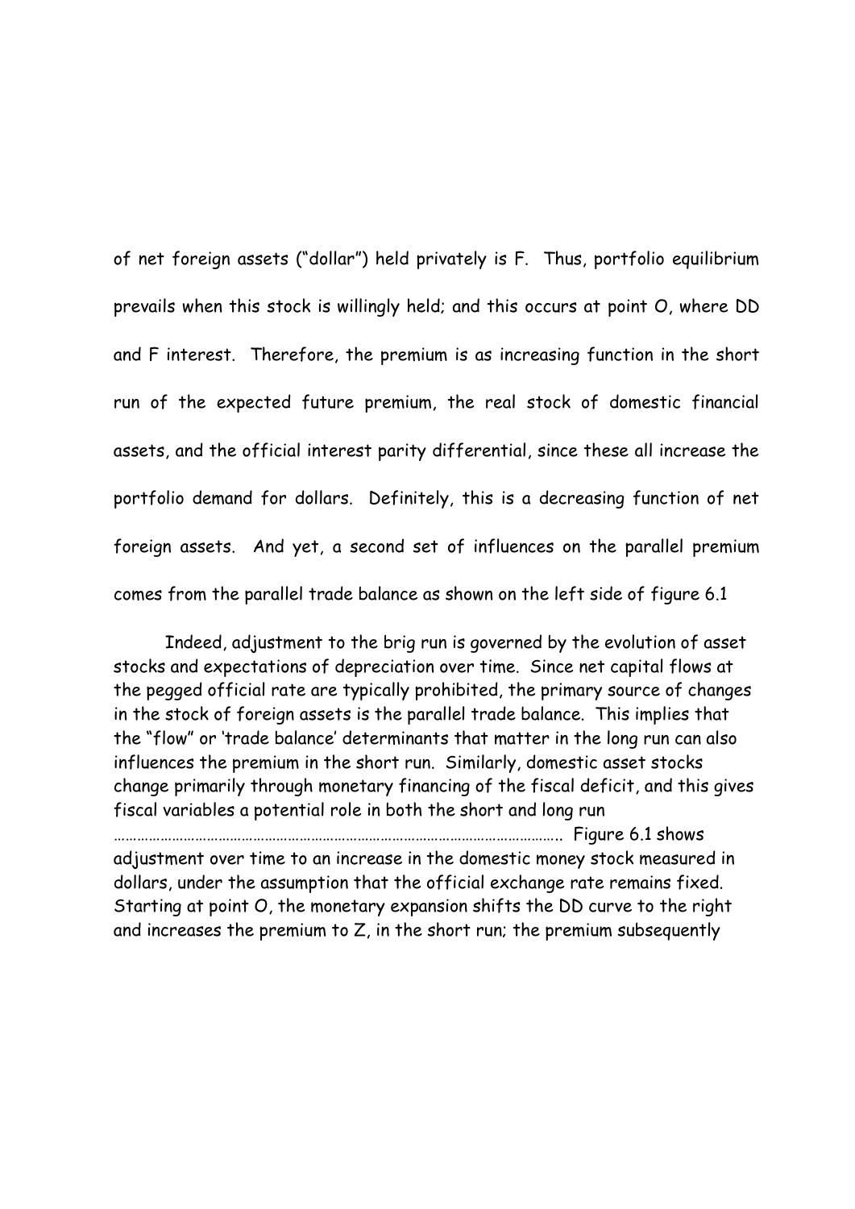of net foreign assets ("dollar") held privately is F. Thus, portfolio equilibrium prevails when this stock is willingly held; and this occurs at point O, where DD and F interest. Therefore, the premium is as increasing function in the short run of the expected future premium, the real stock of domestic financial assets, and the official interest parity differential, since these all increase the portfolio demand for dollars. Definitely, this is a decreasing function of net foreign assets. And yet, a second set of influences on the parallel premium comes from the parallel trade balance as shown on the left side of figure 6.1

Indeed, adjustment to the brig run is governed by the evolution of asset stocks and expectations of depreciation over time. Since net capital flows at the pegged official rate are typically prohibited, the primary source of changes in the stock of foreign assets is the parallel trade balance. This implies that the "flow" or 'trade balance' determinants that matter in the long run can also influences the premium in the short run. Similarly, domestic asset stocks change primarily through monetary financing of the fiscal deficit, and this gives fiscal variables a potential role in both the short and long run ………………………………………………………………………………………………….. Figure 6.1 shows adjustment over time to an increase in the domestic money stock measured in dollars, under the assumption that the official exchange rate remains fixed. Starting at point O, the monetary expansion shifts the DD curve to the right and increases the premium to Z, in the short run; the premium subsequently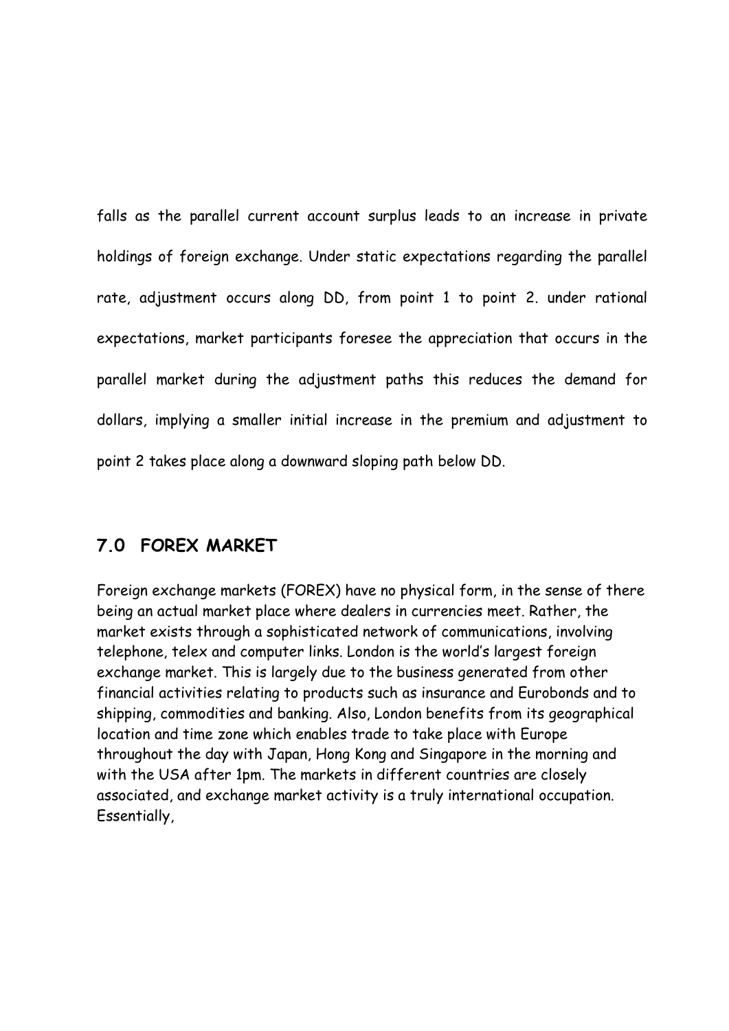falls as the parallel current account surplus leads to an increase in private holdings of foreign exchange. Under static expectations regarding the parallel rate, adjustment occurs along DD, from point 1 to point 2. under rational expectations, market participants foresee the appreciation that occurs in the parallel market during the adjustment paths this reduces the demand for dollars, implying a smaller initial increase in the premium and adjustment to point 2 takes place along a downward sloping path below DD.

## 7.0 FOREX MARKET

Foreign exchange markets (FOREX) have no physical form, in the sense of there being an actual market place where dealers in currencies meet. Rather, the market exists through a sophisticated network of communications, involving telephone, telex and computer links. London is the world's largest foreign exchange market. This is largely due to the business generated from other financial activities relating to products such as insurance and Eurobonds and to shipping, commodities and banking. Also, London benefits from its geographical location and time zone which enables trade to take place with Europe throughout the day with Japan, Hong Kong and Singapore in the morning and with the USA after 1pm. The markets in different countries are closely associated, and exchange market activity is a truly international occupation. Essentially,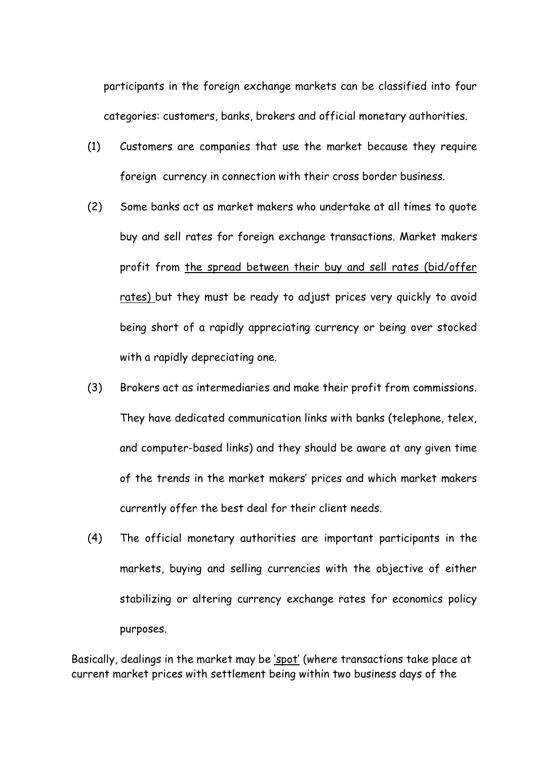participants in the foreign exchange markets can be classified into four categories: customers, banks, brokers and official monetary authorities.

(1) Customers are companies that use the market because they require foreign currency in connection with their cross border business.

(2) Some banks act as market makers who undertake at all times to quote buy and sell rates for foreign exchange transactions. Market makers profit from <u>the spread between their buy and sell rates (bid/offer rates)</u> but they must be ready to adjust prices very quickly to avoid being short of a rapidly appreciating currency or being over stocked with a rapidly depreciating one.

(3) Brokers act as intermediaries and make their profit from commissions. They have dedicated communication links with banks (telephone, telex, and computer-based links) and they should be aware at any given time of the trends in the market makers' prices and which market makers currently offer the best deal for their client needs.

(4) The official monetary authorities are important participants in the markets, buying and selling currencies with the objective of either stabilizing or altering currency exchange rates for economics policy purposes.

Basically, dealings in the market may be <u>'spot'</u> (where transactions take place at current market prices with settlement being within two business days of the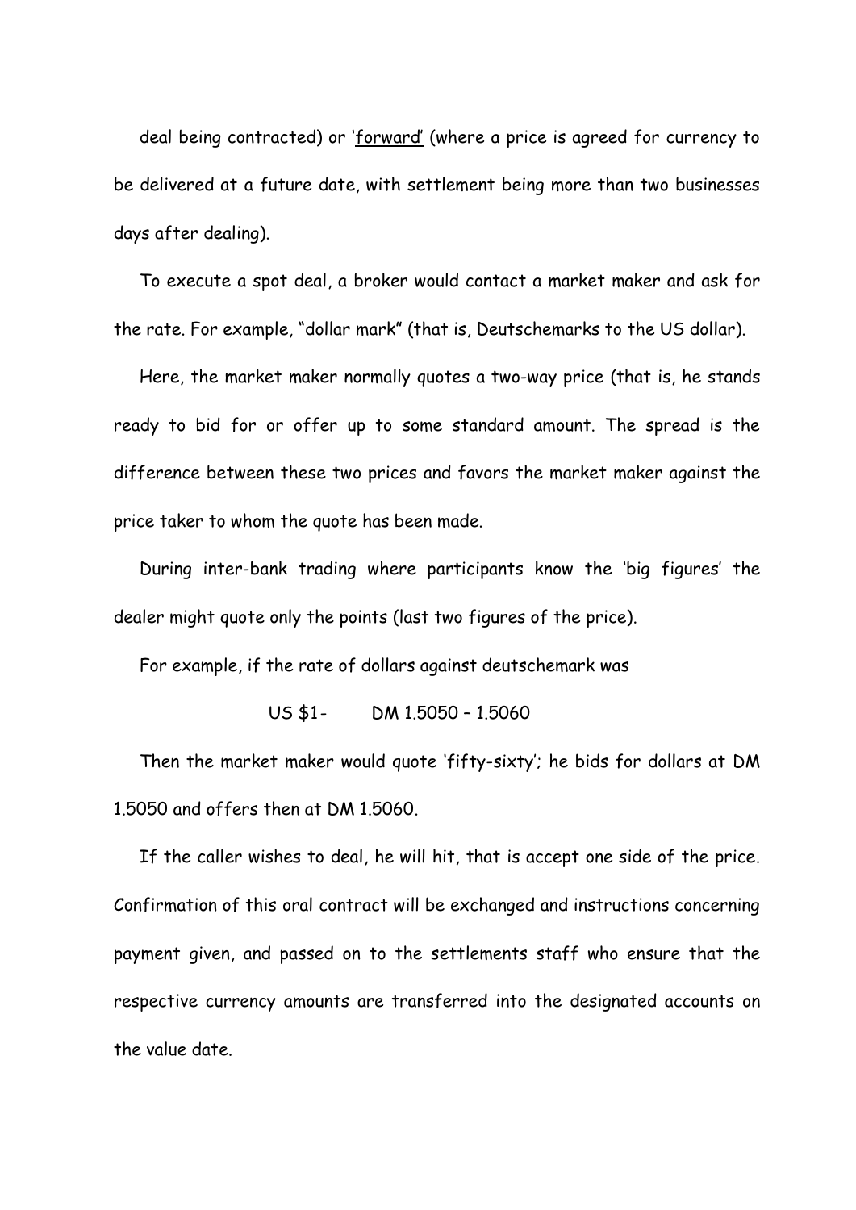deal being contracted) or '<u>forward</u>' (where a price is agreed for currency to be delivered at a future date, with settlement being more than two businesses days after dealing).

To execute a spot deal, a broker would contact a market maker and ask for the rate. For example, "dollar mark" (that is, Deutschemarks to the US dollar).

Here, the market maker normally quotes a two-way price (that is, he stands ready to bid for or offer up to some standard amount. The spread is the difference between these two prices and favors the market maker against the price taker to whom the quote has been made.

During inter-bank trading where participants know the 'big figures' the dealer might quote only the points (last two figures of the price).

For example, if the rate of dollars against deutschemark was

US $1-       DM 1.5050 – 1.5060

Then the market maker would quote 'fifty-sixty'; he bids for dollars at DM 1.5050 and offers then at DM 1.5060.

If the caller wishes to deal, he will hit, that is accept one side of the price. Confirmation of this oral contract will be exchanged and instructions concerning payment given, and passed on to the settlements staff who ensure that the respective currency amounts are transferred into the designated accounts on the value date.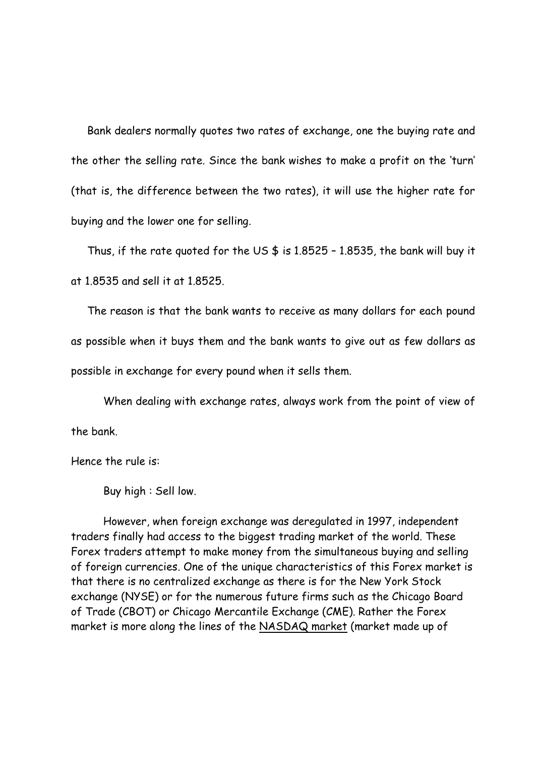Bank dealers normally quotes two rates of exchange, one the buying rate and the other the selling rate. Since the bank wishes to make a profit on the 'turn' (that is, the difference between the two rates), it will use the higher rate for buying and the lower one for selling.

Thus, if the rate quoted for the US $ is 1.8525 – 1.8535, the bank will buy it at 1.8535 and sell it at 1.8525.

The reason is that the bank wants to receive as many dollars for each pound as possible when it buys them and the bank wants to give out as few dollars as possible in exchange for every pound when it sells them.

When dealing with exchange rates, always work from the point of view of the bank.

Hence the rule is:

Buy high : Sell low.

However, when foreign exchange was deregulated in 1997, independent traders finally had access to the biggest trading market of the world. These Forex traders attempt to make money from the simultaneous buying and selling of foreign currencies. One of the unique characteristics of this Forex market is that there is no centralized exchange as there is for the New York Stock exchange (NYSE) or for the numerous future firms such as the Chicago Board of Trade (CBOT) or Chicago Mercantile Exchange (CME). Rather the Forex market is more along the lines of the NASDAQ market (market made up of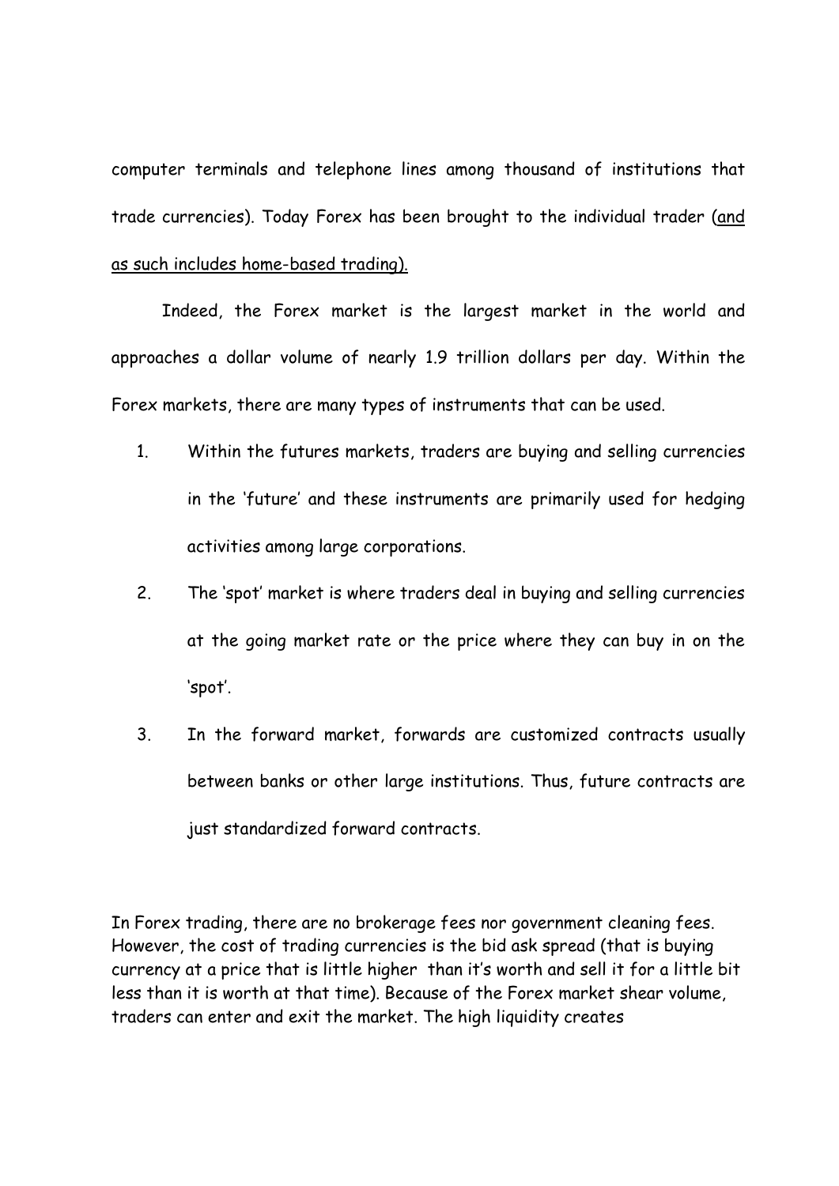computer terminals and telephone lines among thousand of institutions that trade currencies). Today Forex has been brought to the individual trader (and as such includes home-based trading).

Indeed, the Forex market is the largest market in the world and approaches a dollar volume of nearly 1.9 trillion dollars per day. Within the Forex markets, there are many types of instruments that can be used.

1. Within the futures markets, traders are buying and selling currencies in the 'future' and these instruments are primarily used for hedging activities among large corporations.
2. The 'spot' market is where traders deal in buying and selling currencies at the going market rate or the price where they can buy in on the 'spot'.
3. In the forward market, forwards are customized contracts usually between banks or other large institutions. Thus, future contracts are just standardized forward contracts.

In Forex trading, there are no brokerage fees nor government cleaning fees. However, the cost of trading currencies is the bid ask spread (that is buying currency at a price that is little higher than it's worth and sell it for a little bit less than it is worth at that time). Because of the Forex market shear volume, traders can enter and exit the market. The high liquidity creates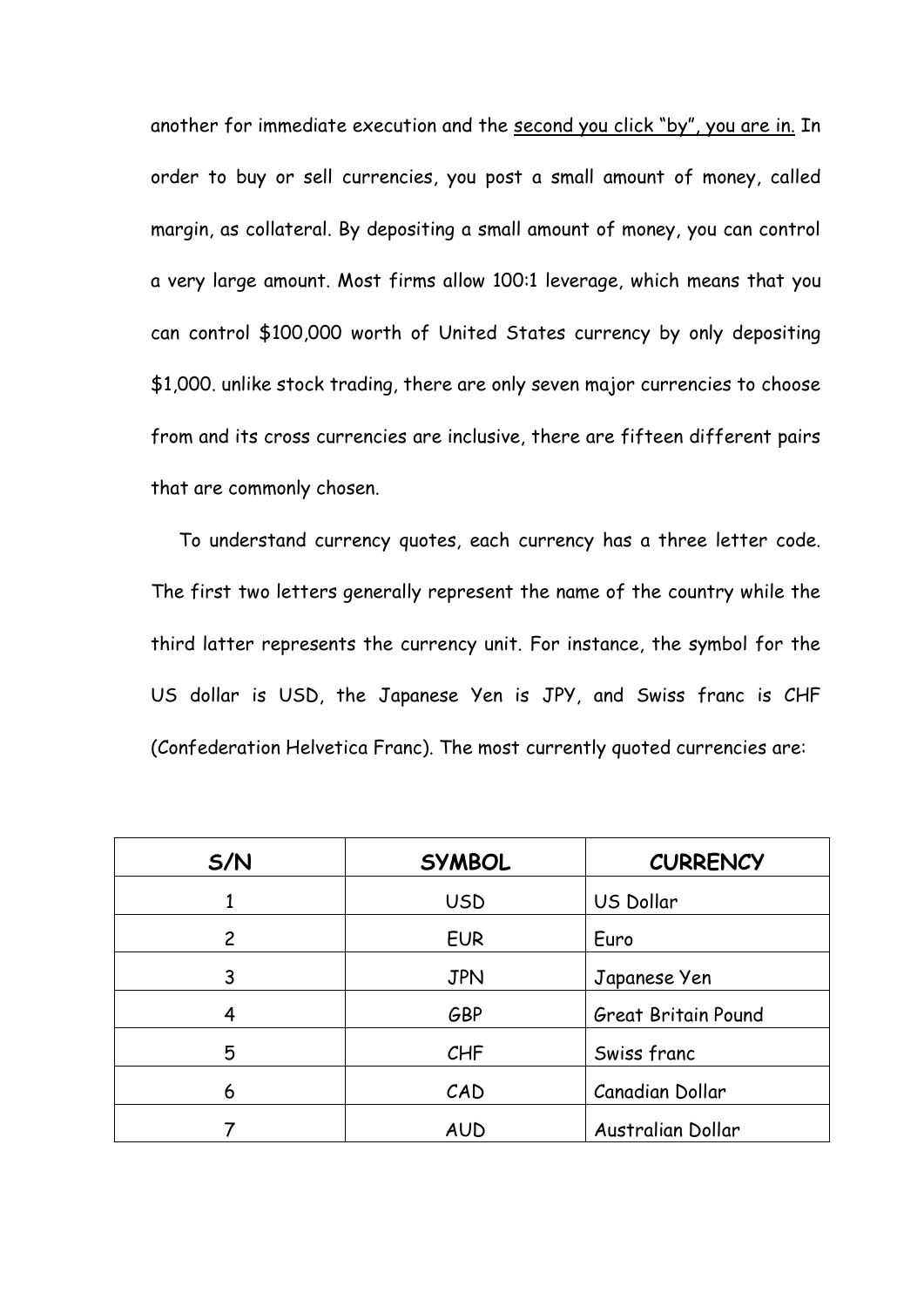another for immediate execution and the <u>second you click "by", you are in.</u> In order to buy or sell currencies, you post a small amount of money, called margin, as collateral. By depositing a small amount of money, you can control a very large amount. Most firms allow 100:1 leverage, which means that you can control $100,000 worth of United States currency by only depositing $1,000. unlike stock trading, there are only seven major currencies to choose from and its cross currencies are inclusive, there are fifteen different pairs that are commonly chosen.

To understand currency quotes, each currency has a three letter code. The first two letters generally represent the name of the country while the third latter represents the currency unit. For instance, the symbol for the US dollar is USD, the Japanese Yen is JPY, and Swiss franc is CHF (Confederation Helvetica Franc). The most currently quoted currencies are:

| S/N | SYMBOL | CURRENCY |
|---|---|---|
| 1 | USD | US Dollar |
| 2 | EUR | Euro |
| 3 | JPN | Japanese Yen |
| 4 | GBP | Great Britain Pound |
| 5 | CHF | Swiss franc |
| 6 | CAD | Canadian Dollar |
| 7 | AUD | Australian Dollar |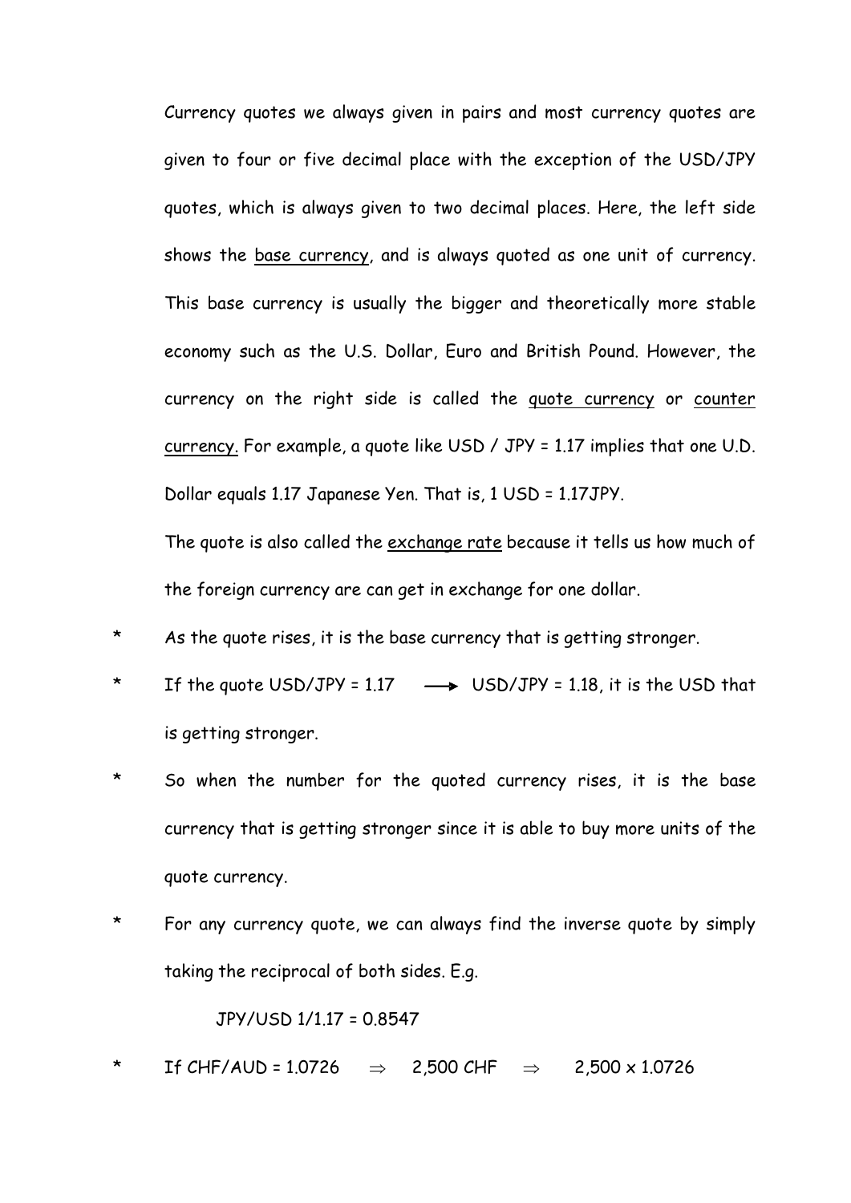Currency quotes we always given in pairs and most currency quotes are given to four or five decimal place with the exception of the USD/JPY quotes, which is always given to two decimal places. Here, the left side shows the <u>base currency</u>, and is always quoted as one unit of currency. This base currency is usually the bigger and theoretically more stable economy such as the U.S. Dollar, Euro and British Pound. However, the currency on the right side is called the <u>quote currency</u> or <u>counter currency.</u> For example, a quote like USD / JPY = 1.17 implies that one U.D. Dollar equals 1.17 Japanese Yen. That is, 1 USD = 1.17JPY.

The quote is also called the <u>exchange rate</u> because it tells us how much of the foreign currency are can get in exchange for one dollar.

* As the quote rises, it is the base currency that is getting stronger.
* If the quote USD/JPY = 1.17 $\longrightarrow$ USD/JPY = 1.18, it is the USD that is getting stronger.
* So when the number for the quoted currency rises, it is the base currency that is getting stronger since it is able to buy more units of the quote currency.
* For any currency quote, we can always find the inverse quote by simply taking the reciprocal of both sides. E.g.

  JPY/USD 1/1.17 = 0.8547

* If CHF/AUD = 1.0726 $\Rightarrow$ 2,500 CHF $\Rightarrow$ 2,500 x 1.0726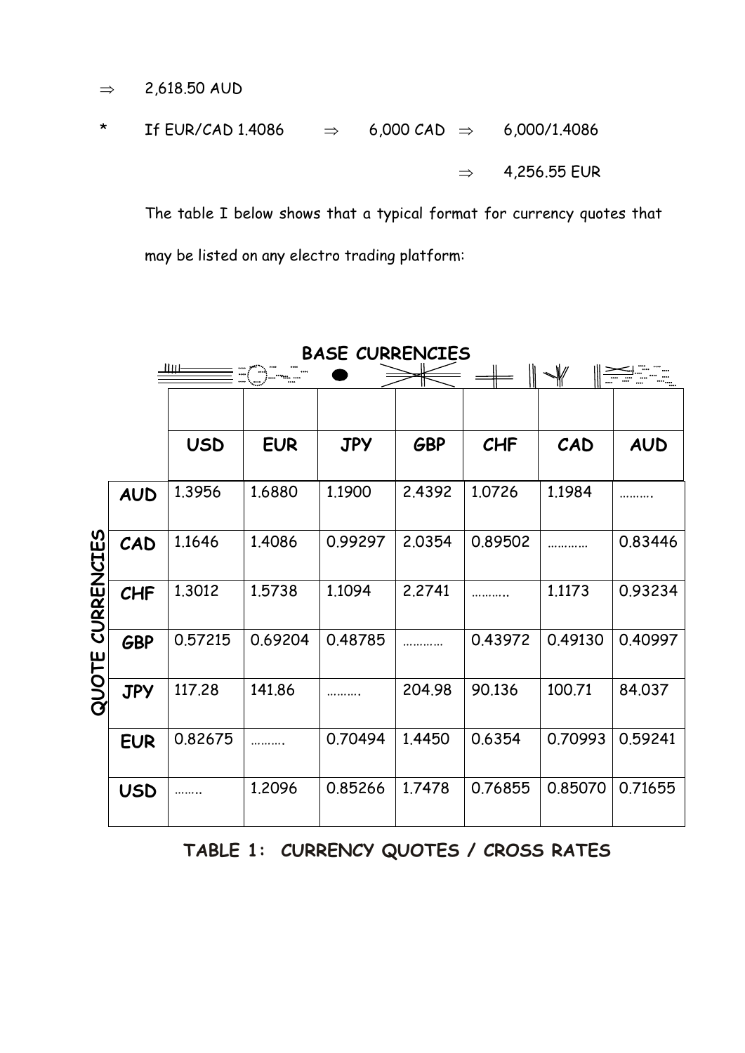$\Rightarrow$ 2,618.50 AUD

\* If EUR/CAD 1.4086 $\Rightarrow$ 6,000 CAD $\Rightarrow$ 6,000/1.4086

$\Rightarrow$ 4,256.55 EUR

The table I below shows that a typical format for currency quotes that may be listed on any electro trading platform:

| | BASE CURRENCIES | | | | | | |
|---|---|---|---|---|---|---|---|
| QUOTE CURRENCIES | **USD** | **EUR** | **JPY** | **GBP** | **CHF** | **CAD** | **AUD** |
| **AUD** | 1.3956 | 1.6880 | 1.1900 | 2.4392 | 1.0726 | 1.1984 | ………. |
| **CAD** | 1.1646 | 1.4086 | 0.99297 | 2.0354 | 0.89502 | ………… | 0.83446 |
| **CHF** | 1.3012 | 1.5738 | 1.1094 | 2.2741 | ……….. | 1.1173 | 0.93234 |
| **GBP** | 0.57215 | 0.69204 | 0.48785 | ………… | 0.43972 | 0.49130 | 0.40997 |
| **JPY** | 117.28 | 141.86 | ………. | 204.98 | 90.136 | 100.71 | 84.037 |
| **EUR** | 0.82675 | ………. | 0.70494 | 1.4450 | 0.6354 | 0.70993 | 0.59241 |
| **USD** | …….. | 1.2096 | 0.85266 | 1.7478 | 0.76855 | 0.85070 | 0.71655 |

**TABLE 1: CURRENCY QUOTES / CROSS RATES**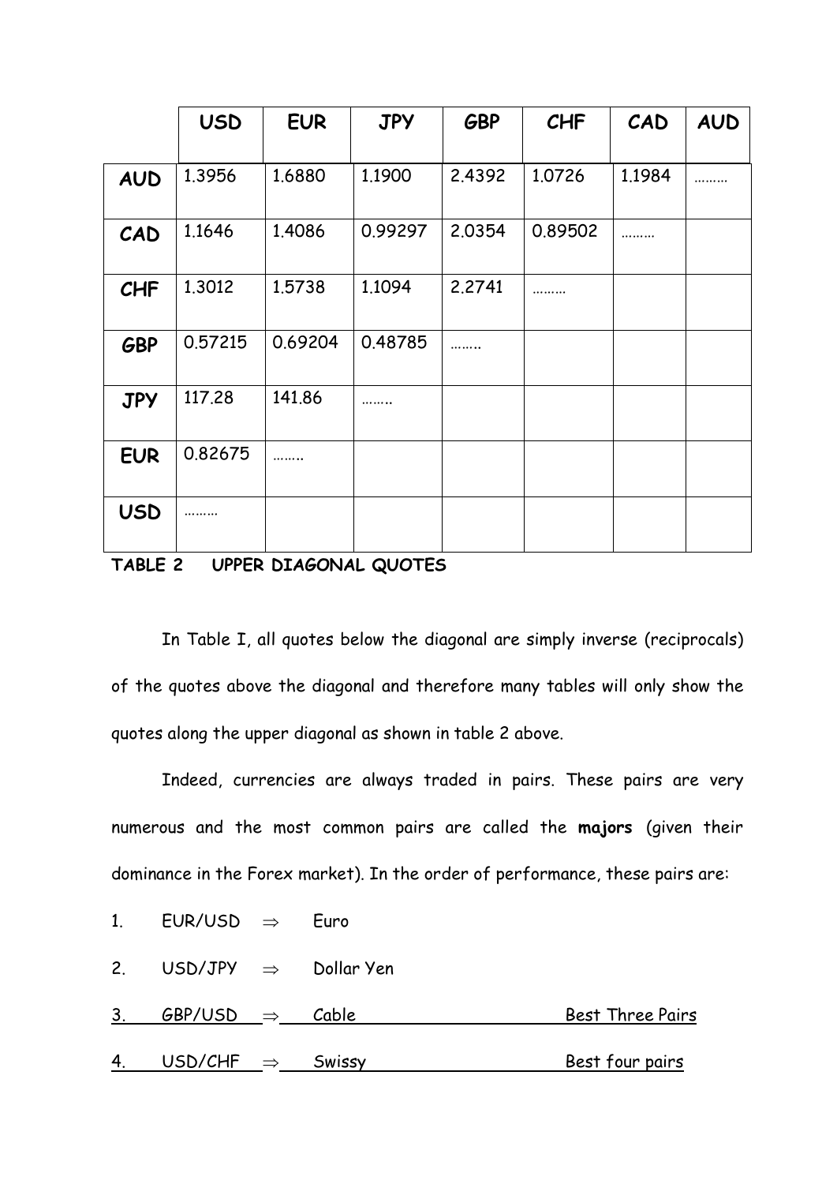| | USD | EUR | JPY | GBP | CHF | CAD | AUD |
|---|---|---|---|---|---|---|---|
| **AUD** | 1.3956 | 1.6880 | 1.1900 | 2.4392 | 1.0726 | 1.1984 | ……… |
| **CAD** | 1.1646 | 1.4086 | 0.99297 | 2.0354 | 0.89502 | ……… | |
| **CHF** | 1.3012 | 1.5738 | 1.1094 | 2.2741 | ……… | | |
| **GBP** | 0.57215 | 0.69204 | 0.48785 | …….. | | | |
| **JPY** | 117.28 | 141.86 | …….. | | | | |
| **EUR** | 0.82675 | …….. | | | | | |
| **USD** | ……… | | | | | | |

**TABLE 2 UPPER DIAGONAL QUOTES**

In Table I, all quotes below the diagonal are simply inverse (reciprocals) of the quotes above the diagonal and therefore many tables will only show the quotes along the upper diagonal as shown in table 2 above.

Indeed, currencies are always traded in pairs. These pairs are very numerous and the most common pairs are called the **majors** (given their dominance in the Forex market). In the order of performance, these pairs are:

1. EUR/USD $\Rightarrow$ Euro
2. USD/JPY $\Rightarrow$ Dollar Yen
3. GBP/USD $\Rightarrow$ Cable — Best Three Pairs
4. USD/CHF $\Rightarrow$ Swissy — Best four pairs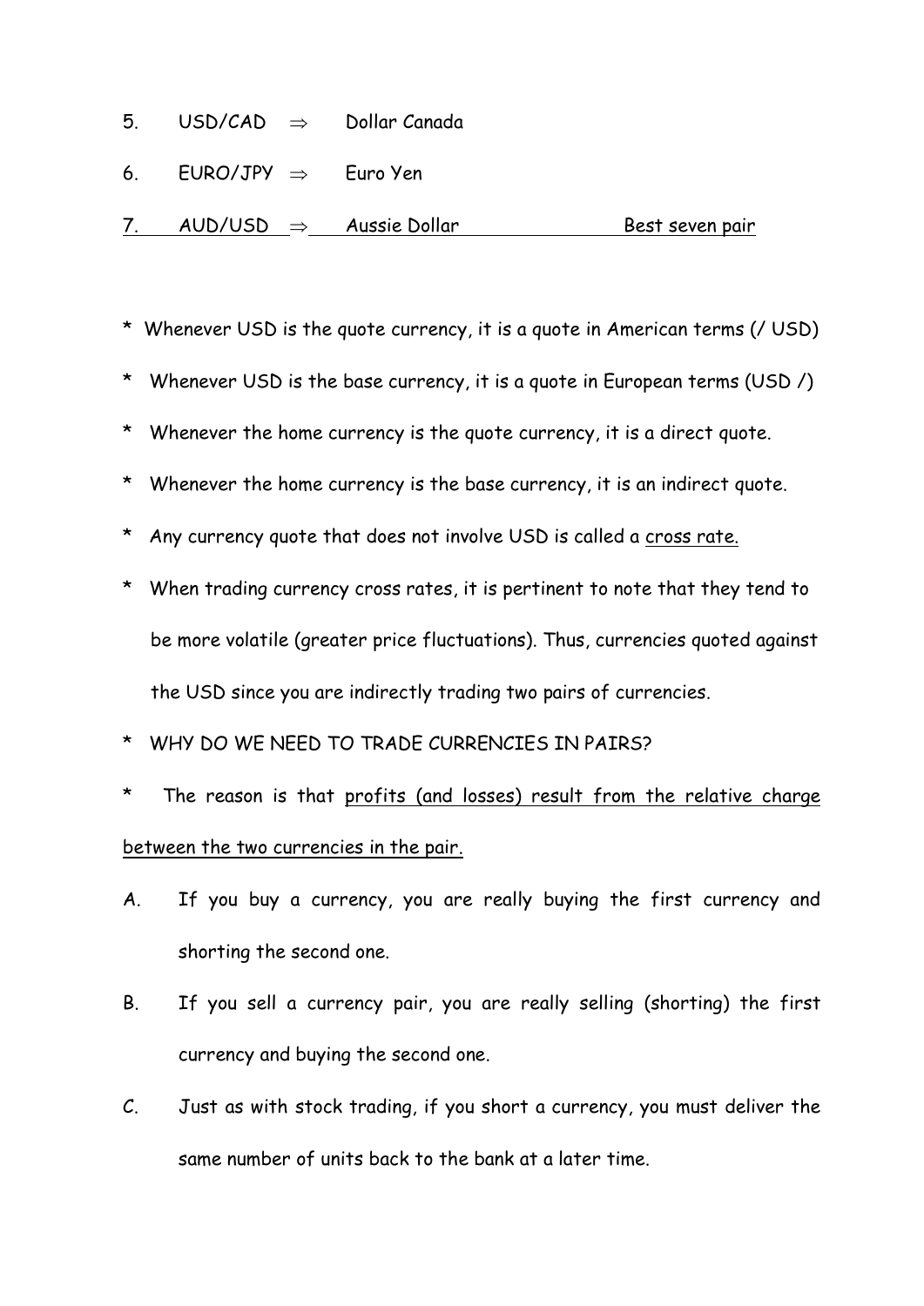5. USD/CAD ⇒ Dollar Canada

6. EURO/JPY ⇒ Euro Yen

7. AUD/USD ⇒ Aussie Dollar Best seven pair

\* Whenever USD is the quote currency, it is a quote in American terms (/ USD)

\* Whenever USD is the base currency, it is a quote in European terms (USD /)

\* Whenever the home currency is the quote currency, it is a direct quote.

\* Whenever the home currency is the base currency, it is an indirect quote.

\* Any currency quote that does not involve USD is called a cross rate.

\* When trading currency cross rates, it is pertinent to note that they tend to be more volatile (greater price fluctuations). Thus, currencies quoted against the USD since you are indirectly trading two pairs of currencies.

\* WHY DO WE NEED TO TRADE CURRENCIES IN PAIRS?

\* The reason is that profits (and losses) result from the relative charge between the two currencies in the pair.

A. If you buy a currency, you are really buying the first currency and shorting the second one.

B. If you sell a currency pair, you are really selling (shorting) the first currency and buying the second one.

C. Just as with stock trading, if you short a currency, you must deliver the same number of units back to the bank at a later time.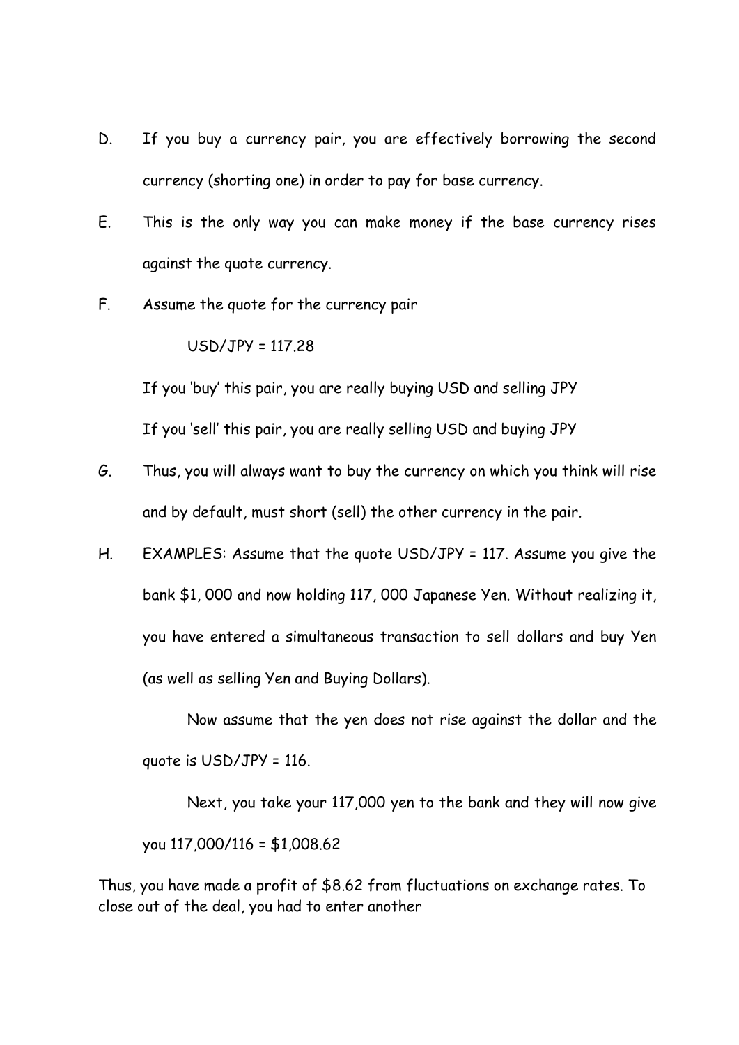D. If you buy a currency pair, you are effectively borrowing the second currency (shorting one) in order to pay for base currency.

E. This is the only way you can make money if the base currency rises against the quote currency.

F. Assume the quote for the currency pair

   USD/JPY = 117.28

   If you 'buy' this pair, you are really buying USD and selling JPY

   If you 'sell' this pair, you are really selling USD and buying JPY

G. Thus, you will always want to buy the currency on which you think will rise and by default, must short (sell) the other currency in the pair.

H. EXAMPLES: Assume that the quote USD/JPY = 117. Assume you give the bank $1, 000 and now holding 117, 000 Japanese Yen. Without realizing it, you have entered a simultaneous transaction to sell dollars and buy Yen (as well as selling Yen and Buying Dollars).

   Now assume that the yen does not rise against the dollar and the quote is USD/JPY = 116.

   Next, you take your 117,000 yen to the bank and they will now give you 117,000/116 = $1,008.62

Thus, you have made a profit of $8.62 from fluctuations on exchange rates. To close out of the deal, you had to enter another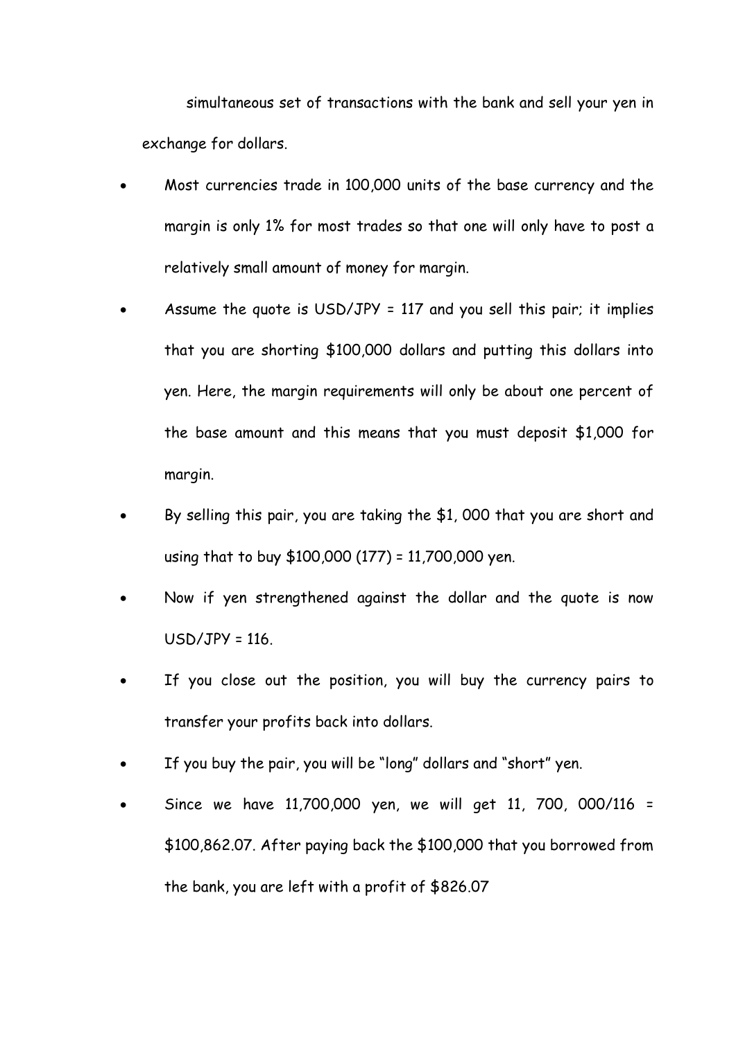simultaneous set of transactions with the bank and sell your yen in exchange for dollars.

- Most currencies trade in 100,000 units of the base currency and the margin is only 1% for most trades so that one will only have to post a relatively small amount of money for margin.
- Assume the quote is USD/JPY = 117 and you sell this pair; it implies that you are shorting $100,000 dollars and putting this dollars into yen. Here, the margin requirements will only be about one percent of the base amount and this means that you must deposit $1,000 for margin.
- By selling this pair, you are taking the $1, 000 that you are short and using that to buy $100,000 (177) = 11,700,000 yen.
- Now if yen strengthened against the dollar and the quote is now USD/JPY = 116.
- If you close out the position, you will buy the currency pairs to transfer your profits back into dollars.
- If you buy the pair, you will be "long" dollars and "short" yen.
- Since we have 11,700,000 yen, we will get 11, 700, 000/116 = $100,862.07. After paying back the $100,000 that you borrowed from the bank, you are left with a profit of $826.07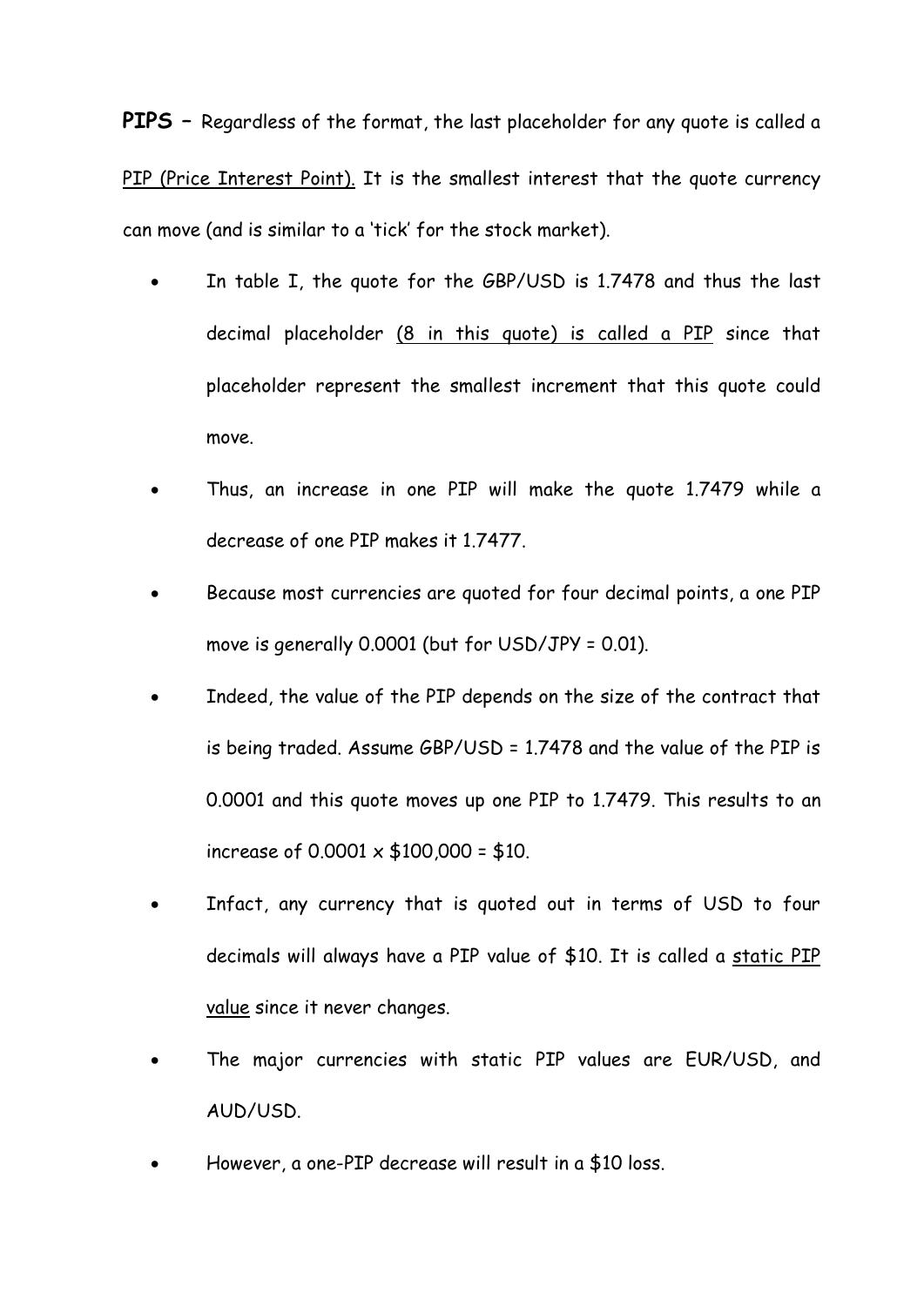**PIPS –** Regardless of the format, the last placeholder for any quote is called a <u>PIP (Price Interest Point).</u> It is the smallest interest that the quote currency can move (and is similar to a 'tick' for the stock market).

- In table I, the quote for the GBP/USD is 1.7478 and thus the last decimal placeholder <u>(8 in this quote) is called a PIP</u> since that placeholder represent the smallest increment that this quote could move.
- Thus, an increase in one PIP will make the quote 1.7479 while a decrease of one PIP makes it 1.7477.
- Because most currencies are quoted for four decimal points, a one PIP move is generally 0.0001 (but for USD/JPY = 0.01).
- Indeed, the value of the PIP depends on the size of the contract that is being traded. Assume GBP/USD = 1.7478 and the value of the PIP is 0.0001 and this quote moves up one PIP to 1.7479. This results to an increase of 0.0001 x $100,000 = $10.
- Infact, any currency that is quoted out in terms of USD to four decimals will always have a PIP value of $10. It is called a <u>static PIP value</u> since it never changes.
- The major currencies with static PIP values are EUR/USD, and AUD/USD.
- However, a one-PIP decrease will result in a $10 loss.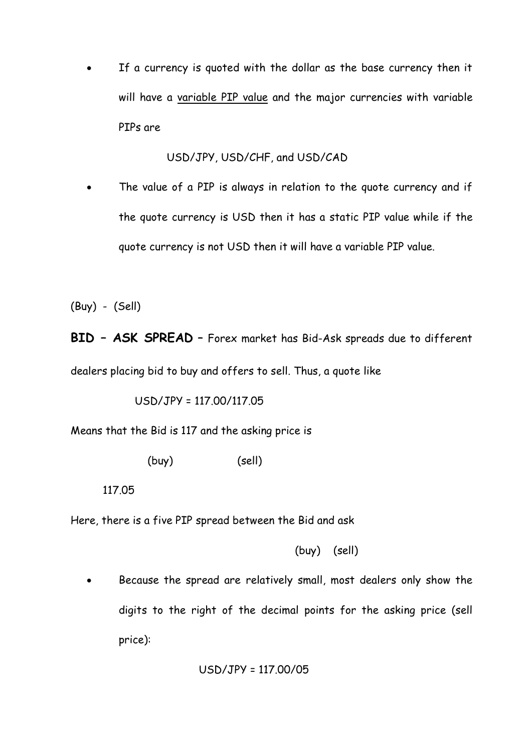- If a currency is quoted with the dollar as the base currency then it will have a variable PIP value and the major currencies with variable PIPs are

  USD/JPY, USD/CHF, and USD/CAD

- The value of a PIP is always in relation to the quote currency and if the quote currency is USD then it has a static PIP value while if the quote currency is not USD then it will have a variable PIP value.

(Buy) - (Sell)

**BID – ASK SPREAD** – Forex market has Bid-Ask spreads due to different dealers placing bid to buy and offers to sell. Thus, a quote like

USD/JPY = 117.00/117.05

Means that the Bid is 117 and the asking price is

(buy) (sell)

117.05

Here, there is a five PIP spread between the Bid and ask

(buy) (sell)

- Because the spread are relatively small, most dealers only show the digits to the right of the decimal points for the asking price (sell price):

  USD/JPY = 117.00/05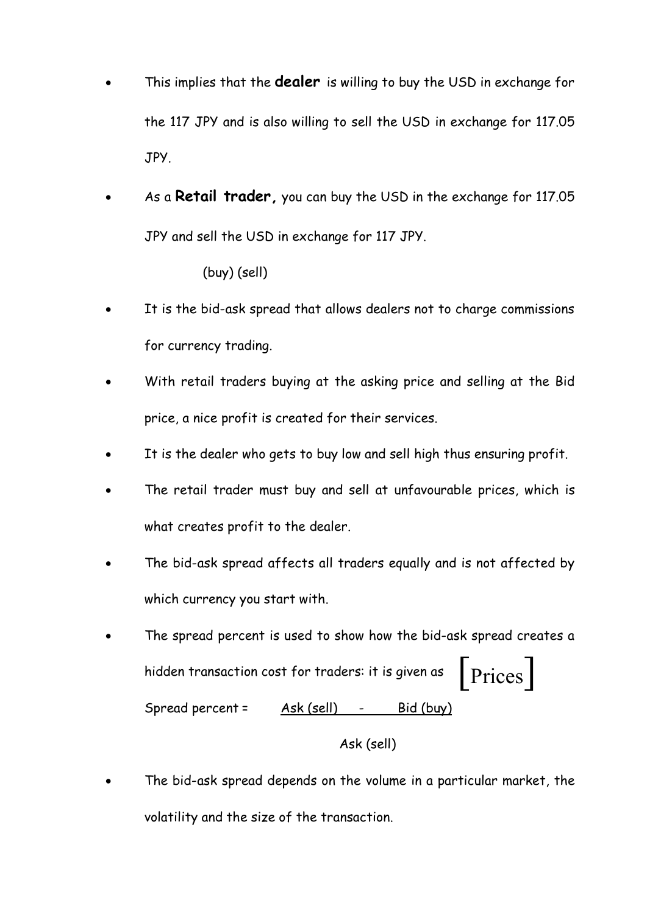- This implies that the **dealer** is willing to buy the USD in exchange for the 117 JPY and is also willing to sell the USD in exchange for 117.05 JPY.
- As a **Retail trader,** you can buy the USD in the exchange for 117.05 JPY and sell the USD in exchange for 117 JPY.

  (buy) (sell)

- It is the bid-ask spread that allows dealers not to charge commissions for currency trading.
- With retail traders buying at the asking price and selling at the Bid price, a nice profit is created for their services.
- It is the dealer who gets to buy low and sell high thus ensuring profit.
- The retail trader must buy and sell at unfavourable prices, which is what creates profit to the dealer.
- The bid-ask spread affects all traders equally and is not affected by which currency you start with.
- The spread percent is used to show how the bid-ask spread creates a hidden transaction cost for traders: it is given as $\left[\text{Prices}\right]$

  $$\text{Spread percent} = \frac{\text{Ask (sell)} - \text{Bid (buy)}}{\text{Ask (sell)}}$$

- The bid-ask spread depends on the volume in a particular market, the volatility and the size of the transaction.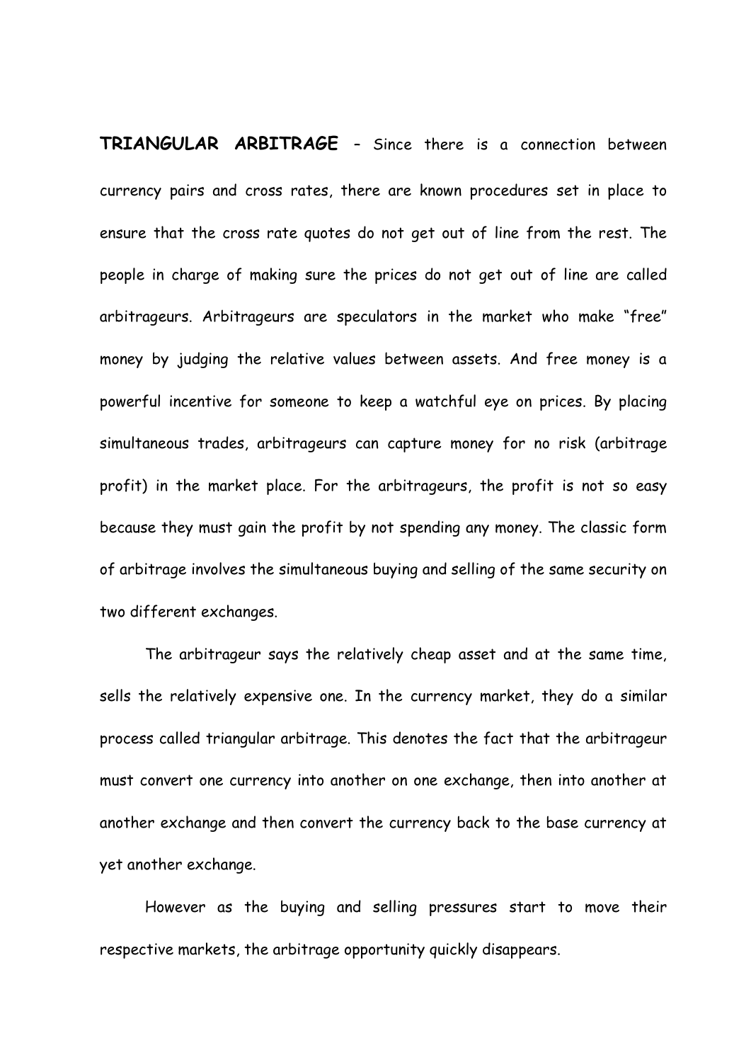**TRIANGULAR ARBITRAGE** – Since there is a connection between currency pairs and cross rates, there are known procedures set in place to ensure that the cross rate quotes do not get out of line from the rest. The people in charge of making sure the prices do not get out of line are called arbitrageurs. Arbitrageurs are speculators in the market who make "free" money by judging the relative values between assets. And free money is a powerful incentive for someone to keep a watchful eye on prices. By placing simultaneous trades, arbitrageurs can capture money for no risk (arbitrage profit) in the market place. For the arbitrageurs, the profit is not so easy because they must gain the profit by not spending any money. The classic form of arbitrage involves the simultaneous buying and selling of the same security on two different exchanges.

The arbitrageur says the relatively cheap asset and at the same time, sells the relatively expensive one. In the currency market, they do a similar process called triangular arbitrage. This denotes the fact that the arbitrageur must convert one currency into another on one exchange, then into another at another exchange and then convert the currency back to the base currency at yet another exchange.

However as the buying and selling pressures start to move their respective markets, the arbitrage opportunity quickly disappears.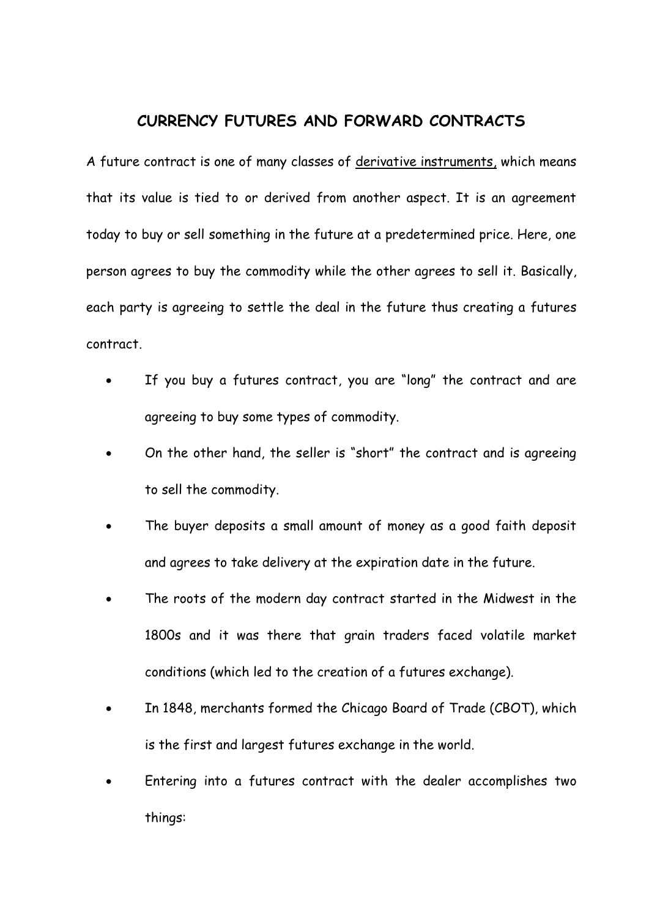## CURRENCY FUTURES AND FORWARD CONTRACTS

A future contract is one of many classes of derivative instruments, which means that its value is tied to or derived from another aspect. It is an agreement today to buy or sell something in the future at a predetermined price. Here, one person agrees to buy the commodity while the other agrees to sell it. Basically, each party is agreeing to settle the deal in the future thus creating a futures contract.

- If you buy a futures contract, you are "long" the contract and are agreeing to buy some types of commodity.
- On the other hand, the seller is "short" the contract and is agreeing to sell the commodity.
- The buyer deposits a small amount of money as a good faith deposit and agrees to take delivery at the expiration date in the future.
- The roots of the modern day contract started in the Midwest in the 1800s and it was there that grain traders faced volatile market conditions (which led to the creation of a futures exchange).
- In 1848, merchants formed the Chicago Board of Trade (CBOT), which is the first and largest futures exchange in the world.
- Entering into a futures contract with the dealer accomplishes two things: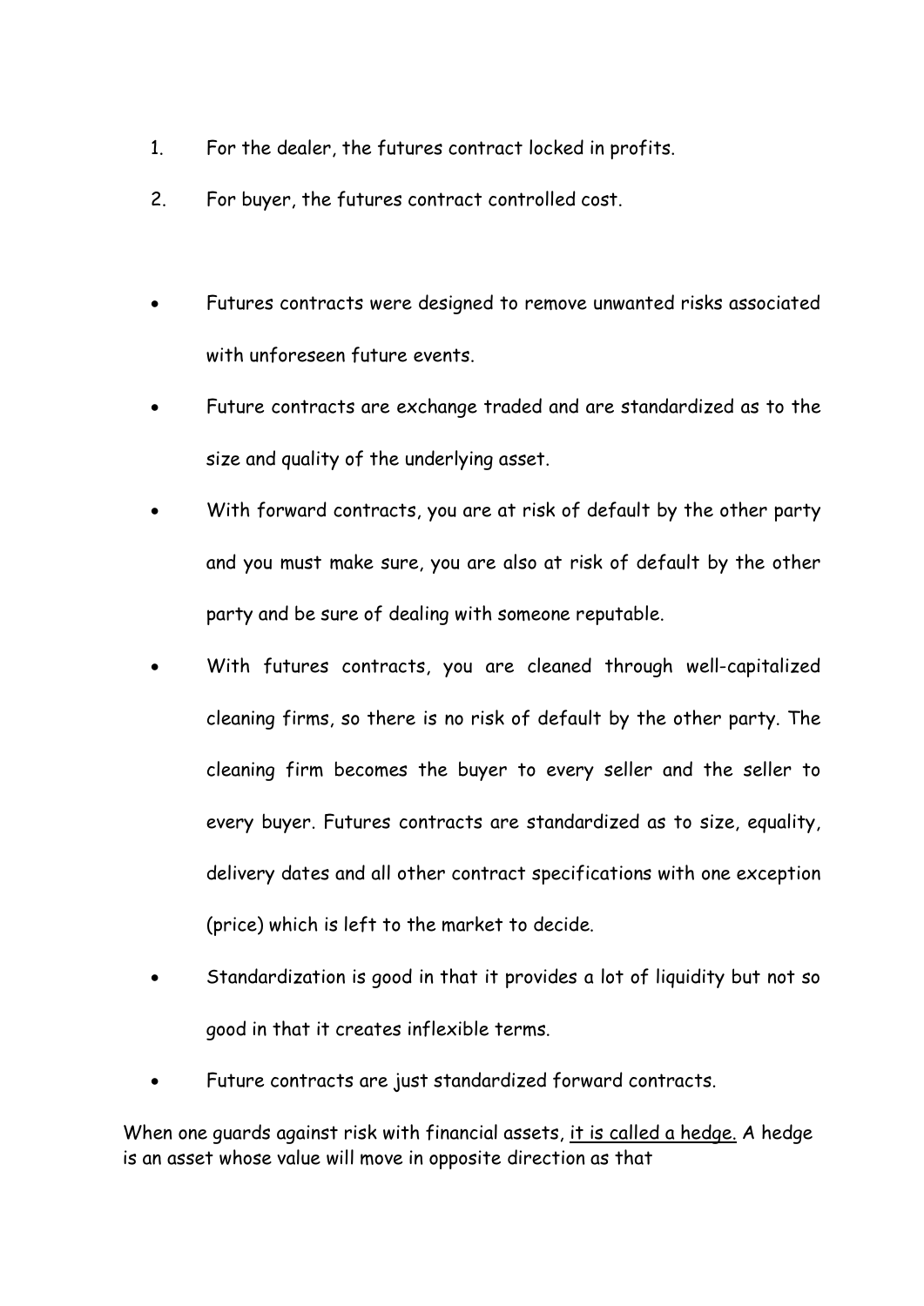1. For the dealer, the futures contract locked in profits.
2. For buyer, the futures contract controlled cost.

- Futures contracts were designed to remove unwanted risks associated with unforeseen future events.
- Future contracts are exchange traded and are standardized as to the size and quality of the underlying asset.
- With forward contracts, you are at risk of default by the other party and you must make sure, you are also at risk of default by the other party and be sure of dealing with someone reputable.
- With futures contracts, you are cleaned through well-capitalized cleaning firms, so there is no risk of default by the other party. The cleaning firm becomes the buyer to every seller and the seller to every buyer. Futures contracts are standardized as to size, equality, delivery dates and all other contract specifications with one exception (price) which is left to the market to decide.
- Standardization is good in that it provides a lot of liquidity but not so good in that it creates inflexible terms.
- Future contracts are just standardized forward contracts.

When one guards against risk with financial assets, <u>it is called a hedge.</u> A hedge is an asset whose value will move in opposite direction as that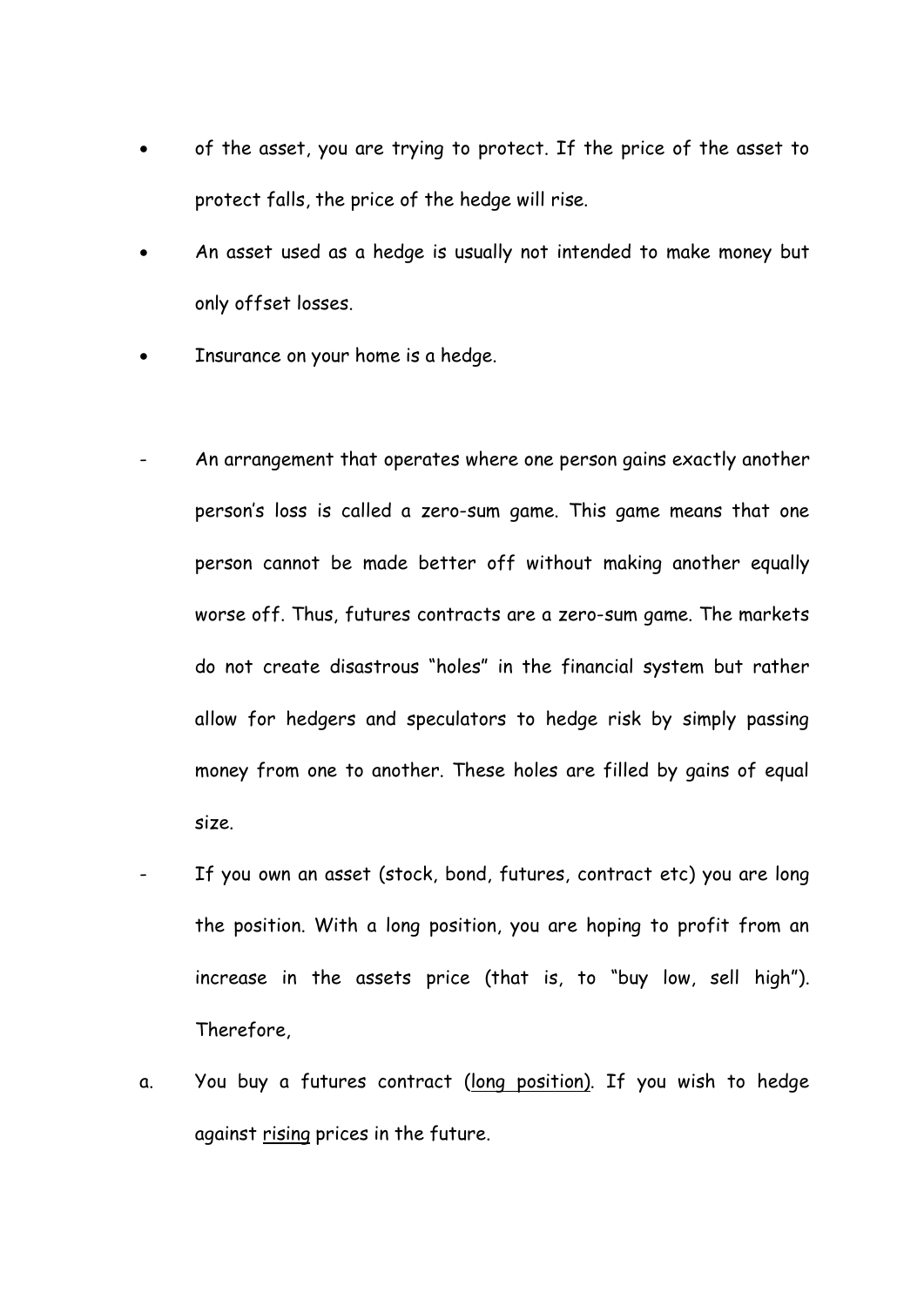- of the asset, you are trying to protect. If the price of the asset to protect falls, the price of the hedge will rise.
- An asset used as a hedge is usually not intended to make money but only offset losses.
- Insurance on your home is a hedge.

- An arrangement that operates where one person gains exactly another person's loss is called a zero-sum game. This game means that one person cannot be made better off without making another equally worse off. Thus, futures contracts are a zero-sum game. The markets do not create disastrous "holes" in the financial system but rather allow for hedgers and speculators to hedge risk by simply passing money from one to another. These holes are filled by gains of equal size.
- If you own an asset (stock, bond, futures, contract etc) you are long the position. With a long position, you are hoping to profit from an increase in the assets price (that is, to "buy low, sell high"). Therefore,

a. You buy a futures contract (<u>long position</u>). If you wish to hedge against <u>rising</u> prices in the future.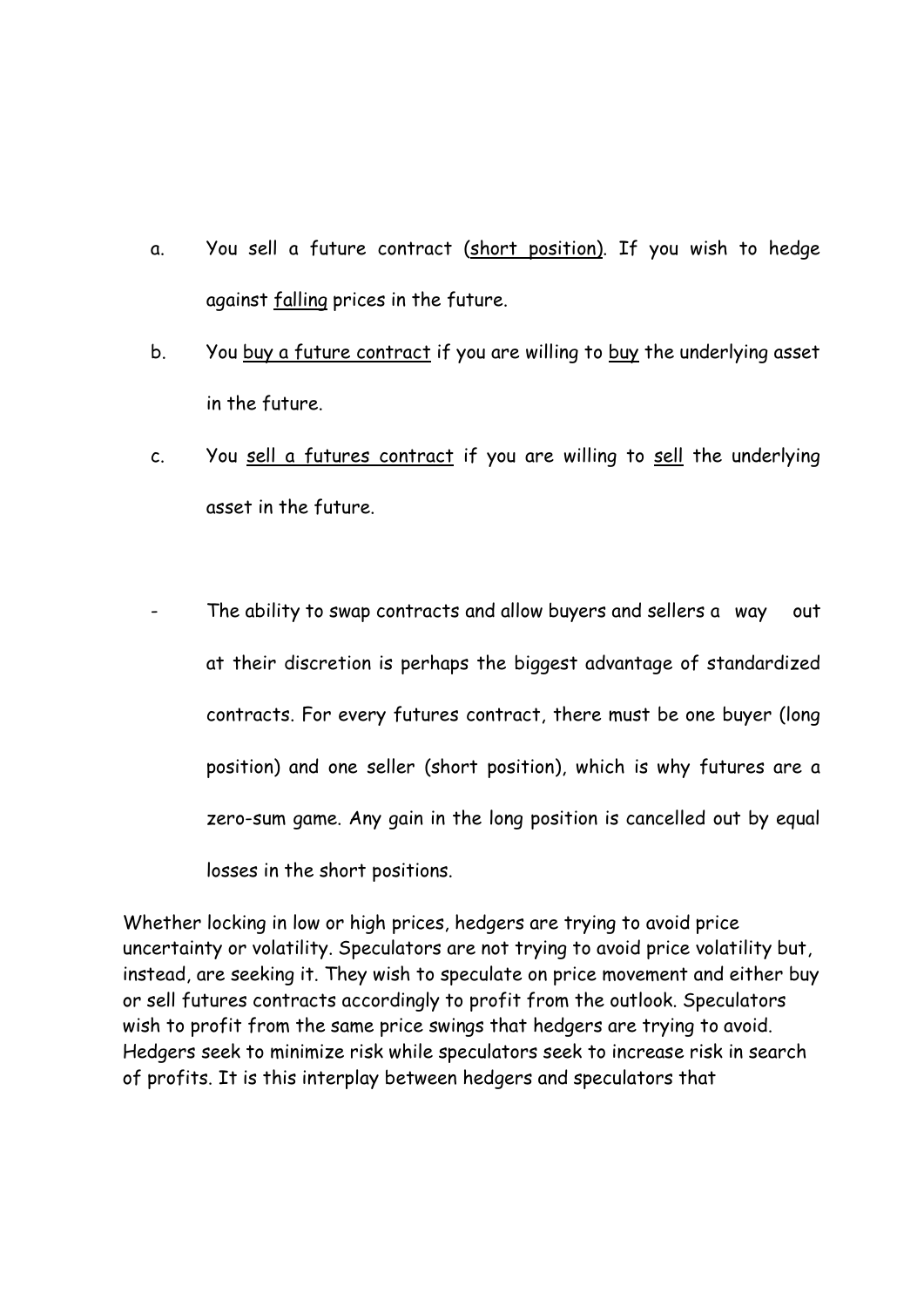a. You sell a future contract (<u>short position</u>). If you wish to hedge against <u>falling</u> prices in the future.

b. You <u>buy a future contract</u> if you are willing to <u>buy</u> the underlying asset in the future.

c. You <u>sell a futures contract</u> if you are willing to <u>sell</u> the underlying asset in the future.

- The ability to swap contracts and allow buyers and sellers a way out at their discretion is perhaps the biggest advantage of standardized contracts. For every futures contract, there must be one buyer (long position) and one seller (short position), which is why futures are a zero-sum game. Any gain in the long position is cancelled out by equal losses in the short positions.

Whether locking in low or high prices, hedgers are trying to avoid price uncertainty or volatility. Speculators are not trying to avoid price volatility but, instead, are seeking it. They wish to speculate on price movement and either buy or sell futures contracts accordingly to profit from the outlook. Speculators wish to profit from the same price swings that hedgers are trying to avoid. Hedgers seek to minimize risk while speculators seek to increase risk in search of profits. It is this interplay between hedgers and speculators that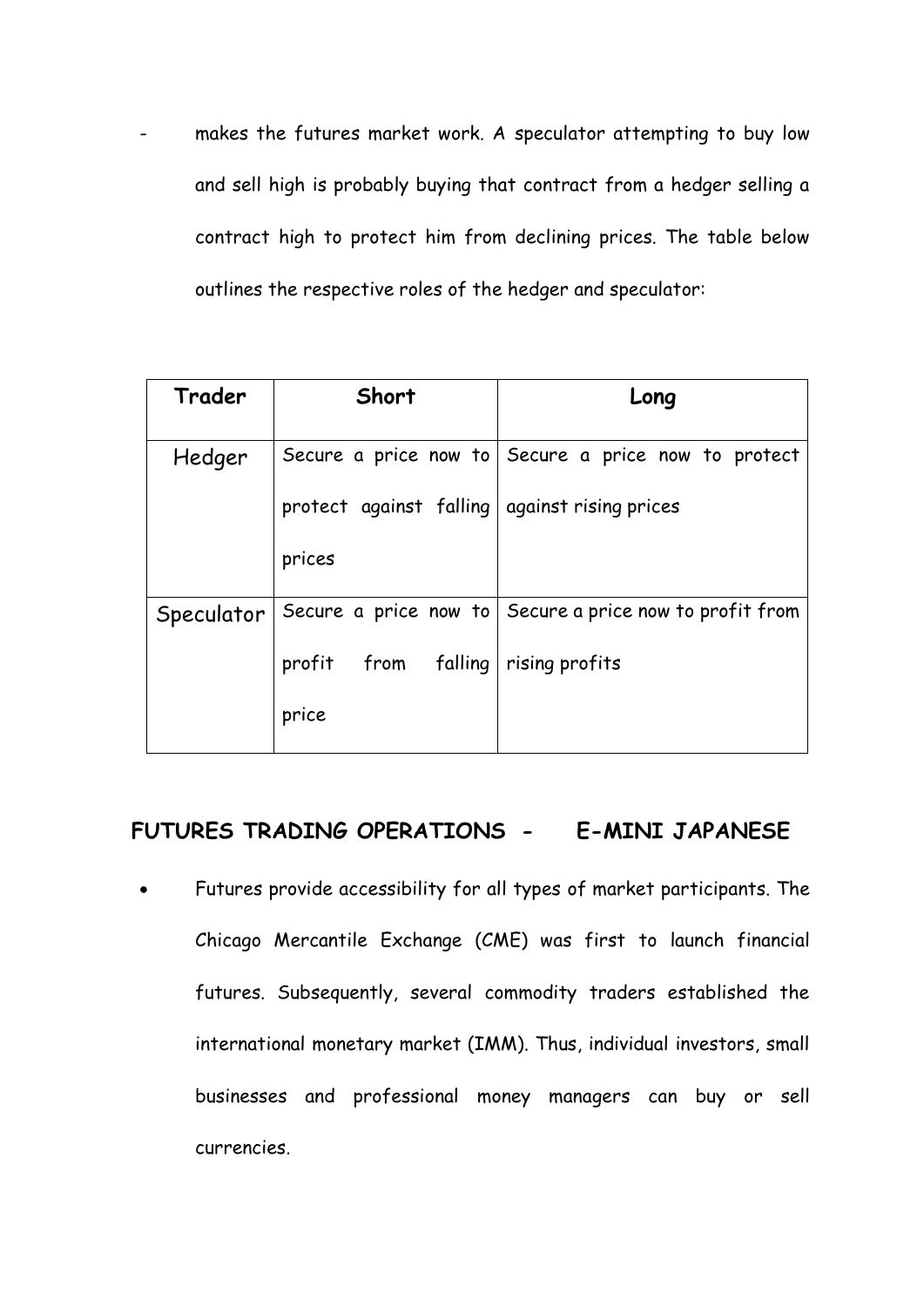- makes the futures market work. A speculator attempting to buy low and sell high is probably buying that contract from a hedger selling a contract high to protect him from declining prices. The table below outlines the respective roles of the hedger and speculator:

| Trader | Short | Long |
|---|---|---|
| Hedger | Secure a price now to protect against falling prices | Secure a price now to protect against rising prices |
| Speculator | Secure a price now to profit from falling price | Secure a price now to profit from rising profits |

## FUTURES TRADING OPERATIONS - E-MINI JAPANESE

- Futures provide accessibility for all types of market participants. The Chicago Mercantile Exchange (CME) was first to launch financial futures. Subsequently, several commodity traders established the international monetary market (IMM). Thus, individual investors, small businesses and professional money managers can buy or sell currencies.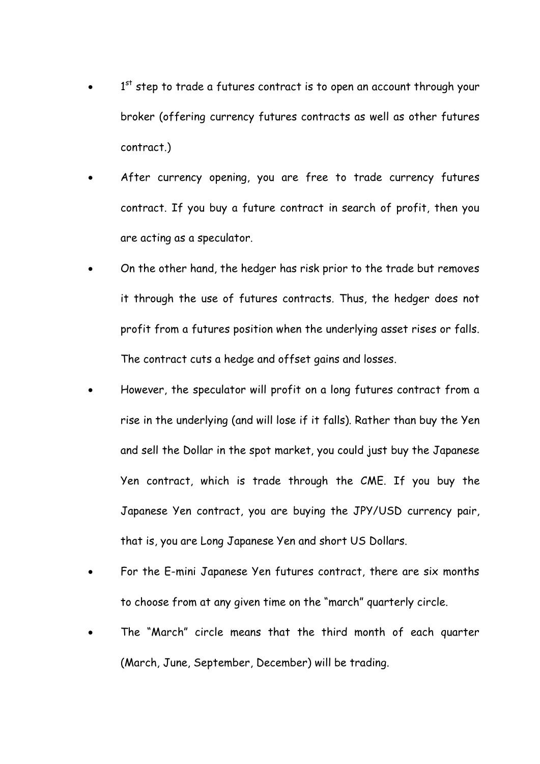- 1st step to trade a futures contract is to open an account through your broker (offering currency futures contracts as well as other futures contract.)
- After currency opening, you are free to trade currency futures contract. If you buy a future contract in search of profit, then you are acting as a speculator.
- On the other hand, the hedger has risk prior to the trade but removes it through the use of futures contracts. Thus, the hedger does not profit from a futures position when the underlying asset rises or falls. The contract cuts a hedge and offset gains and losses.
- However, the speculator will profit on a long futures contract from a rise in the underlying (and will lose if it falls). Rather than buy the Yen and sell the Dollar in the spot market, you could just buy the Japanese Yen contract, which is trade through the CME. If you buy the Japanese Yen contract, you are buying the JPY/USD currency pair, that is, you are Long Japanese Yen and short US Dollars.
- For the E-mini Japanese Yen futures contract, there are six months to choose from at any given time on the "march" quarterly circle.
- The "March" circle means that the third month of each quarter (March, June, September, December) will be trading.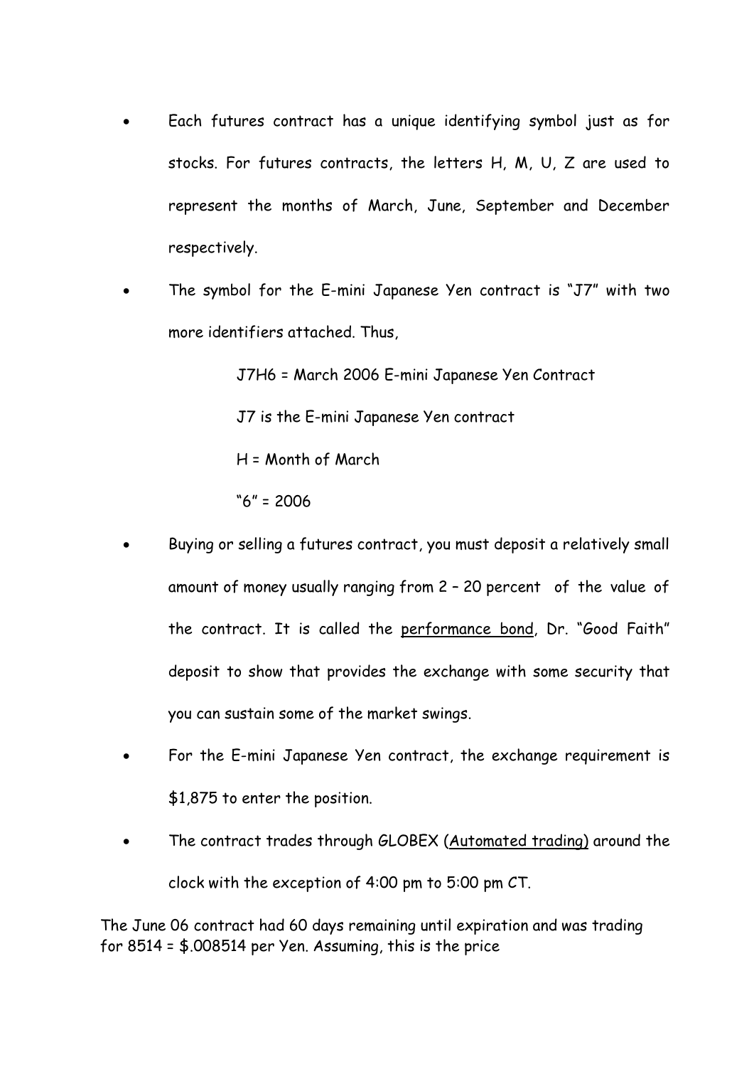- Each futures contract has a unique identifying symbol just as for stocks. For futures contracts, the letters H, M, U, Z are used to represent the months of March, June, September and December respectively.
- The symbol for the E-mini Japanese Yen contract is "J7" with two more identifiers attached. Thus,

  J7H6 = March 2006 E-mini Japanese Yen Contract

  J7 is the E-mini Japanese Yen contract

  H = Month of March

  "6" = 2006

- Buying or selling a futures contract, you must deposit a relatively small amount of money usually ranging from 2 – 20 percent of the value of the contract. It is called the performance bond, Dr. "Good Faith" deposit to show that provides the exchange with some security that you can sustain some of the market swings.
- For the E-mini Japanese Yen contract, the exchange requirement is $1,875 to enter the position.
- The contract trades through GLOBEX (Automated trading) around the clock with the exception of 4:00 pm to 5:00 pm CT.

The June 06 contract had 60 days remaining until expiration and was trading for 8514 = $.008514 per Yen. Assuming, this is the price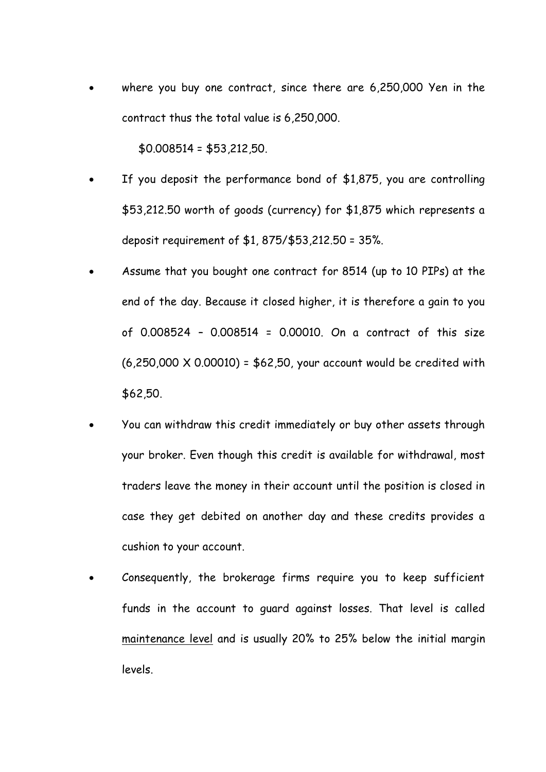- where you buy one contract, since there are 6,250,000 Yen in the contract thus the total value is 6,250,000.

  $0.008514 = $53,212,50.

- If you deposit the performance bond of $1,875, you are controlling $53,212.50 worth of goods (currency) for $1,875 which represents a deposit requirement of $1, 875/$53,212.50 = 35%.
- Assume that you bought one contract for 8514 (up to 10 PIPs) at the end of the day. Because it closed higher, it is therefore a gain to you of 0.008524 – 0.008514 = 0.00010. On a contract of this size (6,250,000 X 0.00010) = $62,50, your account would be credited with $62,50.
- You can withdraw this credit immediately or buy other assets through your broker. Even though this credit is available for withdrawal, most traders leave the money in their account until the position is closed in case they get debited on another day and these credits provides a cushion to your account.
- Consequently, the brokerage firms require you to keep sufficient funds in the account to guard against losses. That level is called maintenance level and is usually 20% to 25% below the initial margin levels.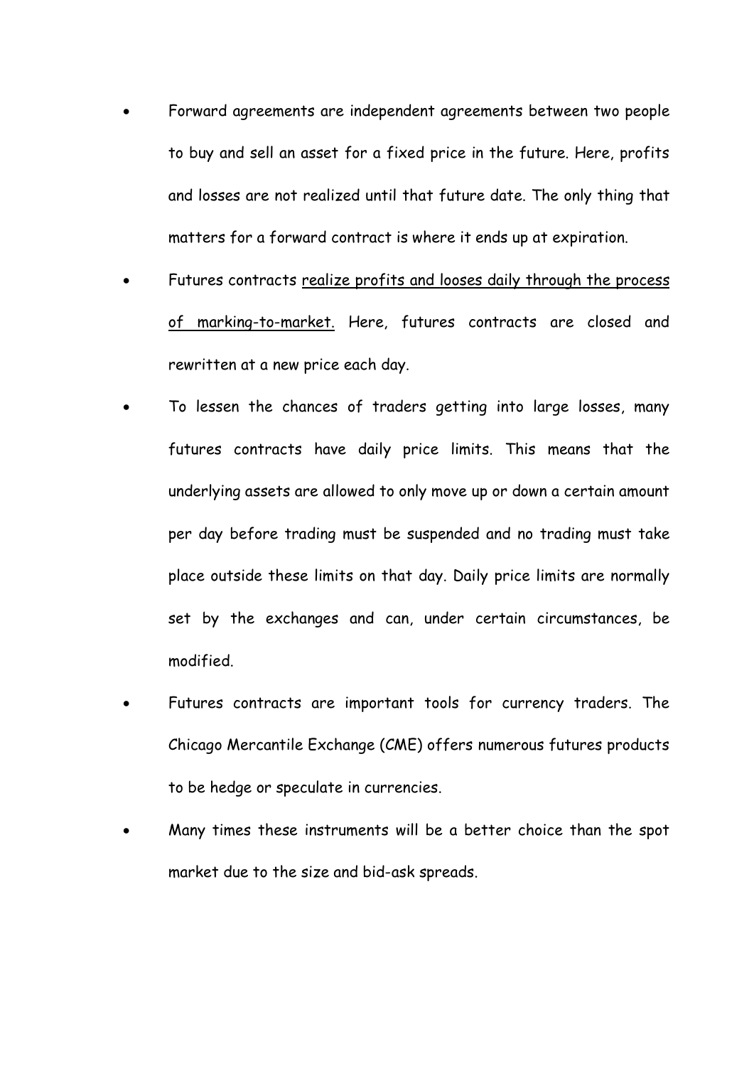- Forward agreements are independent agreements between two people to buy and sell an asset for a fixed price in the future. Here, profits and losses are not realized until that future date. The only thing that matters for a forward contract is where it ends up at expiration.
- Futures contracts <u>realize profits and looses daily through the process of marking-to-market.</u> Here, futures contracts are closed and rewritten at a new price each day.
- To lessen the chances of traders getting into large losses, many futures contracts have daily price limits. This means that the underlying assets are allowed to only move up or down a certain amount per day before trading must be suspended and no trading must take place outside these limits on that day. Daily price limits are normally set by the exchanges and can, under certain circumstances, be modified.
- Futures contracts are important tools for currency traders. The Chicago Mercantile Exchange (CME) offers numerous futures products to be hedge or speculate in currencies.
- Many times these instruments will be a better choice than the spot market due to the size and bid-ask spreads.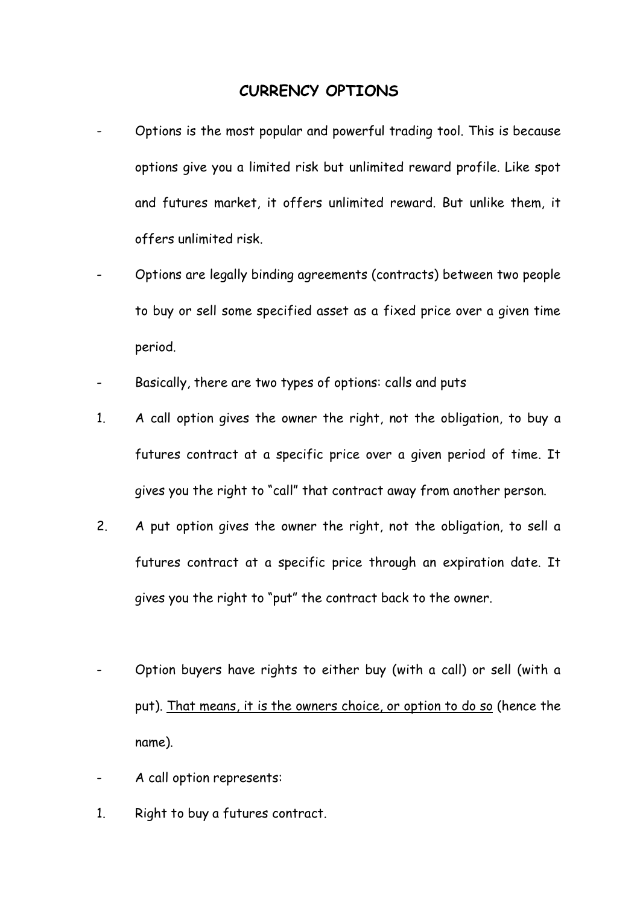# CURRENCY OPTIONS

- Options is the most popular and powerful trading tool. This is because options give you a limited risk but unlimited reward profile. Like spot and futures market, it offers unlimited reward. But unlike them, it offers unlimited risk.
- Options are legally binding agreements (contracts) between two people to buy or sell some specified asset as a fixed price over a given time period.
- Basically, there are two types of options: calls and puts

1. A call option gives the owner the right, not the obligation, to buy a futures contract at a specific price over a given period of time. It gives you the right to "call" that contract away from another person.
2. A put option gives the owner the right, not the obligation, to sell a futures contract at a specific price through an expiration date. It gives you the right to "put" the contract back to the owner.

- Option buyers have rights to either buy (with a call) or sell (with a put). <u>That means, it is the owners choice, or option to do so</u> (hence the name).
- A call option represents:

1. Right to buy a futures contract.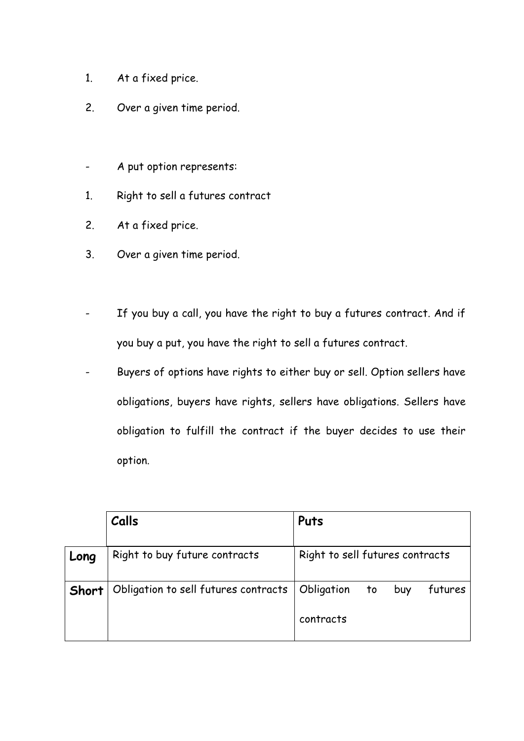1. At a fixed price.
2. Over a given time period.

- A put option represents:

1. Right to sell a futures contract
2. At a fixed price.
3. Over a given time period.

- If you buy a call, you have the right to buy a futures contract. And if you buy a put, you have the right to sell a futures contract.
- Buyers of options have rights to either buy or sell. Option sellers have obligations, buyers have rights, sellers have obligations. Sellers have obligation to fulfill the contract if the buyer decides to use their option.

| | **Calls** | **Puts** |
|---|---|---|
| **Long** | Right to buy future contracts | Right to sell futures contracts |
| **Short** | Obligation to sell futures contracts | Obligation to buy futures contracts |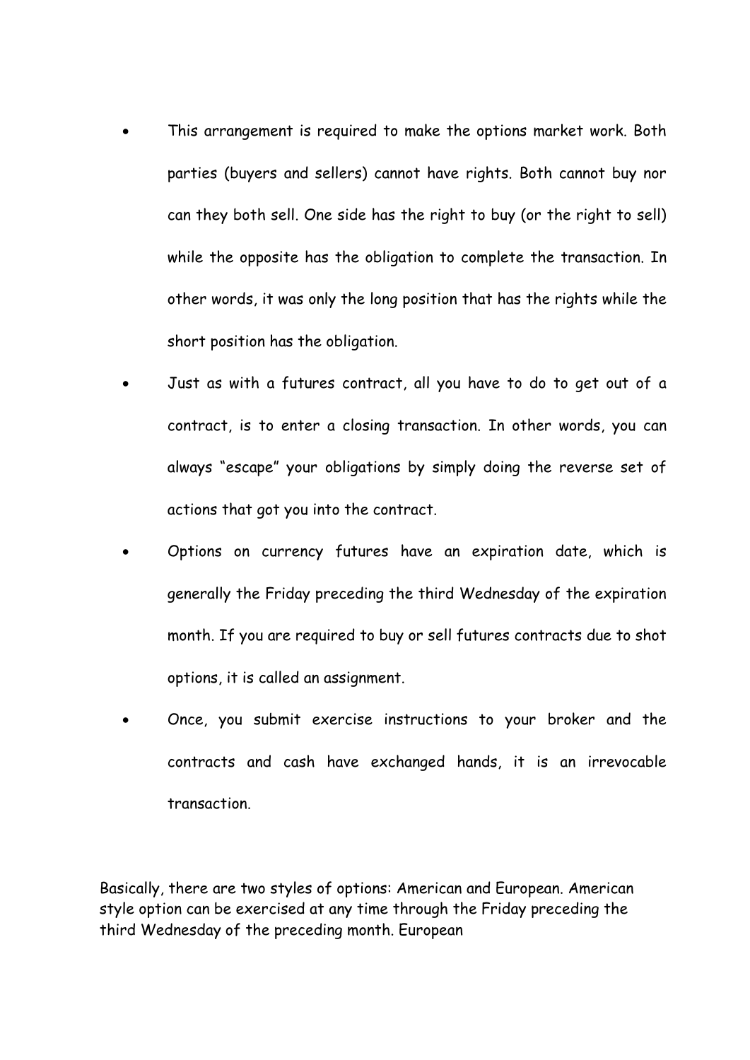- This arrangement is required to make the options market work. Both parties (buyers and sellers) cannot have rights. Both cannot buy nor can they both sell. One side has the right to buy (or the right to sell) while the opposite has the obligation to complete the transaction. In other words, it was only the long position that has the rights while the short position has the obligation.
- Just as with a futures contract, all you have to do to get out of a contract, is to enter a closing transaction. In other words, you can always "escape" your obligations by simply doing the reverse set of actions that got you into the contract.
- Options on currency futures have an expiration date, which is generally the Friday preceding the third Wednesday of the expiration month. If you are required to buy or sell futures contracts due to shot options, it is called an assignment.
- Once, you submit exercise instructions to your broker and the contracts and cash have exchanged hands, it is an irrevocable transaction.

Basically, there are two styles of options: American and European. American style option can be exercised at any time through the Friday preceding the third Wednesday of the preceding month. European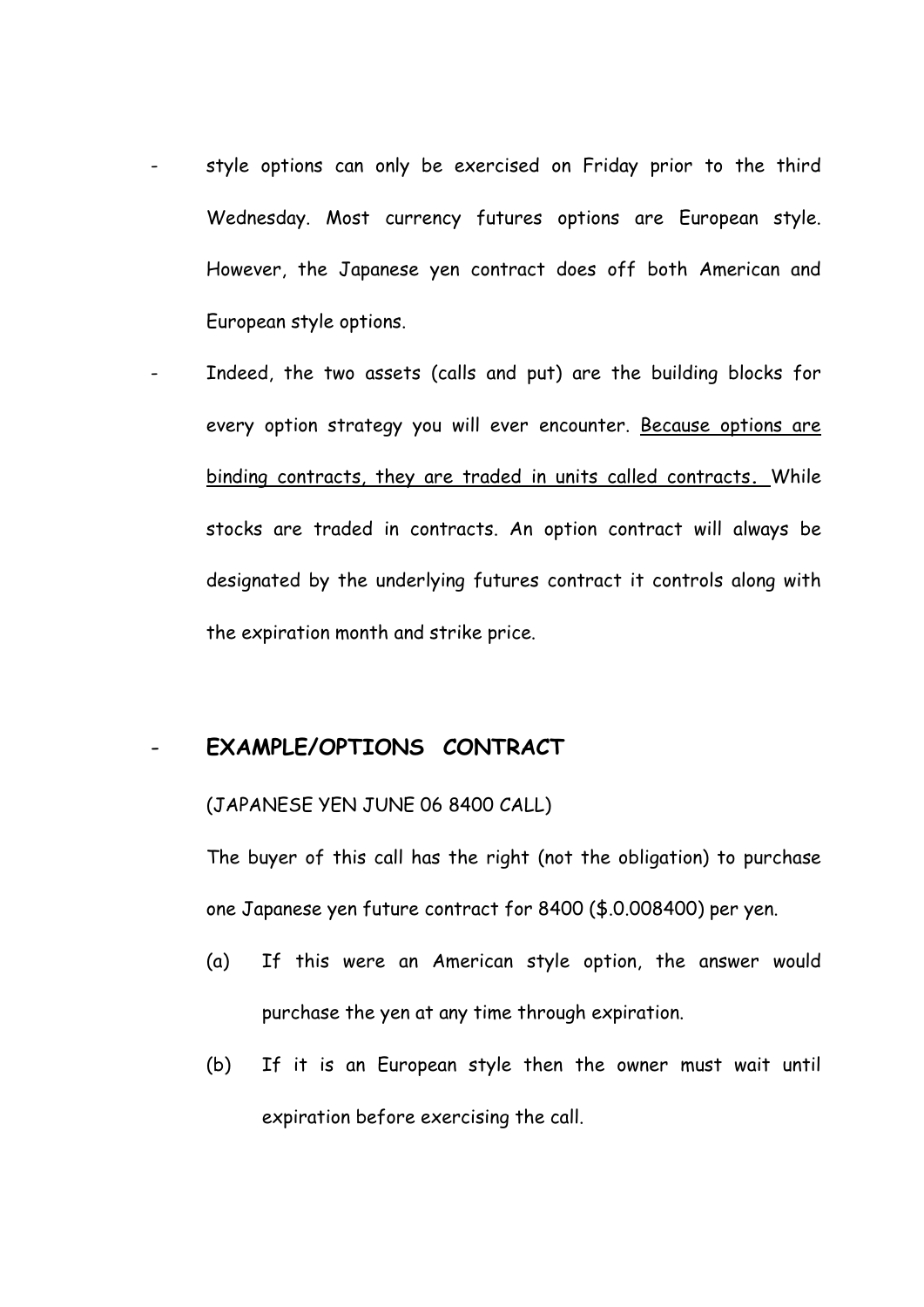- style options can only be exercised on Friday prior to the third Wednesday. Most currency futures options are European style. However, the Japanese yen contract does off both American and European style options.
- Indeed, the two assets (calls and put) are the building blocks for every option strategy you will ever encounter. <u>Because options are binding contracts, they are traded in units called contracts.</u> While stocks are traded in contracts. An option contract will always be designated by the underlying futures contract it controls along with the expiration month and strike price.

- **EXAMPLE/OPTIONS CONTRACT**

  (JAPANESE YEN JUNE 06 8400 CALL)

  The buyer of this call has the right (not the obligation) to purchase one Japanese yen future contract for 8400 ($.0.008400) per yen.

  (a) If this were an American style option, the answer would purchase the yen at any time through expiration.

  (b) If it is an European style then the owner must wait until expiration before exercising the call.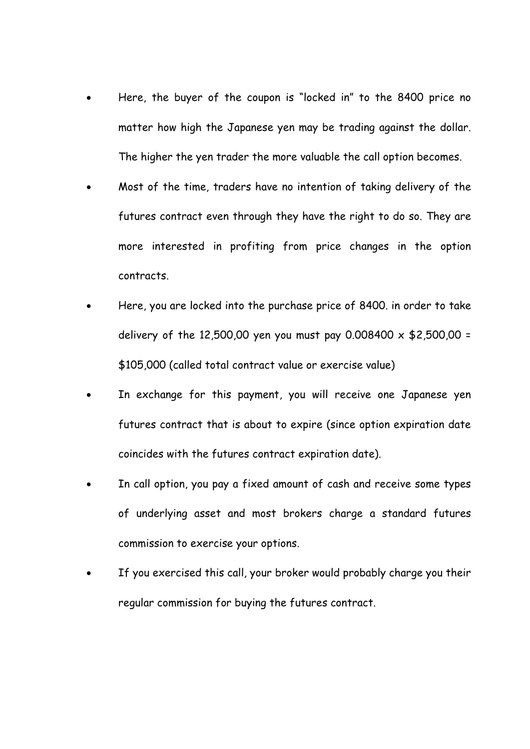- Here, the buyer of the coupon is "locked in" to the 8400 price no matter how high the Japanese yen may be trading against the dollar. The higher the yen trader the more valuable the call option becomes.
- Most of the time, traders have no intention of taking delivery of the futures contract even through they have the right to do so. They are more interested in profiting from price changes in the option contracts.
- Here, you are locked into the purchase price of 8400. in order to take delivery of the 12,500,00 yen you must pay 0.008400 x $2,500,00 = $105,000 (called total contract value or exercise value)
- In exchange for this payment, you will receive one Japanese yen futures contract that is about to expire (since option expiration date coincides with the futures contract expiration date).
- In call option, you pay a fixed amount of cash and receive some types of underlying asset and most brokers charge a standard futures commission to exercise your options.
- If you exercised this call, your broker would probably charge you their regular commission for buying the futures contract.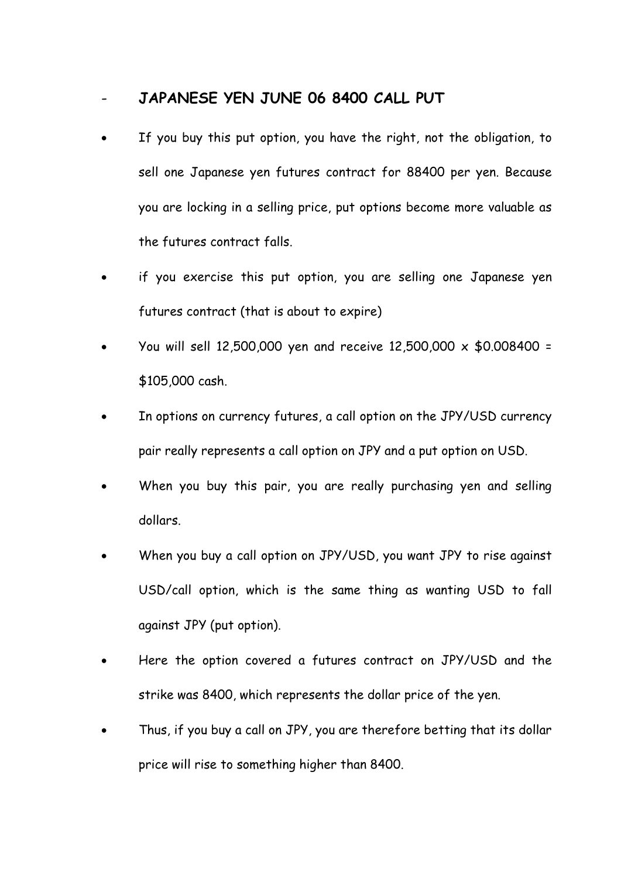- **JAPANESE YEN JUNE 06 8400 CALL PUT**

- If you buy this put option, you have the right, not the obligation, to sell one Japanese yen futures contract for 88400 per yen. Because you are locking in a selling price, put options become more valuable as the futures contract falls.
- if you exercise this put option, you are selling one Japanese yen futures contract (that is about to expire)
- You will sell 12,500,000 yen and receive 12,500,000 x $0.008400 = $105,000 cash.
- In options on currency futures, a call option on the JPY/USD currency pair really represents a call option on JPY and a put option on USD.
- When you buy this pair, you are really purchasing yen and selling dollars.
- When you buy a call option on JPY/USD, you want JPY to rise against USD/call option, which is the same thing as wanting USD to fall against JPY (put option).
- Here the option covered a futures contract on JPY/USD and the strike was 8400, which represents the dollar price of the yen.
- Thus, if you buy a call on JPY, you are therefore betting that its dollar price will rise to something higher than 8400.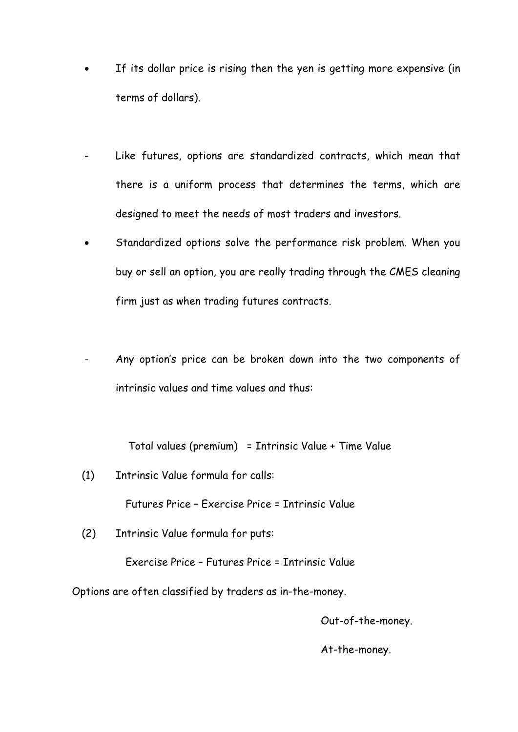- If its dollar price is rising then the yen is getting more expensive (in terms of dollars).

- Like futures, options are standardized contracts, which mean that there is a uniform process that determines the terms, which are designed to meet the needs of most traders and investors.
  - Standardized options solve the performance risk problem. When you buy or sell an option, you are really trading through the CMES cleaning firm just as when trading futures contracts.

- Any option's price can be broken down into the two components of intrinsic values and time values and thus:

Total values (premium) = Intrinsic Value + Time Value

(1) Intrinsic Value formula for calls:

Futures Price – Exercise Price = Intrinsic Value

(2) Intrinsic Value formula for puts:

Exercise Price – Futures Price = Intrinsic Value

Options are often classified by traders as in-the-money.

Out-of-the-money.

At-the-money.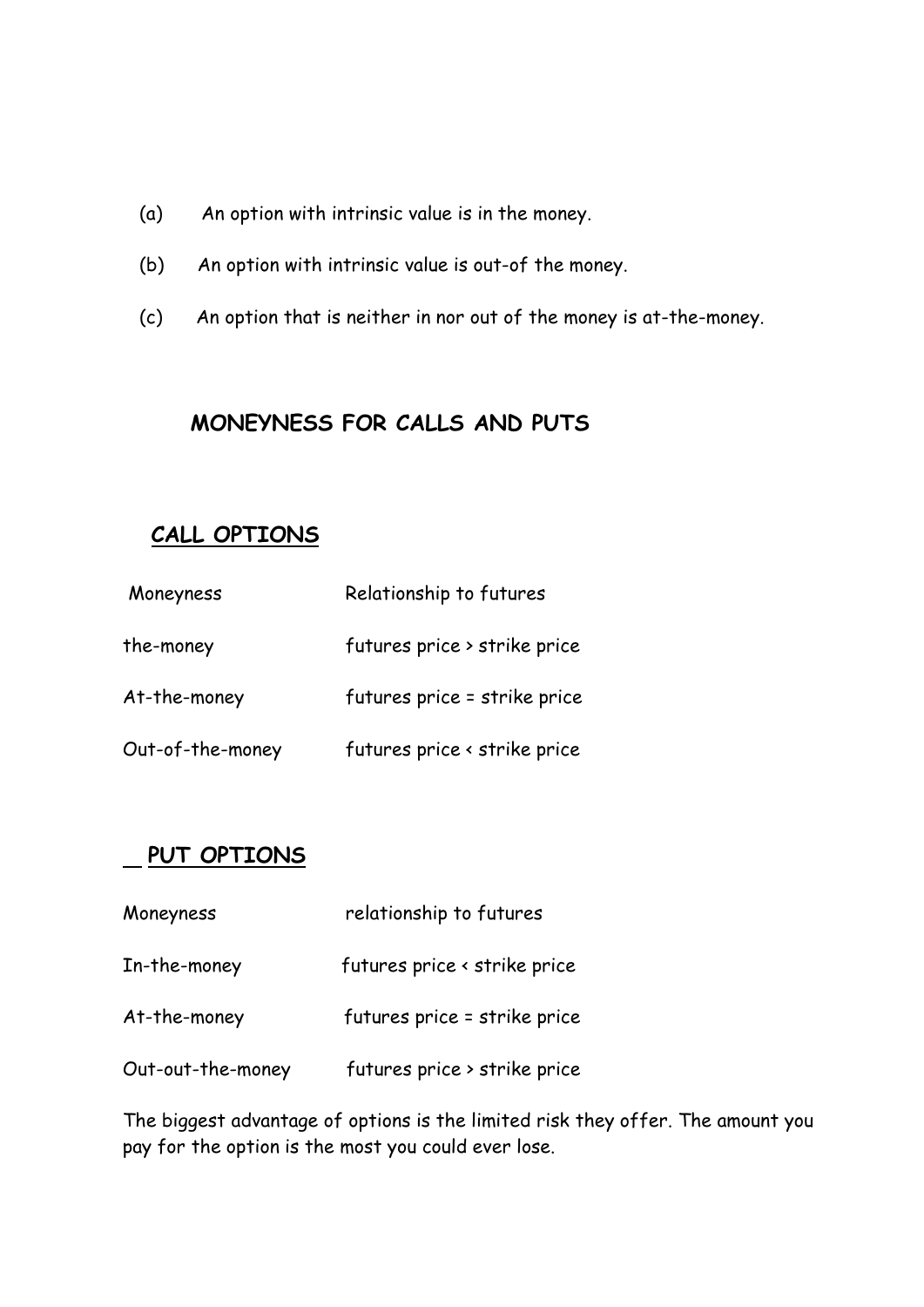(a) An option with intrinsic value is in the money.

(b) An option with intrinsic value is out-of the money.

(c) An option that is neither in nor out of the money is at-the-money.

## MONEYNESS FOR CALLS AND PUTS

### CALL OPTIONS

| Moneyness | Relationship to futures |
|---|---|
| the-money | futures price > strike price |
| At-the-money | futures price = strike price |
| Out-of-the-money | futures price < strike price |

### PUT OPTIONS

| Moneyness | relationship to futures |
|---|---|
| In-the-money | futures price < strike price |
| At-the-money | futures price = strike price |
| Out-out-the-money | futures price > strike price |

The biggest advantage of options is the limited risk they offer. The amount you pay for the option is the most you could ever lose.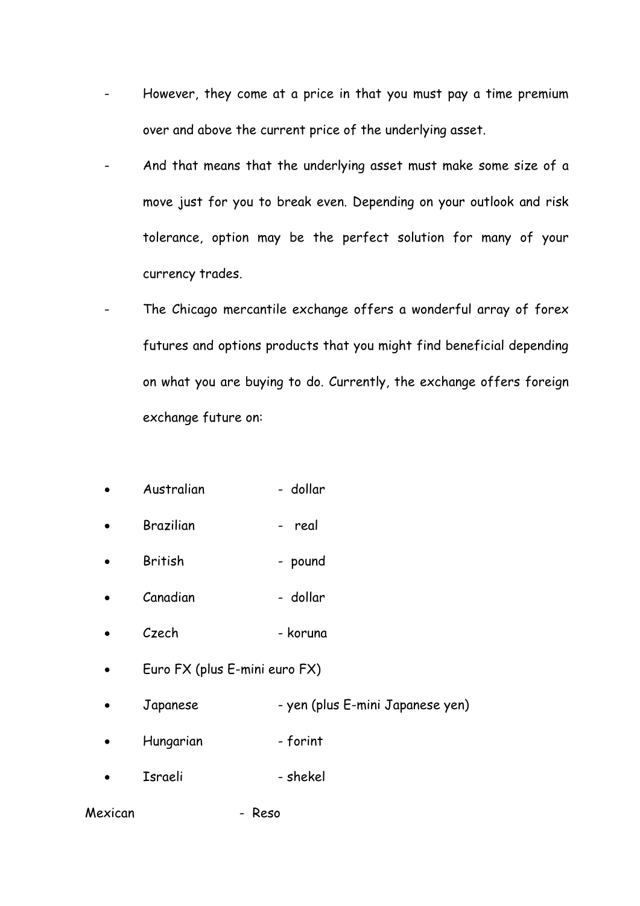- However, they come at a price in that you must pay a time premium over and above the current price of the underlying asset.
- And that means that the underlying asset must make some size of a move just for you to break even. Depending on your outlook and risk tolerance, option may be the perfect solution for many of your currency trades.
- The Chicago mercantile exchange offers a wonderful array of forex futures and options products that you might find beneficial depending on what you are buying to do. Currently, the exchange offers foreign exchange future on:

- Australian - dollar
- Brazilian - real
- British - pound
- Canadian - dollar
- Czech - koruna
- Euro FX (plus E-mini euro FX)
- Japanese - yen (plus E-mini Japanese yen)
- Hungarian - forint
- Israeli - shekel

Mexican - Reso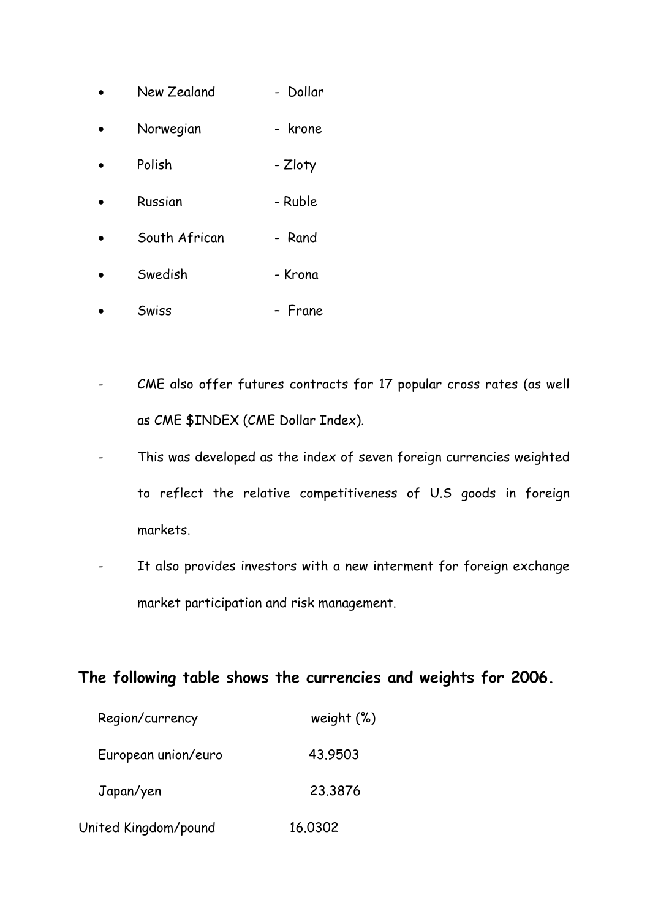- New Zealand - Dollar
- Norwegian - krone
- Polish - Zloty
- Russian - Ruble
- South African - Rand
- Swedish - Krona
- Swiss – Frane

- CME also offer futures contracts for 17 popular cross rates (as well as CME $INDEX (CME Dollar Index).
- This was developed as the index of seven foreign currencies weighted to reflect the relative competitiveness of U.S goods in foreign markets.
- It also provides investors with a new interment for foreign exchange market participation and risk management.

**The following table shows the currencies and weights for 2006.**

| Region/currency | weight (%) |
|---|---|
| European union/euro | 43.9503 |
| Japan/yen | 23.3876 |
| United Kingdom/pound | 16.0302 |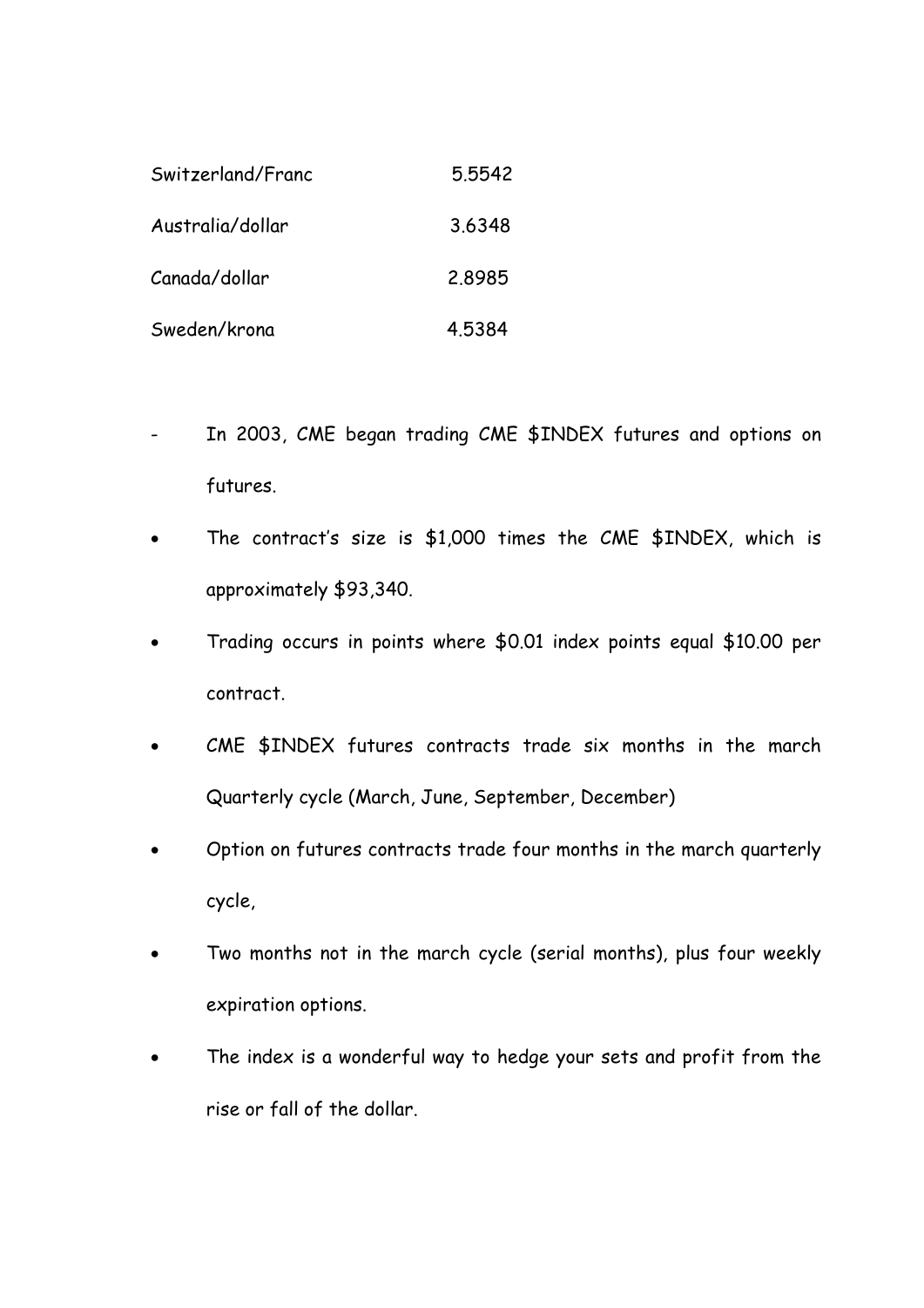| | |
|---|---|
| Switzerland/Franc | 5.5542 |
| Australia/dollar | 3.6348 |
| Canada/dollar | 2.8985 |
| Sweden/krona | 4.5384 |

- In 2003, CME began trading CME $INDEX futures and options on futures.

- The contract's size is $1,000 times the CME $INDEX, which is approximately $93,340.
- Trading occurs in points where $0.01 index points equal $10.00 per contract.
- CME $INDEX futures contracts trade six months in the march Quarterly cycle (March, June, September, December)
- Option on futures contracts trade four months in the march quarterly cycle,
- Two months not in the march cycle (serial months), plus four weekly expiration options.
- The index is a wonderful way to hedge your sets and profit from the rise or fall of the dollar.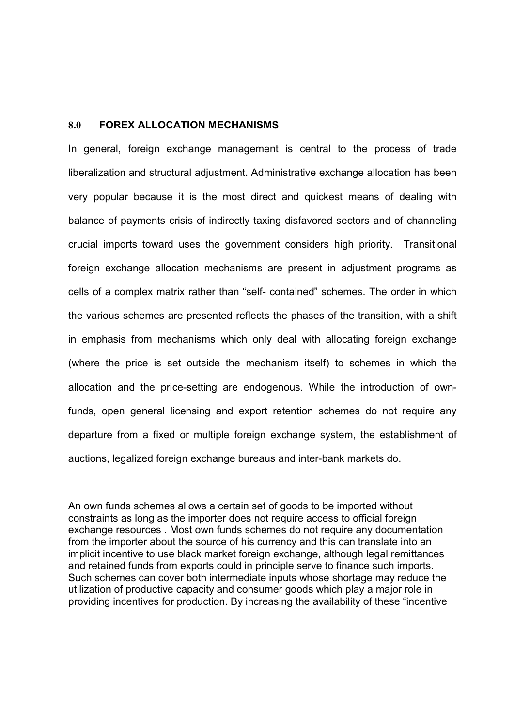## 8.0 FOREX ALLOCATION MECHANISMS

In general, foreign exchange management is central to the process of trade liberalization and structural adjustment. Administrative exchange allocation has been very popular because it is the most direct and quickest means of dealing with balance of payments crisis of indirectly taxing disfavored sectors and of channeling crucial imports toward uses the government considers high priority. Transitional foreign exchange allocation mechanisms are present in adjustment programs as cells of a complex matrix rather than "self- contained" schemes. The order in which the various schemes are presented reflects the phases of the transition, with a shift in emphasis from mechanisms which only deal with allocating foreign exchange (where the price is set outside the mechanism itself) to schemes in which the allocation and the price-setting are endogenous. While the introduction of own-funds, open general licensing and export retention schemes do not require any departure from a fixed or multiple foreign exchange system, the establishment of auctions, legalized foreign exchange bureaus and inter-bank markets do.

An own funds schemes allows a certain set of goods to be imported without constraints as long as the importer does not require access to official foreign exchange resources . Most own funds schemes do not require any documentation from the importer about the source of his currency and this can translate into an implicit incentive to use black market foreign exchange, although legal remittances and retained funds from exports could in principle serve to finance such imports. Such schemes can cover both intermediate inputs whose shortage may reduce the utilization of productive capacity and consumer goods which play a major role in providing incentives for production. By increasing the availability of these "incentive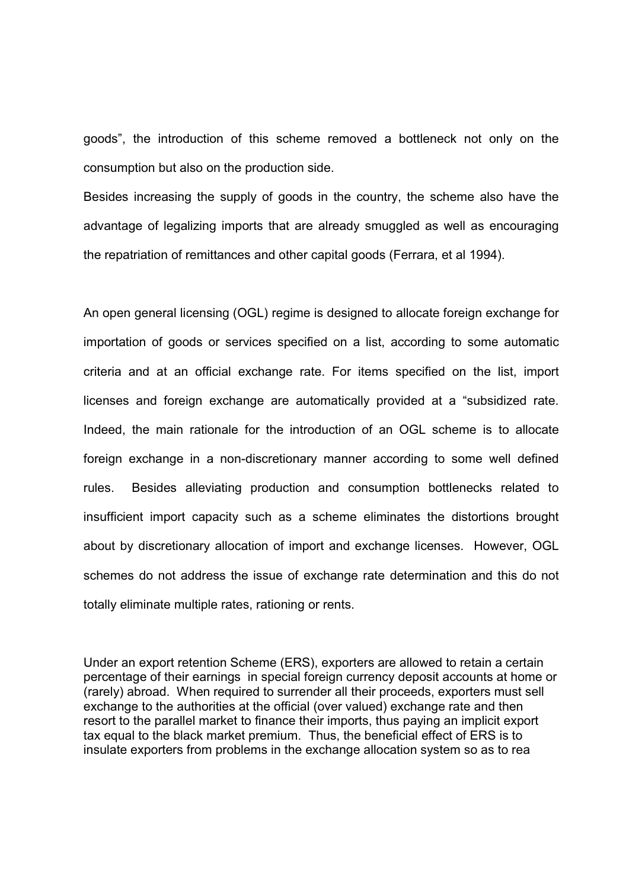goods", the introduction of this scheme removed a bottleneck not only on the consumption but also on the production side.

Besides increasing the supply of goods in the country, the scheme also have the advantage of legalizing imports that are already smuggled as well as encouraging the repatriation of remittances and other capital goods (Ferrara, et al 1994).

An open general licensing (OGL) regime is designed to allocate foreign exchange for importation of goods or services specified on a list, according to some automatic criteria and at an official exchange rate. For items specified on the list, import licenses and foreign exchange are automatically provided at a "subsidized rate. Indeed, the main rationale for the introduction of an OGL scheme is to allocate foreign exchange in a non-discretionary manner according to some well defined rules. Besides alleviating production and consumption bottlenecks related to insufficient import capacity such as a scheme eliminates the distortions brought about by discretionary allocation of import and exchange licenses. However, OGL schemes do not address the issue of exchange rate determination and this do not totally eliminate multiple rates, rationing or rents.

Under an export retention Scheme (ERS), exporters are allowed to retain a certain percentage of their earnings in special foreign currency deposit accounts at home or (rarely) abroad. When required to surrender all their proceeds, exporters must sell exchange to the authorities at the official (over valued) exchange rate and then resort to the parallel market to finance their imports, thus paying an implicit export tax equal to the black market premium. Thus, the beneficial effect of ERS is to insulate exporters from problems in the exchange allocation system so as to rea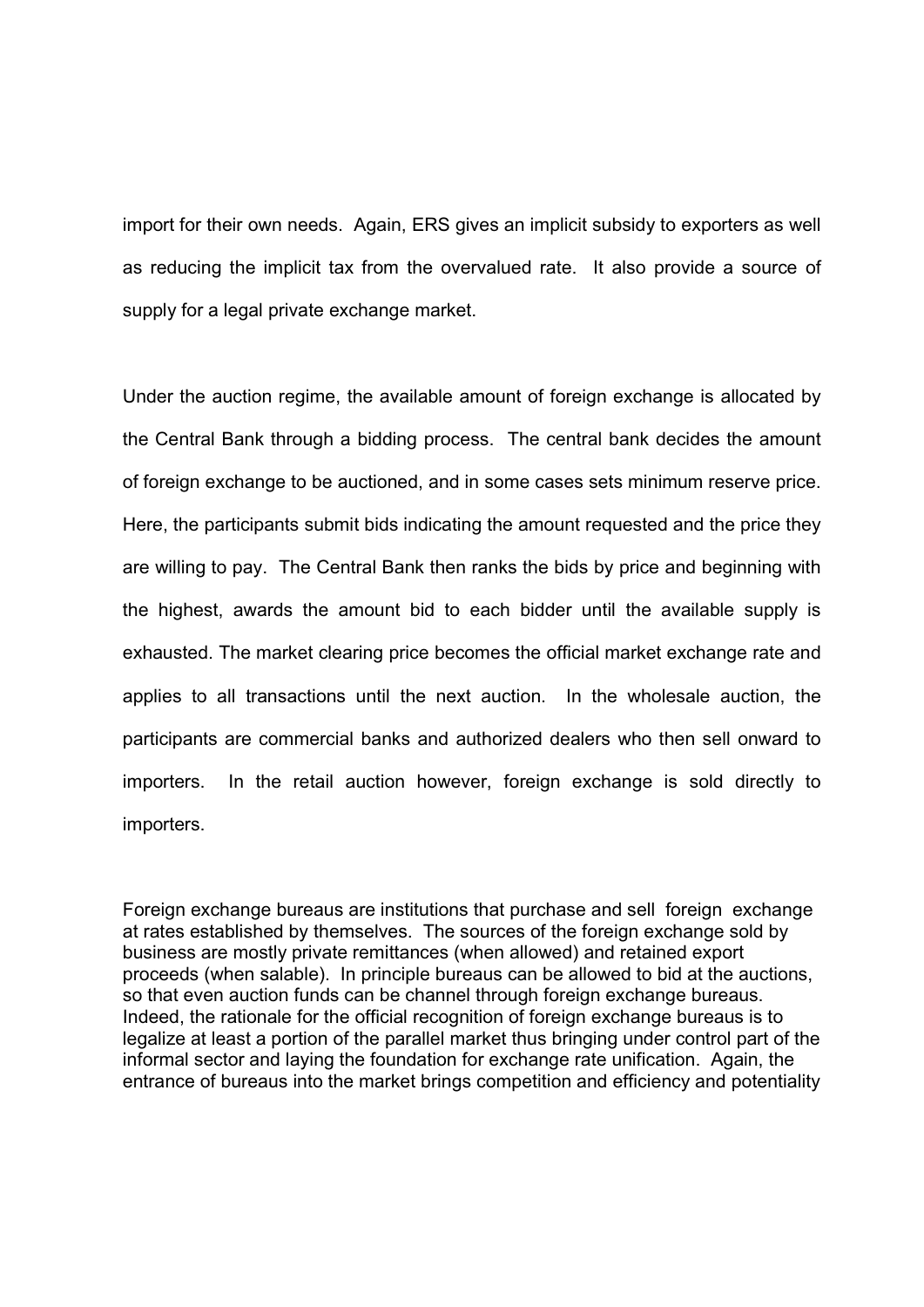import for their own needs. Again, ERS gives an implicit subsidy to exporters as well as reducing the implicit tax from the overvalued rate. It also provide a source of supply for a legal private exchange market.

Under the auction regime, the available amount of foreign exchange is allocated by the Central Bank through a bidding process. The central bank decides the amount of foreign exchange to be auctioned, and in some cases sets minimum reserve price. Here, the participants submit bids indicating the amount requested and the price they are willing to pay. The Central Bank then ranks the bids by price and beginning with the highest, awards the amount bid to each bidder until the available supply is exhausted. The market clearing price becomes the official market exchange rate and applies to all transactions until the next auction. In the wholesale auction, the participants are commercial banks and authorized dealers who then sell onward to importers. In the retail auction however, foreign exchange is sold directly to importers.

Foreign exchange bureaus are institutions that purchase and sell foreign exchange at rates established by themselves. The sources of the foreign exchange sold by business are mostly private remittances (when allowed) and retained export proceeds (when salable). In principle bureaus can be allowed to bid at the auctions, so that even auction funds can be channel through foreign exchange bureaus. Indeed, the rationale for the official recognition of foreign exchange bureaus is to legalize at least a portion of the parallel market thus bringing under control part of the informal sector and laying the foundation for exchange rate unification. Again, the entrance of bureaus into the market brings competition and efficiency and potentiality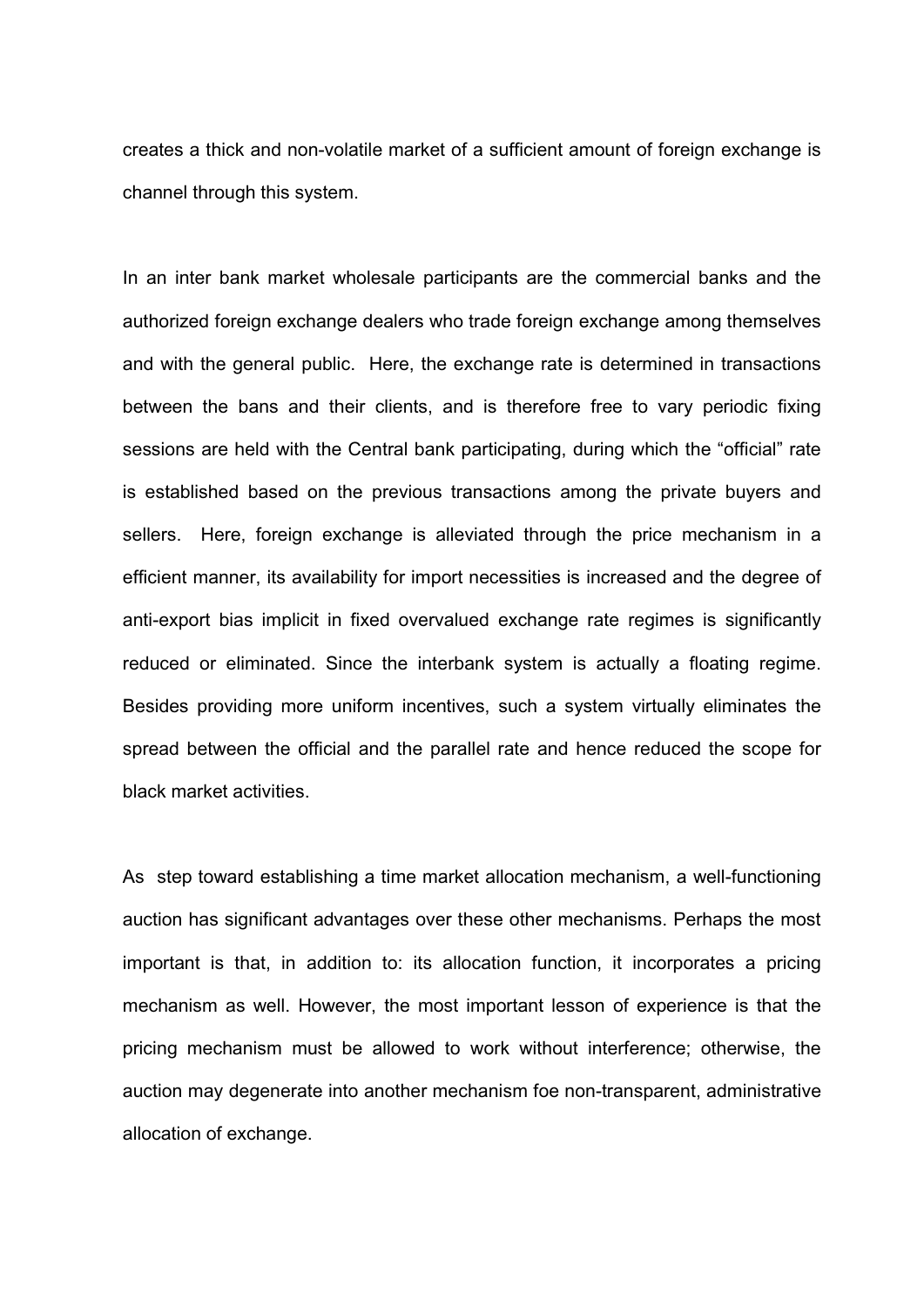creates a thick and non-volatile market of a sufficient amount of foreign exchange is channel through this system.

In an inter bank market wholesale participants are the commercial banks and the authorized foreign exchange dealers who trade foreign exchange among themselves and with the general public. Here, the exchange rate is determined in transactions between the bans and their clients, and is therefore free to vary periodic fixing sessions are held with the Central bank participating, during which the "official" rate is established based on the previous transactions among the private buyers and sellers. Here, foreign exchange is alleviated through the price mechanism in a efficient manner, its availability for import necessities is increased and the degree of anti-export bias implicit in fixed overvalued exchange rate regimes is significantly reduced or eliminated. Since the interbank system is actually a floating regime. Besides providing more uniform incentives, such a system virtually eliminates the spread between the official and the parallel rate and hence reduced the scope for black market activities.

As step toward establishing a time market allocation mechanism, a well-functioning auction has significant advantages over these other mechanisms. Perhaps the most important is that, in addition to: its allocation function, it incorporates a pricing mechanism as well. However, the most important lesson of experience is that the pricing mechanism must be allowed to work without interference; otherwise, the auction may degenerate into another mechanism foe non-transparent, administrative allocation of exchange.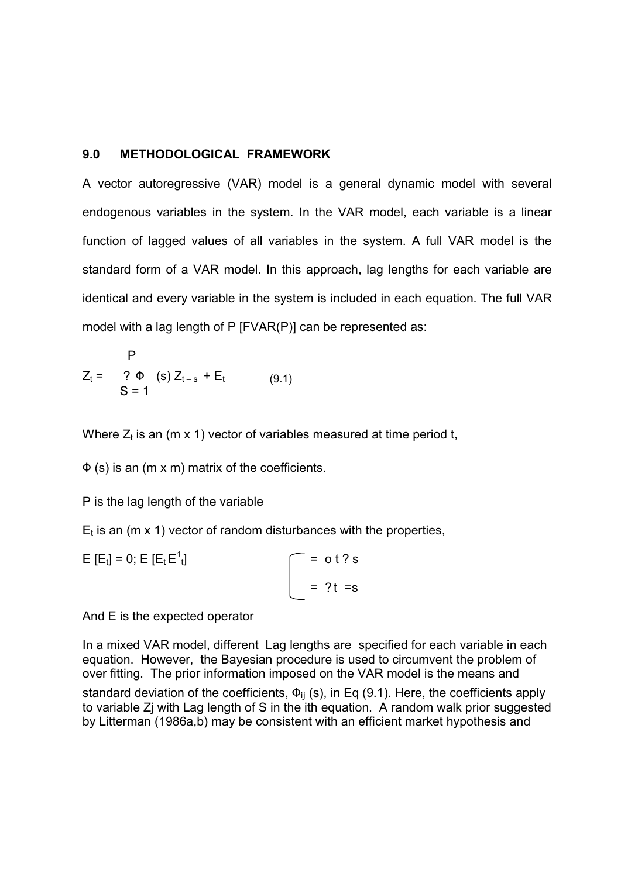## 9.0 METHODOLOGICAL FRAMEWORK

A vector autoregressive (VAR) model is a general dynamic model with several endogenous variables in the system. In the VAR model, each variable is a linear function of lagged values of all variables in the system. A full VAR model is the standard form of a VAR model. In this approach, lag lengths for each variable are identical and every variable in the system is included in each equation. The full VAR model with a lag length of P [FVAR(P)] can be represented as:

$$Z_t = \sum_{S=1}^{P} \Phi(s) Z_{t-s} + E_t \qquad (9.1)$$

Where $Z_t$ is an (m x 1) vector of variables measured at time period t,

$\Phi$ (s) is an (m x m) matrix of the coefficients.

P is the lag length of the variable

$E_t$ is an (m x 1) vector of random disturbances with the properties,

$$E[E_t] = 0; \; E[E_t E^1_t] \begin{cases} = o & t \neq s \\ = ? & t = s \end{cases}$$

And E is the expected operator

In a mixed VAR model, different Lag lengths are specified for each variable in each equation. However, the Bayesian procedure is used to circumvent the problem of over fitting. The prior information imposed on the VAR model is the means and standard deviation of the coefficients, $\Phi_{ij}$ (s), in Eq (9.1). Here, the coefficients apply to variable Zj with Lag length of S in the ith equation. A random walk prior suggested by Litterman (1986a,b) may be consistent with an efficient market hypothesis and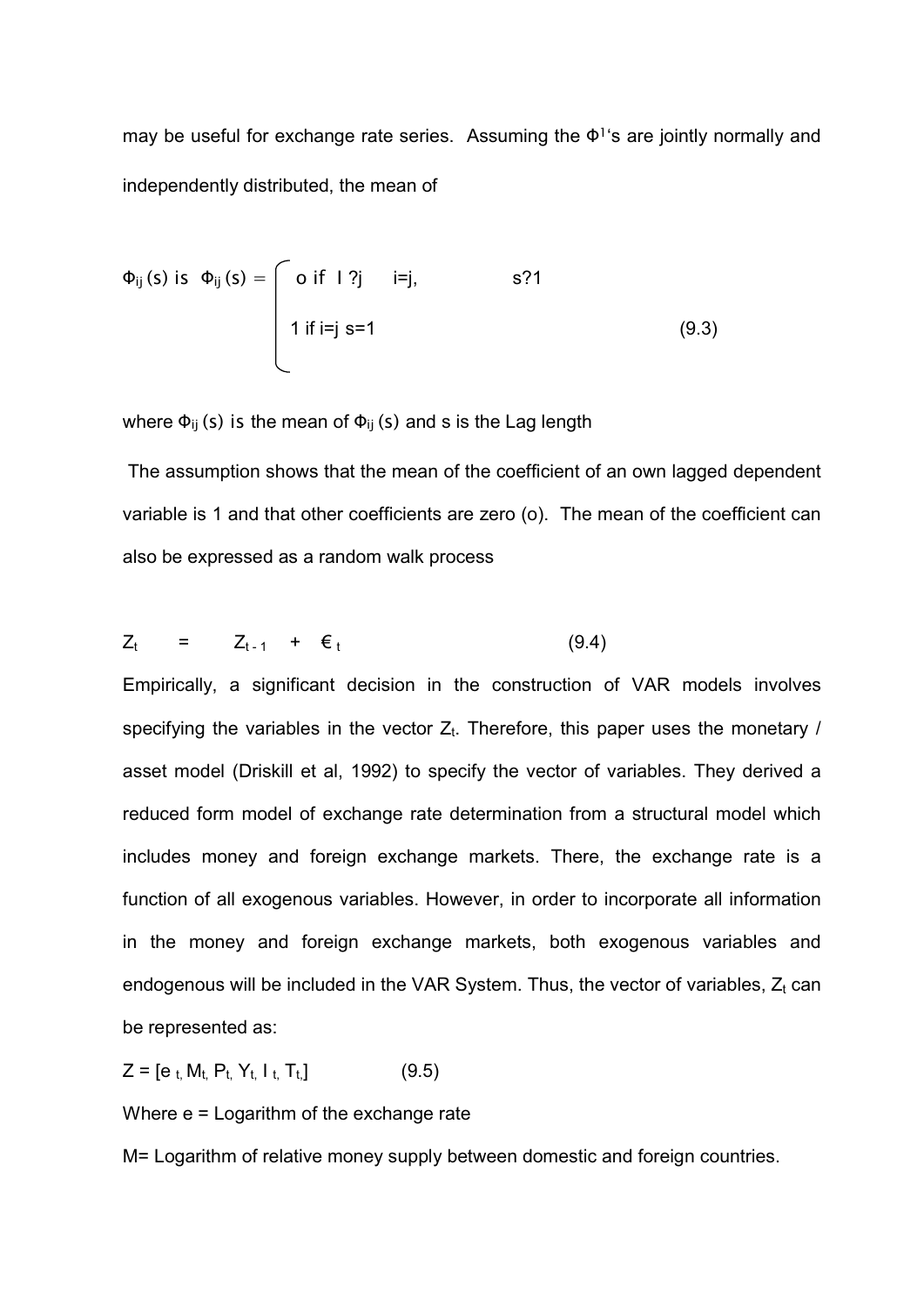may be useful for exchange rate series. Assuming the $\Phi^{1}$'s are jointly normally and independently distributed, the mean of

$$\Phi_{ij}(s) \text{ is } \Phi_{ij}(s) = \begin{cases} o \text{ if } I ?j \quad i=j, \quad s?1 \\ 1 \text{ if } i=j \ s=1 \end{cases} \quad (9.3)$$

where $\Phi_{ij}(s)$ is the mean of $\Phi_{ij}(s)$ and s is the Lag length

The assumption shows that the mean of the coefficient of an own lagged dependent variable is 1 and that other coefficients are zero (o). The mean of the coefficient can also be expressed as a random walk process

$$Z_t = Z_{t-1} + €_t \quad (9.4)$$

Empirically, a significant decision in the construction of VAR models involves specifying the variables in the vector $Z_t$. Therefore, this paper uses the monetary / asset model (Driskill et al, 1992) to specify the vector of variables. They derived a reduced form model of exchange rate determination from a structural model which includes money and foreign exchange markets. There, the exchange rate is a function of all exogenous variables. However, in order to incorporate all information in the money and foreign exchange markets, both exogenous variables and endogenous will be included in the VAR System. Thus, the vector of variables, $Z_t$ can be represented as:

$$Z = [e_t, M_t, P_t, Y_t, I_t, T_t] \quad (9.5)$$

Where e = Logarithm of the exchange rate

M= Logarithm of relative money supply between domestic and foreign countries.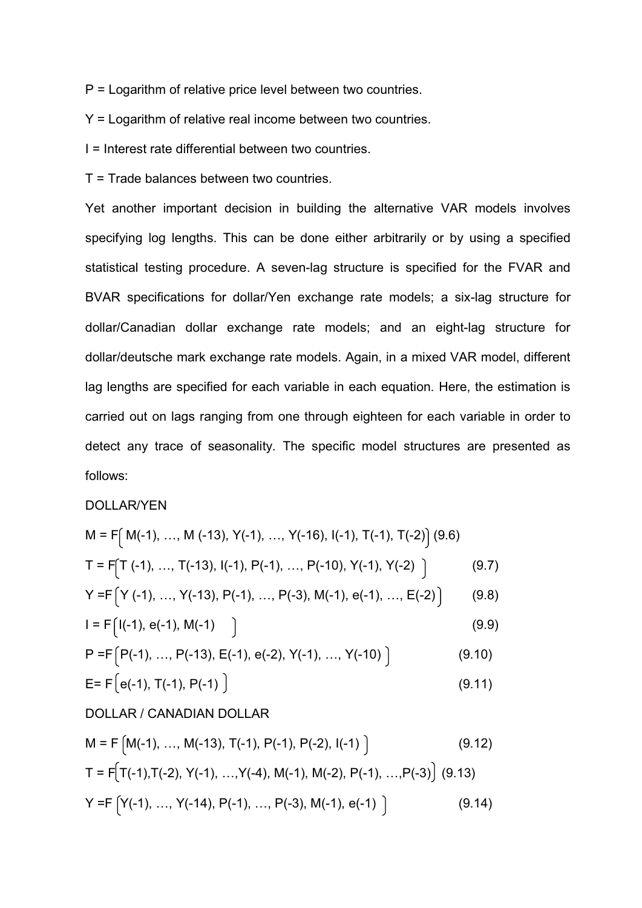P = Logarithm of relative price level between two countries.

Y = Logarithm of relative real income between two countries.

I = Interest rate differential between two countries.

T = Trade balances between two countries.

Yet another important decision in building the alternative VAR models involves specifying log lengths. This can be done either arbitrarily or by using a specified statistical testing procedure. A seven-lag structure is specified for the FVAR and BVAR specifications for dollar/Yen exchange rate models; a six-lag structure for dollar/Canadian dollar exchange rate models; and an eight-lag structure for dollar/deutsche mark exchange rate models. Again, in a mixed VAR model, different lag lengths are specified for each variable in each equation. Here, the estimation is carried out on lags ranging from one through eighteen for each variable in order to detect any trace of seasonality. The specific model structures are presented as follows:

DOLLAR/YEN

$$M = F\left[ M(-1), \ldots, M(-13), Y(-1), \ldots, Y(-16), I(-1), T(-1), T(-2) \right] \quad (9.6)$$

$$T = F\left[ T(-1), \ldots, T(-13), I(-1), P(-1), \ldots, P(-10), Y(-1), Y(-2) \right] \quad (9.7)$$

$$Y = F\left[ Y(-1), \ldots, Y(-13), P(-1), \ldots, P(-3), M(-1), e(-1), \ldots, E(-2) \right] \quad (9.8)$$

$$I = F\left[ I(-1), e(-1), M(-1) \right] \quad (9.9)$$

$$P = F\left[ P(-1), \ldots, P(-13), E(-1), e(-2), Y(-1), \ldots, Y(-10) \right] \quad (9.10)$$

$$E = F\left[ e(-1), T(-1), P(-1) \right] \quad (9.11)$$

DOLLAR / CANADIAN DOLLAR

$$M = F\left[ M(-1), \ldots, M(-13), T(-1), P(-1), P(-2), I(-1) \right] \quad (9.12)$$

$$T = F\left[ T(-1), T(-2), Y(-1), \ldots, Y(-4), M(-1), M(-2), P(-1), \ldots, P(-3) \right] \quad (9.13)$$

$$Y = F\left[ Y(-1), \ldots, Y(-14), P(-1), \ldots, P(-3), M(-1), e(-1) \right] \quad (9.14)$$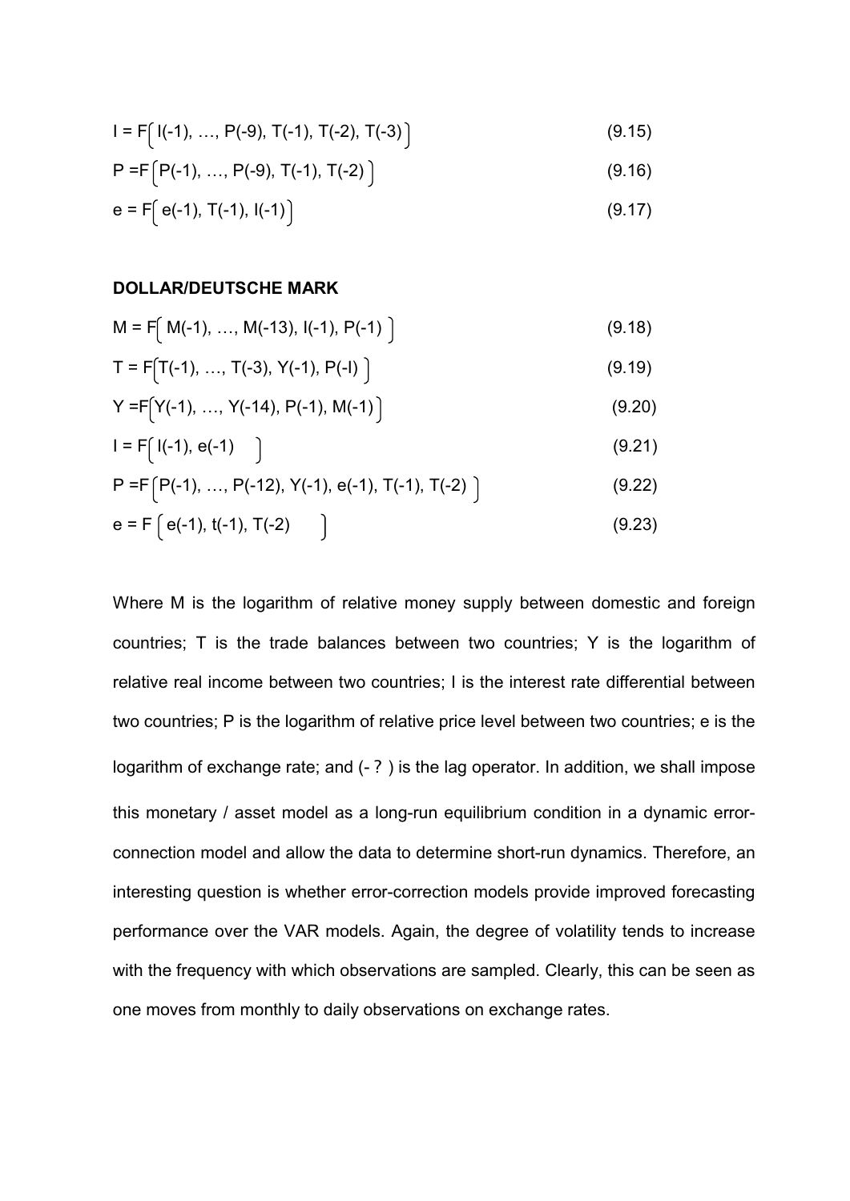$$I = F\left[ I(-1), \ldots, P(-9), T(-1), T(-2), T(-3) \right] \tag{9.15}$$

$$P = F\left[ P(-1), \ldots, P(-9), T(-1), T(-2) \right] \tag{9.16}$$

$$e = F\left[ e(-1), T(-1), I(-1) \right] \tag{9.17}$$

**DOLLAR/DEUTSCHE MARK**

$$M = F\left[ M(-1), \ldots, M(-13), I(-1), P(-1) \right] \tag{9.18}$$

$$T = F\left[ T(-1), \ldots, T(-3), Y(-1), P(-l) \right] \tag{9.19}$$

$$Y = F\left[ Y(-1), \ldots, Y(-14), P(-1), M(-1) \right] \tag{9.20}$$

$$I = F\left[ I(-1), e(-1) \right] \tag{9.21}$$

$$P = F\left[ P(-1), \ldots, P(-12), Y(-1), e(-1), T(-1), T(-2) \right] \tag{9.22}$$

$$e = F\left[ e(-1), t(-1), T(-2) \right] \tag{9.23}$$

Where M is the logarithm of relative money supply between domestic and foreign countries; T is the trade balances between two countries; Y is the logarithm of relative real income between two countries; I is the interest rate differential between two countries; P is the logarithm of relative price level between two countries; e is the logarithm of exchange rate; and (- ? ) is the lag operator. In addition, we shall impose this monetary / asset model as a long-run equilibrium condition in a dynamic error-connection model and allow the data to determine short-run dynamics. Therefore, an interesting question is whether error-correction models provide improved forecasting performance over the VAR models. Again, the degree of volatility tends to increase with the frequency with which observations are sampled. Clearly, this can be seen as one moves from monthly to daily observations on exchange rates.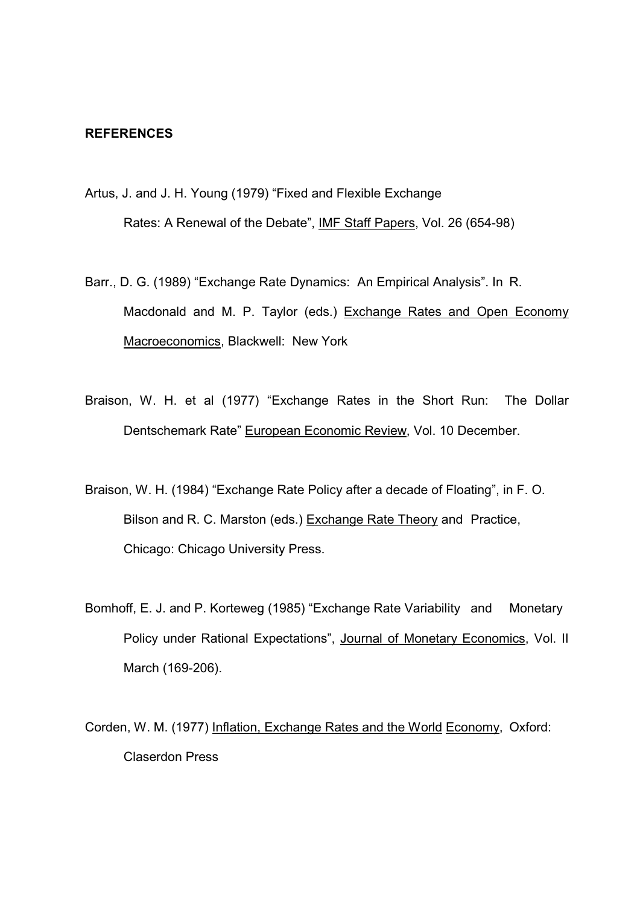## REFERENCES

Artus, J. and J. H. Young (1979) "Fixed and Flexible Exchange Rates: A Renewal of the Debate", <u>IMF Staff Papers</u>, Vol. 26 (654-98)

Barr., D. G. (1989) "Exchange Rate Dynamics: An Empirical Analysis". In R. Macdonald and M. P. Taylor (eds.) <u>Exchange Rates and Open Economy Macroeconomics</u>, Blackwell: New York

Braison, W. H. et al (1977) "Exchange Rates in the Short Run: The Dollar Dentschemark Rate" <u>European Economic Review</u>, Vol. 10 December.

Braison, W. H. (1984) "Exchange Rate Policy after a decade of Floating", in F. O. Bilson and R. C. Marston (eds.) <u>Exchange Rate Theory</u> and Practice, Chicago: Chicago University Press.

Bomhoff, E. J. and P. Korteweg (1985) "Exchange Rate Variability and Monetary Policy under Rational Expectations", <u>Journal of Monetary Economics</u>, Vol. II March (169-206).

Corden, W. M. (1977) <u>Inflation, Exchange Rates and the World Economy</u>, Oxford: Claserdon Press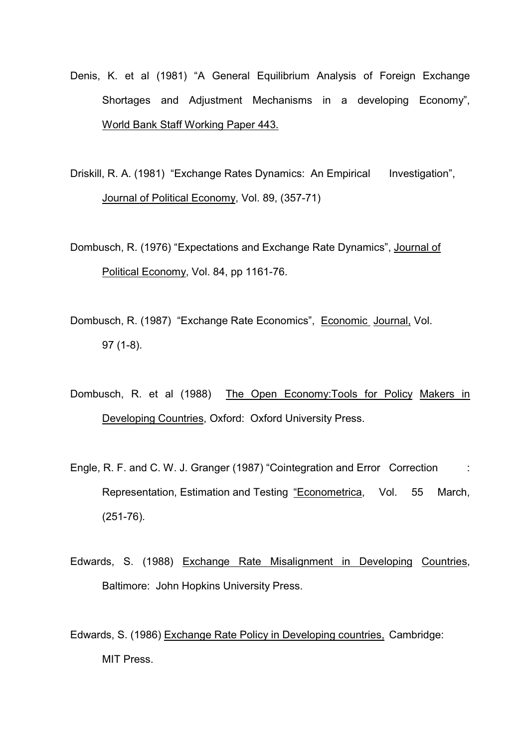Denis, K. et al (1981) "A General Equilibrium Analysis of Foreign Exchange Shortages and Adjustment Mechanisms in a developing Economy", World Bank Staff Working Paper 443.

Driskill, R. A. (1981) "Exchange Rates Dynamics: An Empirical Investigation", Journal of Political Economy, Vol. 89, (357-71)

Dombusch, R. (1976) "Expectations and Exchange Rate Dynamics", Journal of Political Economy, Vol. 84, pp 1161-76.

Dombusch, R. (1987) "Exchange Rate Economics", Economic Journal, Vol. 97 (1-8).

Dombusch, R. et al (1988) The Open Economy:Tools for Policy Makers in Developing Countries, Oxford: Oxford University Press.

Engle, R. F. and C. W. J. Granger (1987) "Cointegration and Error Correction : Representation, Estimation and Testing "Econometrica, Vol. 55 March, (251-76).

Edwards, S. (1988) Exchange Rate Misalignment in Developing Countries, Baltimore: John Hopkins University Press.

Edwards, S. (1986) Exchange Rate Policy in Developing countries, Cambridge: MIT Press.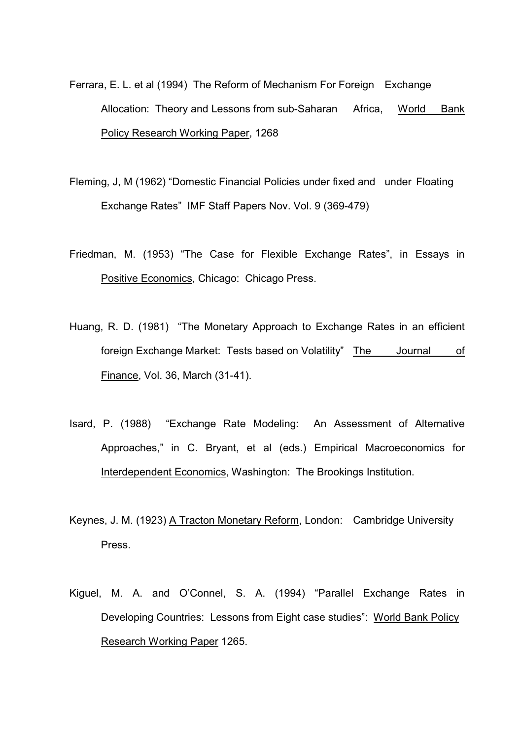Ferrara, E. L. et al (1994) The Reform of Mechanism For Foreign Exchange Allocation: Theory and Lessons from sub-Saharan Africa, <u>World Bank Policy Research Working Paper</u>, 1268

Fleming, J, M (1962) "Domestic Financial Policies under fixed and under Floating Exchange Rates" IMF Staff Papers Nov. Vol. 9 (369-479)

Friedman, M. (1953) "The Case for Flexible Exchange Rates", in Essays in <u>Positive Economics</u>, Chicago: Chicago Press.

Huang, R. D. (1981) "The Monetary Approach to Exchange Rates in an efficient foreign Exchange Market: Tests based on Volatility" <u>The Journal of Finance</u>, Vol. 36, March (31-41).

Isard, P. (1988) "Exchange Rate Modeling: An Assessment of Alternative Approaches," in C. Bryant, et al (eds.) <u>Empirical Macroeconomics for Interdependent Economics</u>, Washington: The Brookings Institution.

Keynes, J. M. (1923) <u>A Tracton Monetary Reform</u>, London: Cambridge University Press.

Kiguel, M. A. and O'Connel, S. A. (1994) "Parallel Exchange Rates in Developing Countries: Lessons from Eight case studies": <u>World Bank Policy Research Working Paper</u> 1265.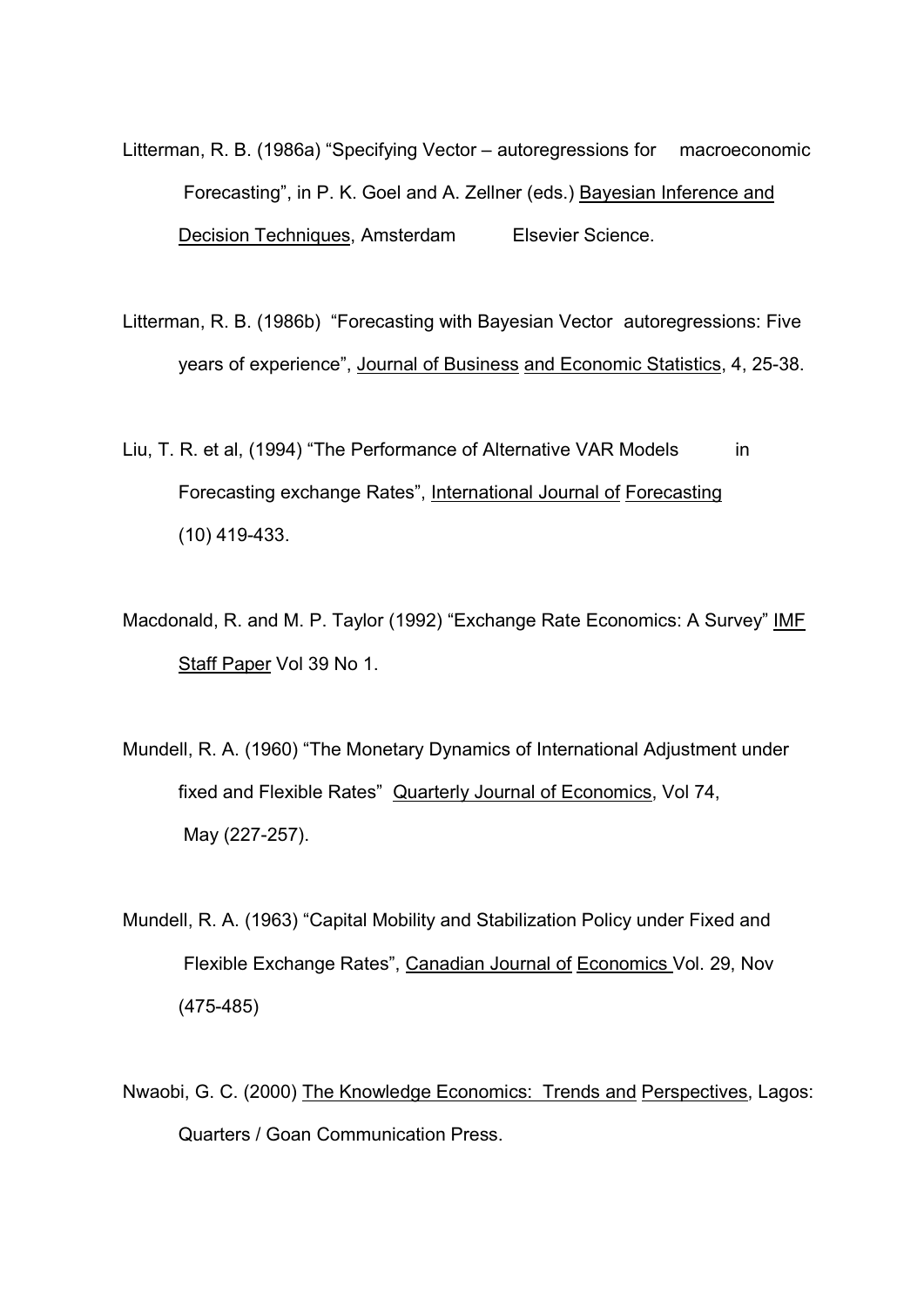Litterman, R. B. (1986a) “Specifying Vector – autoregressions for macroeconomic Forecasting”, in P. K. Goel and A. Zellner (eds.) Bayesian Inference and Decision Techniques, Amsterdam Elsevier Science.

Litterman, R. B. (1986b) “Forecasting with Bayesian Vector autoregressions: Five years of experience”, Journal of Business and Economic Statistics, 4, 25-38.

Liu, T. R. et al, (1994) “The Performance of Alternative VAR Models in Forecasting exchange Rates”, International Journal of Forecasting (10) 419-433.

Macdonald, R. and M. P. Taylor (1992) “Exchange Rate Economics: A Survey” IMF Staff Paper Vol 39 No 1.

Mundell, R. A. (1960) “The Monetary Dynamics of International Adjustment under fixed and Flexible Rates” Quarterly Journal of Economics, Vol 74, May (227-257).

Mundell, R. A. (1963) “Capital Mobility and Stabilization Policy under Fixed and Flexible Exchange Rates”, Canadian Journal of Economics Vol. 29, Nov (475-485)

Nwaobi, G. C. (2000) The Knowledge Economics: Trends and Perspectives, Lagos: Quarters / Goan Communication Press.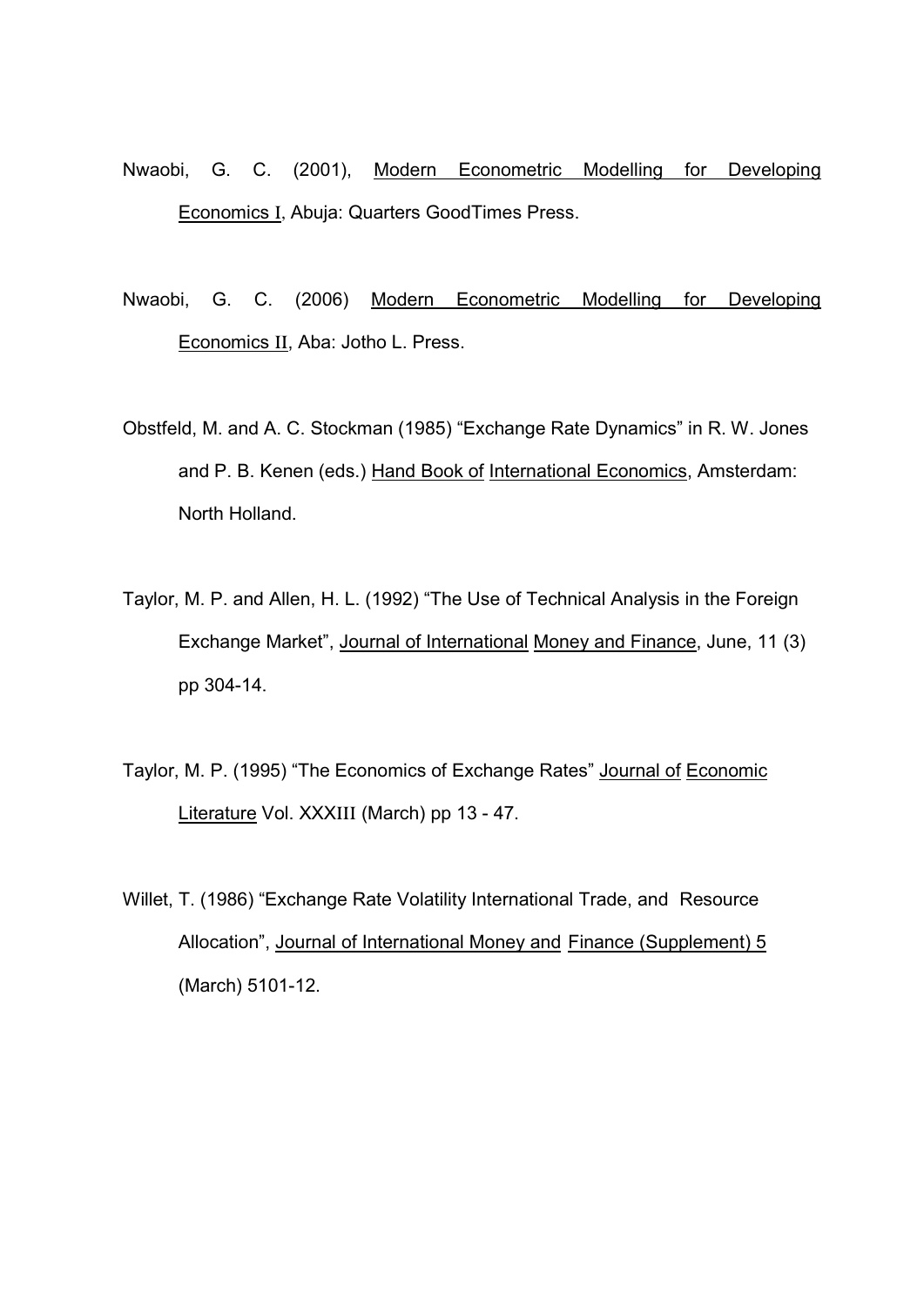Nwaobi, G. C. (2001), Modern Econometric Modelling for Developing Economics I, Abuja: Quarters GoodTimes Press.

Nwaobi, G. C. (2006) Modern Econometric Modelling for Developing Economics II, Aba: Jotho L. Press.

Obstfeld, M. and A. C. Stockman (1985) "Exchange Rate Dynamics" in R. W. Jones and P. B. Kenen (eds.) Hand Book of International Economics, Amsterdam: North Holland.

Taylor, M. P. and Allen, H. L. (1992) "The Use of Technical Analysis in the Foreign Exchange Market", Journal of International Money and Finance, June, 11 (3) pp 304-14.

Taylor, M. P. (1995) "The Economics of Exchange Rates" Journal of Economic Literature Vol. XXXIII (March) pp 13 - 47.

Willet, T. (1986) "Exchange Rate Volatility International Trade, and Resource Allocation", Journal of International Money and Finance (Supplement) 5 (March) 5101-12.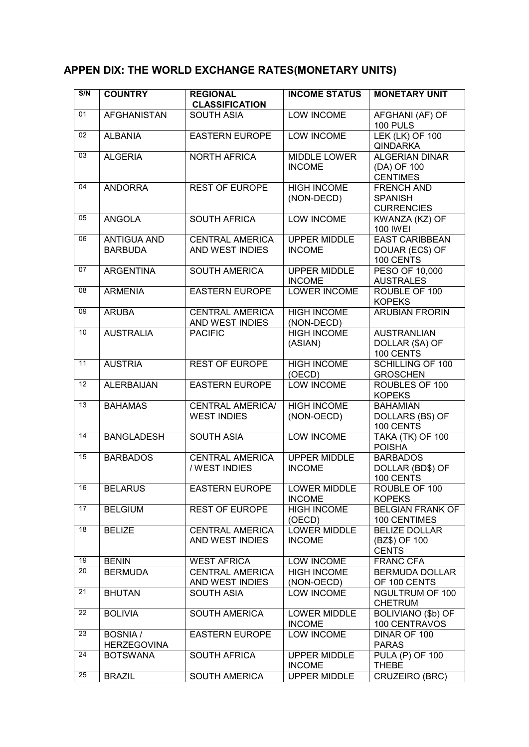## APPEN DIX: THE WORLD EXCHANGE RATES(MONETARY UNITS)

| S/N | COUNTRY | REGIONAL CLASSIFICATION | INCOME STATUS | MONETARY UNIT |
|---|---|---|---|---|
| 01 | AFGHANISTAN | SOUTH ASIA | LOW INCOME | AFGHANI (AF) OF 100 PULS |
| 02 | ALBANIA | EASTERN EUROPE | LOW INCOME | LEK (LK) OF 100 QINDARKA |
| 03 | ALGERIA | NORTH AFRICA | MIDDLE LOWER INCOME | ALGERIAN DINAR (DA) OF 100 CENTIMES |
| 04 | ANDORRA | REST OF EUROPE | HIGH INCOME (NON-DECD) | FRENCH AND SPANISH CURRENCIES |
| 05 | ANGOLA | SOUTH AFRICA | LOW INCOME | KWANZA (KZ) OF 100 IWEI |
| 06 | ANTIGUA AND BARBUDA | CENTRAL AMERICA AND WEST INDIES | UPPER MIDDLE INCOME | EAST CARIBBEAN DOUAR (EC$) OF 100 CENTS |
| 07 | ARGENTINA | SOUTH AMERICA | UPPER MIDDLE INCOME | PESO OF 10,000 AUSTRALES |
| 08 | ARMENIA | EASTERN EUROPE | LOWER INCOME | ROUBLE OF 100 KOPEKS |
| 09 | ARUBA | CENTRAL AMERICA AND WEST INDIES | HIGH INCOME (NON-DECD) | ARUBIAN FRORIN |
| 10 | AUSTRALIA | PACIFIC | HIGH INCOME (ASIAN) | AUSTRANLIAN DOLLAR ($A) OF 100 CENTS |
| 11 | AUSTRIA | REST OF EUROPE | HIGH INCOME (OECD) | SCHILLING OF 100 GROSCHEN |
| 12 | ALERBAIJAN | EASTERN EUROPE | LOW INCOME | ROUBLES OF 100 KOPEKS |
| 13 | BAHAMAS | CENTRAL AMERICA/ WEST INDIES | HIGH INCOME (NON-OECD) | BAHAMIAN DOLLARS (B$) OF 100 CENTS |
| 14 | BANGLADESH | SOUTH ASIA | LOW INCOME | TAKA (TK) OF 100 POISHA |
| 15 | BARBADOS | CENTRAL AMERICA / WEST INDIES | UPPER MIDDLE INCOME | BARBADOS DOLLAR (BD$) OF 100 CENTS |
| 16 | BELARUS | EASTERN EUROPE | LOWER MIDDLE INCOME | ROUBLE OF 100 KOPEKS |
| 17 | BELGIUM | REST OF EUROPE | HIGH INCOME (OECD) | BELGIAN FRANK OF 100 CENTIMES |
| 18 | BELIZE | CENTRAL AMERICA AND WEST INDIES | LOWER MIDDLE INCOME | BELIZE DOLLAR (BZ$) OF 100 CENTS |
| 19 | BENIN | WEST AFRICA | LOW INCOME | FRANC CFA |
| 20 | BERMUDA | CENTRAL AMERICA AND WEST INDIES | HIGH INCOME (NON-OECD) | BERMUDA DOLLAR OF 100 CENTS |
| 21 | BHUTAN | SOUTH ASIA | LOW INCOME | NGULTRUM OF 100 CHETRUM |
| 22 | BOLIVIA | SOUTH AMERICA | LOWER MIDDLE INCOME | BOLIVIANO ($b) OF 100 CENTRAVOS |
| 23 | BOSNIA / HERZEGOVINA | EASTERN EUROPE | LOW INCOME | DINAR OF 100 PARAS |
| 24 | BOTSWANA | SOUTH AFRICA | UPPER MIDDLE INCOME | PULA (P) OF 100 THEBE |
| 25 | BRAZIL | SOUTH AMERICA | UPPER MIDDLE | CRUZEIRO (BRC) |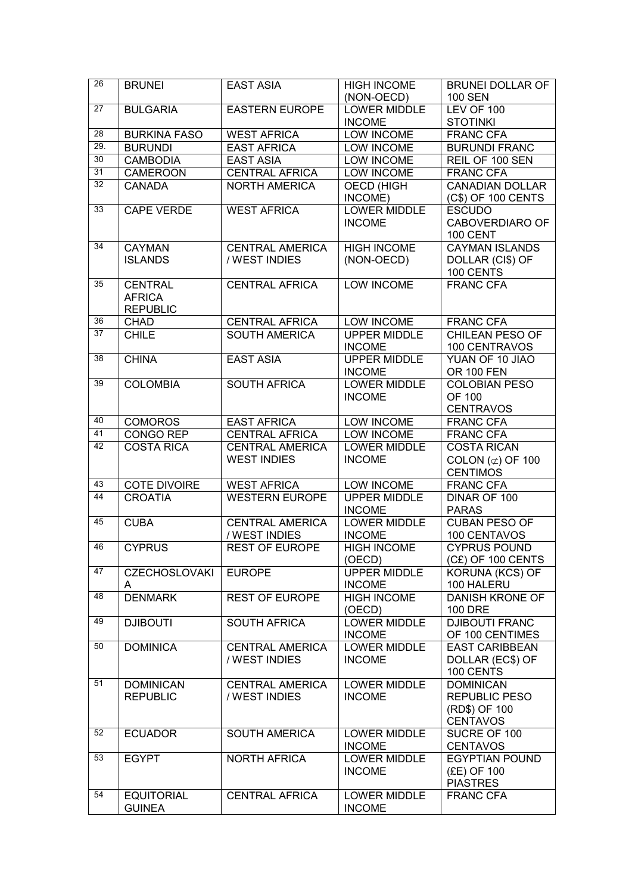| | | | | |
|---|---|---|---|---|
| 26 | BRUNEI | EAST ASIA | HIGH INCOME (NON-OECD) | BRUNEI DOLLAR OF 100 SEN |
| 27 | BULGARIA | EASTERN EUROPE | LOWER MIDDLE INCOME | LEV OF 100 STOTINKI |
| 28 | BURKINA FASO | WEST AFRICA | LOW INCOME | FRANC CFA |
| 29. | BURUNDI | EAST AFRICA | LOW INCOME | BURUNDI FRANC |
| 30 | CAMBODIA | EAST ASIA | LOW INCOME | REIL OF 100 SEN |
| 31 | CAMEROON | CENTRAL AFRICA | LOW INCOME | FRANC CFA |
| 32 | CANADA | NORTH AMERICA | OECD (HIGH INCOME) | CANADIAN DOLLAR (C$) OF 100 CENTS |
| 33 | CAPE VERDE | WEST AFRICA | LOWER MIDDLE INCOME | ESCUDO CABOVERDIARO OF 100 CENT |
| 34 | CAYMAN ISLANDS | CENTRAL AMERICA / WEST INDIES | HIGH INCOME (NON-OECD) | CAYMAN ISLANDS DOLLAR (CI$) OF 100 CENTS |
| 35 | CENTRAL AFRICA REPUBLIC | CENTRAL AFRICA | LOW INCOME | FRANC CFA |
| 36 | CHAD | CENTRAL AFRICA | LOW INCOME | FRANC CFA |
| 37 | CHILE | SOUTH AMERICA | UPPER MIDDLE INCOME | CHILEAN PESO OF 100 CENTRAVOS |
| 38 | CHINA | EAST ASIA | UPPER MIDDLE INCOME | YUAN OF 10 JIAO OR 100 FEN |
| 39 | COLOMBIA | SOUTH AFRICA | LOWER MIDDLE INCOME | COLOBIAN PESO OF 100 CENTRAVOS |
| 40 | COMOROS | EAST AFRICA | LOW INCOME | FRANC CFA |
| 41 | CONGO REP | CENTRAL AFRICA | LOW INCOME | FRANC CFA |
| 42 | COSTA RICA | CENTRAL AMERICA WEST INDIES | LOWER MIDDLE INCOME | COSTA RICAN COLON (₡) OF 100 CENTIMOS |
| 43 | COTE DIVOIRE | WEST AFRICA | LOW INCOME | FRANC CFA |
| 44 | CROATIA | WESTERN EUROPE | UPPER MIDDLE INCOME | DINAR OF 100 PARAS |
| 45 | CUBA | CENTRAL AMERICA / WEST INDIES | LOWER MIDDLE INCOME | CUBAN PESO OF 100 CENTAVOS |
| 46 | CYPRUS | REST OF EUROPE | HIGH INCOME (OECD) | CYPRUS POUND (C£) OF 100 CENTS |
| 47 | CZECHOSLOVAKIA | EUROPE | UPPER MIDDLE INCOME | KORUNA (KCS) OF 100 HALERU |
| 48 | DENMARK | REST OF EUROPE | HIGH INCOME (OECD) | DANISH KRONE OF 100 DRE |
| 49 | DJIBOUTI | SOUTH AFRICA | LOWER MIDDLE INCOME | DJIBOUTI FRANC OF 100 CENTIMES |
| 50 | DOMINICA | CENTRAL AMERICA / WEST INDIES | LOWER MIDDLE INCOME | EAST CARIBBEAN DOLLAR (EC$) OF 100 CENTS |
| 51 | DOMINICAN REPUBLIC | CENTRAL AMERICA / WEST INDIES | LOWER MIDDLE INCOME | DOMINICAN REPUBLIC PESO (RD$) OF 100 CENTAVOS |
| 52 | ECUADOR | SOUTH AMERICA | LOWER MIDDLE INCOME | SUCRE OF 100 CENTAVOS |
| 53 | EGYPT | NORTH AFRICA | LOWER MIDDLE INCOME | EGYPTIAN POUND (£E) OF 100 PIASTRES |
| 54 | EQUITORIAL GUINEA | CENTRAL AFRICA | LOWER MIDDLE INCOME | FRANC CFA |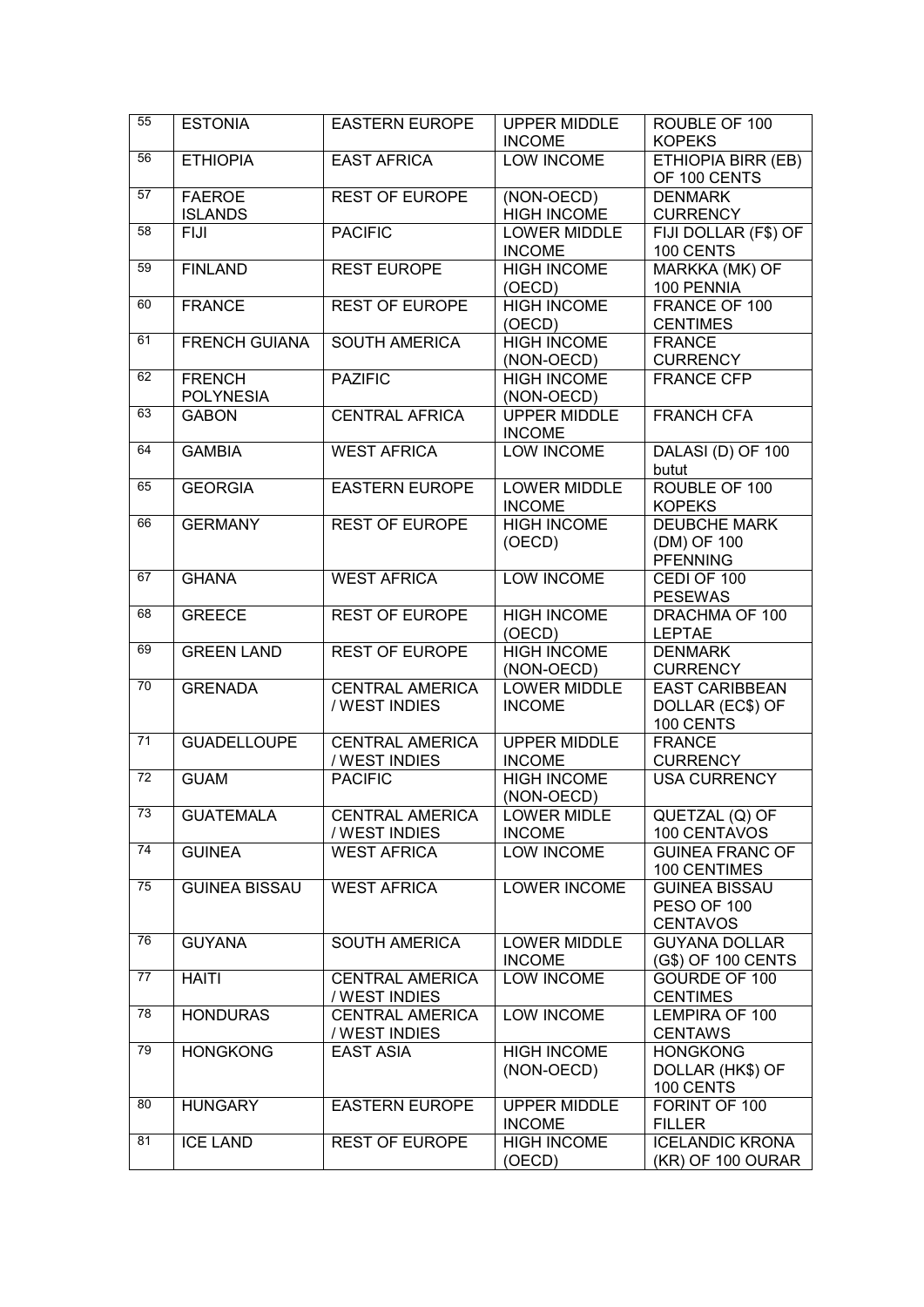| | | | | |
|---|---|---|---|---|
| 55 | ESTONIA | EASTERN EUROPE | UPPER MIDDLE INCOME | ROUBLE OF 100 KOPEKS |
| 56 | ETHIOPIA | EAST AFRICA | LOW INCOME | ETHIOPIA BIRR (EB) OF 100 CENTS |
| 57 | FAEROE ISLANDS | REST OF EUROPE | (NON-OECD) HIGH INCOME | DENMARK CURRENCY |
| 58 | FIJI | PACIFIC | LOWER MIDDLE INCOME | FIJI DOLLAR (F$) OF 100 CENTS |
| 59 | FINLAND | REST EUROPE | HIGH INCOME (OECD) | MARKKA (MK) OF 100 PENNIA |
| 60 | FRANCE | REST OF EUROPE | HIGH INCOME (OECD) | FRANCE OF 100 CENTIMES |
| 61 | FRENCH GUIANA | SOUTH AMERICA | HIGH INCOME (NON-OECD) | FRANCE CURRENCY |
| 62 | FRENCH POLYNESIA | PAZIFIC | HIGH INCOME (NON-OECD) | FRANCE CFP |
| 63 | GABON | CENTRAL AFRICA | UPPER MIDDLE INCOME | FRANCH CFA |
| 64 | GAMBIA | WEST AFRICA | LOW INCOME | DALASI (D) OF 100 butut |
| 65 | GEORGIA | EASTERN EUROPE | LOWER MIDDLE INCOME | ROUBLE OF 100 KOPEKS |
| 66 | GERMANY | REST OF EUROPE | HIGH INCOME (OECD) | DEUBCHE MARK (DM) OF 100 PFENNING |
| 67 | GHANA | WEST AFRICA | LOW INCOME | CEDI OF 100 PESEWAS |
| 68 | GREECE | REST OF EUROPE | HIGH INCOME (OECD) | DRACHMA OF 100 LEPTAE |
| 69 | GREEN LAND | REST OF EUROPE | HIGH INCOME (NON-OECD) | DENMARK CURRENCY |
| 70 | GRENADA | CENTRAL AMERICA / WEST INDIES | LOWER MIDDLE INCOME | EAST CARIBBEAN DOLLAR (EC$) OF 100 CENTS |
| 71 | GUADELLOUPE | CENTRAL AMERICA / WEST INDIES | UPPER MIDDLE INCOME | FRANCE CURRENCY |
| 72 | GUAM | PACIFIC | HIGH INCOME (NON-OECD) | USA CURRENCY |
| 73 | GUATEMALA | CENTRAL AMERICA / WEST INDIES | LOWER MIDLE INCOME | QUETZAL (Q) OF 100 CENTAVOS |
| 74 | GUINEA | WEST AFRICA | LOW INCOME | GUINEA FRANC OF 100 CENTIMES |
| 75 | GUINEA BISSAU | WEST AFRICA | LOWER INCOME | GUINEA BISSAU PESO OF 100 CENTAVOS |
| 76 | GUYANA | SOUTH AMERICA | LOWER MIDDLE INCOME | GUYANA DOLLAR (G$) OF 100 CENTS |
| 77 | HAITI | CENTRAL AMERICA / WEST INDIES | LOW INCOME | GOURDE OF 100 CENTIMES |
| 78 | HONDURAS | CENTRAL AMERICA / WEST INDIES | LOW INCOME | LEMPIRA OF 100 CENTAWS |
| 79 | HONGKONG | EAST ASIA | HIGH INCOME (NON-OECD) | HONGKONG DOLLAR (HK$) OF 100 CENTS |
| 80 | HUNGARY | EASTERN EUROPE | UPPER MIDDLE INCOME | FORINT OF 100 FILLER |
| 81 | ICE LAND | REST OF EUROPE | HIGH INCOME (OECD) | ICELANDIC KRONA (KR) OF 100 OURAR |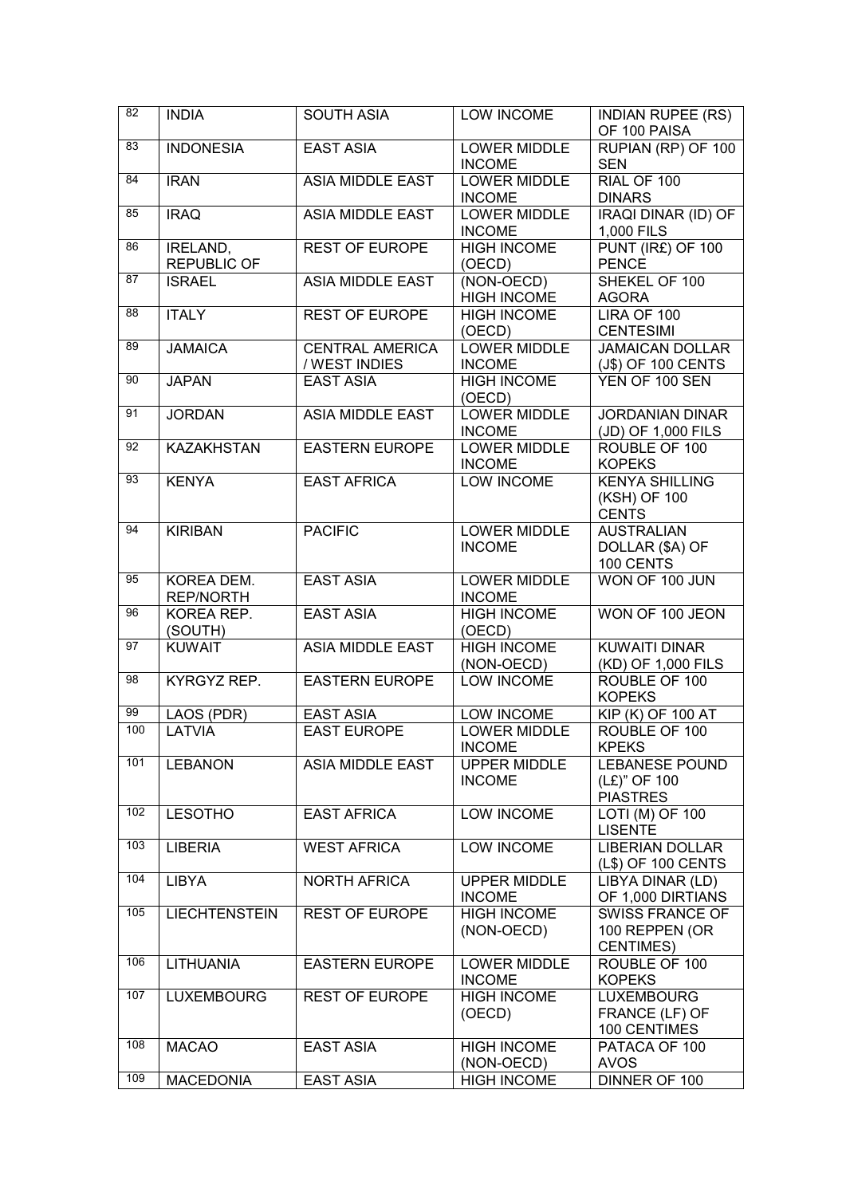| | | | | |
|---|---|---|---|---|
| 82 | INDIA | SOUTH ASIA | LOW INCOME | INDIAN RUPEE (RS) OF 100 PAISA |
| 83 | INDONESIA | EAST ASIA | LOWER MIDDLE INCOME | RUPIAN (RP) OF 100 SEN |
| 84 | IRAN | ASIA MIDDLE EAST | LOWER MIDDLE INCOME | RIAL OF 100 DINARS |
| 85 | IRAQ | ASIA MIDDLE EAST | LOWER MIDDLE INCOME | IRAQI DINAR (ID) OF 1,000 FILS |
| 86 | IRELAND, REPUBLIC OF | REST OF EUROPE | HIGH INCOME (OECD) | PUNT (IR£) OF 100 PENCE |
| 87 | ISRAEL | ASIA MIDDLE EAST | (NON-OECD) HIGH INCOME | SHEKEL OF 100 AGORA |
| 88 | ITALY | REST OF EUROPE | HIGH INCOME (OECD) | LIRA OF 100 CENTESIMI |
| 89 | JAMAICA | CENTRAL AMERICA / WEST INDIES | LOWER MIDDLE INCOME | JAMAICAN DOLLAR (J$) OF 100 CENTS |
| 90 | JAPAN | EAST ASIA | HIGH INCOME (OECD) | YEN OF 100 SEN |
| 91 | JORDAN | ASIA MIDDLE EAST | LOWER MIDDLE INCOME | JORDANIAN DINAR (JD) OF 1,000 FILS |
| 92 | KAZAKHSTAN | EASTERN EUROPE | LOWER MIDDLE INCOME | ROUBLE OF 100 KOPEKS |
| 93 | KENYA | EAST AFRICA | LOW INCOME | KENYA SHILLING (KSH) OF 100 CENTS |
| 94 | KIRIBAN | PACIFIC | LOWER MIDDLE INCOME | AUSTRALIAN DOLLAR ($A) OF 100 CENTS |
| 95 | KOREA DEM. REP/NORTH | EAST ASIA | LOWER MIDDLE INCOME | WON OF 100 JUN |
| 96 | KOREA REP. (SOUTH) | EAST ASIA | HIGH INCOME (OECD) | WON OF 100 JEON |
| 97 | KUWAIT | ASIA MIDDLE EAST | HIGH INCOME (NON-OECD) | KUWAITI DINAR (KD) OF 1,000 FILS |
| 98 | KYRGYZ REP. | EASTERN EUROPE | LOW INCOME | ROUBLE OF 100 KOPEKS |
| 99 | LAOS (PDR) | EAST ASIA | LOW INCOME | KIP (K) OF 100 AT |
| 100 | LATVIA | EAST EUROPE | LOWER MIDDLE INCOME | ROUBLE OF 100 KPEKS |
| 101 | LEBANON | ASIA MIDDLE EAST | UPPER MIDDLE INCOME | LEBANESE POUND (L£)" OF 100 PIASTRES |
| 102 | LESOTHO | EAST AFRICA | LOW INCOME | LOTI (M) OF 100 LISENTE |
| 103 | LIBERIA | WEST AFRICA | LOW INCOME | LIBERIAN DOLLAR (L$) OF 100 CENTS |
| 104 | LIBYA | NORTH AFRICA | UPPER MIDDLE INCOME | LIBYA DINAR (LD) OF 1,000 DIRTIANS |
| 105 | LIECHTENSTEIN | REST OF EUROPE | HIGH INCOME (NON-OECD) | SWISS FRANCE OF 100 REPPEN (OR CENTIMES) |
| 106 | LITHUANIA | EASTERN EUROPE | LOWER MIDDLE INCOME | ROUBLE OF 100 KOPEKS |
| 107 | LUXEMBOURG | REST OF EUROPE | HIGH INCOME (OECD) | LUXEMBOURG FRANCE (LF) OF 100 CENTIMES |
| 108 | MACAO | EAST ASIA | HIGH INCOME (NON-OECD) | PATACA OF 100 AVOS |
| 109 | MACEDONIA | EAST ASIA | HIGH INCOME | DINNER OF 100 |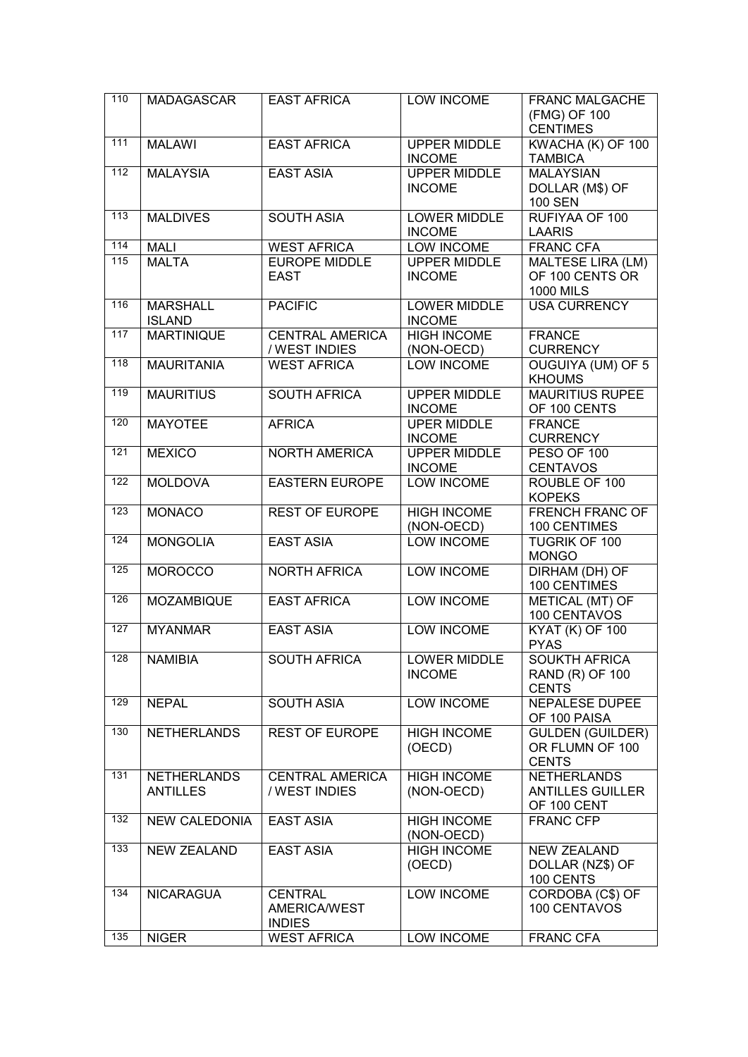| | | | | |
|---|---|---|---|---|
| 110 | MADAGASCAR | EAST AFRICA | LOW INCOME | FRANC MALGACHE (FMG) OF 100 CENTIMES |
| 111 | MALAWI | EAST AFRICA | UPPER MIDDLE INCOME | KWACHA (K) OF 100 TAMBICA |
| 112 | MALAYSIA | EAST ASIA | UPPER MIDDLE INCOME | MALAYSIAN DOLLAR (M$) OF 100 SEN |
| 113 | MALDIVES | SOUTH ASIA | LOWER MIDDLE INCOME | RUFIYAA OF 100 LAARIS |
| 114 | MALI | WEST AFRICA | LOW INCOME | FRANC CFA |
| 115 | MALTA | EUROPE MIDDLE EAST | UPPER MIDDLE INCOME | MALTESE LIRA (LM) OF 100 CENTS OR 1000 MILS |
| 116 | MARSHALL ISLAND | PACIFIC | LOWER MIDDLE INCOME | USA CURRENCY |
| 117 | MARTINIQUE | CENTRAL AMERICA / WEST INDIES | HIGH INCOME (NON-OECD) | FRANCE CURRENCY |
| 118 | MAURITANIA | WEST AFRICA | LOW INCOME | OUGUIYA (UM) OF 5 KHOUMS |
| 119 | MAURITIUS | SOUTH AFRICA | UPPER MIDDLE INCOME | MAURITIUS RUPEE OF 100 CENTS |
| 120 | MAYOTEE | AFRICA | UPER MIDDLE INCOME | FRANCE CURRENCY |
| 121 | MEXICO | NORTH AMERICA | UPPER MIDDLE INCOME | PESO OF 100 CENTAVOS |
| 122 | MOLDOVA | EASTERN EUROPE | LOW INCOME | ROUBLE OF 100 KOPEKS |
| 123 | MONACO | REST OF EUROPE | HIGH INCOME (NON-OECD) | FRENCH FRANC OF 100 CENTIMES |
| 124 | MONGOLIA | EAST ASIA | LOW INCOME | TUGRIK OF 100 MONGO |
| 125 | MOROCCO | NORTH AFRICA | LOW INCOME | DIRHAM (DH) OF 100 CENTIMES |
| 126 | MOZAMBIQUE | EAST AFRICA | LOW INCOME | METICAL (MT) OF 100 CENTAVOS |
| 127 | MYANMAR | EAST ASIA | LOW INCOME | KYAT (K) OF 100 PYAS |
| 128 | NAMIBIA | SOUTH AFRICA | LOWER MIDDLE INCOME | SOUKTH AFRICA RAND (R) OF 100 CENTS |
| 129 | NEPAL | SOUTH ASIA | LOW INCOME | NEPALESE DUPEE OF 100 PAISA |
| 130 | NETHERLANDS | REST OF EUROPE | HIGH INCOME (OECD) | GULDEN (GUILDER) OR FLUMN OF 100 CENTS |
| 131 | NETHERLANDS ANTILLES | CENTRAL AMERICA / WEST INDIES | HIGH INCOME (NON-OECD) | NETHERLANDS ANTILLES GUILLER OF 100 CENT |
| 132 | NEW CALEDONIA | EAST ASIA | HIGH INCOME (NON-OECD) | FRANC CFP |
| 133 | NEW ZEALAND | EAST ASIA | HIGH INCOME (OECD) | NEW ZEALAND DOLLAR (NZ$) OF 100 CENTS |
| 134 | NICARAGUA | CENTRAL AMERICA/WEST INDIES | LOW INCOME | CORDOBA (C$) OF 100 CENTAVOS |
| 135 | NIGER | WEST AFRICA | LOW INCOME | FRANC CFA |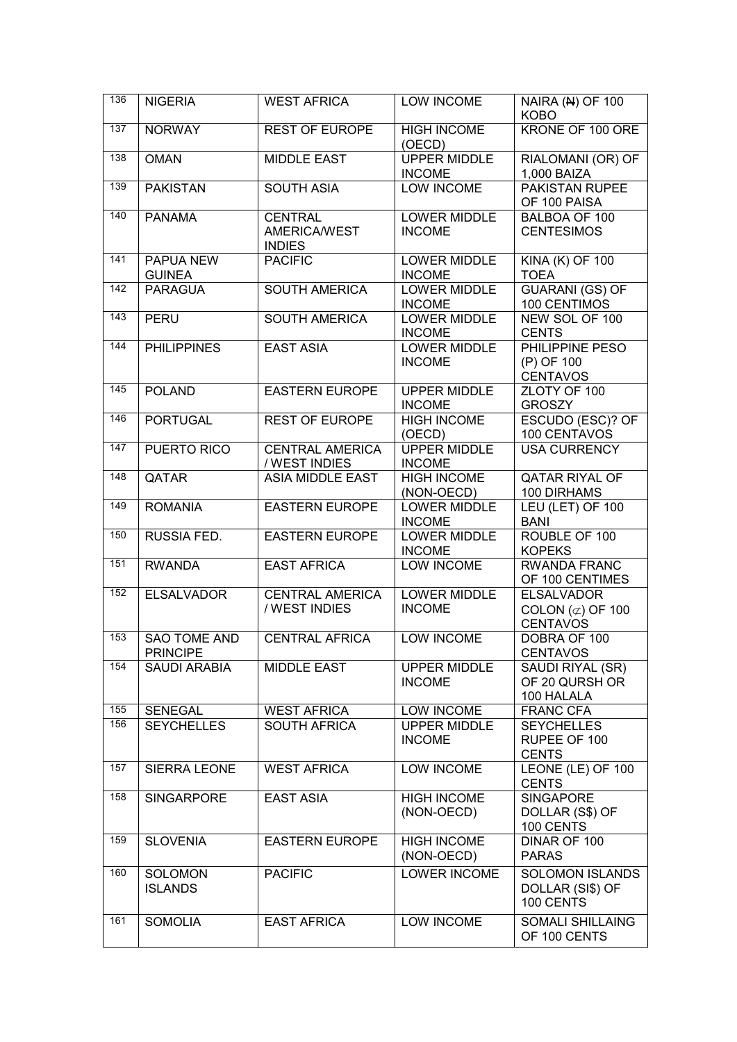| 136 | NIGERIA | WEST AFRICA | LOW INCOME | NAIRA (₦) OF 100 KOBO |
|---|---|---|---|---|
| 137 | NORWAY | REST OF EUROPE | HIGH INCOME (OECD) | KRONE OF 100 ORE |
| 138 | OMAN | MIDDLE EAST | UPPER MIDDLE INCOME | RIALOMANI (OR) OF 1,000 BAIZA |
| 139 | PAKISTAN | SOUTH ASIA | LOW INCOME | PAKISTAN RUPEE OF 100 PAISA |
| 140 | PANAMA | CENTRAL AMERICA/WEST INDIES | LOWER MIDDLE INCOME | BALBOA OF 100 CENTESIMOS |
| 141 | PAPUA NEW GUINEA | PACIFIC | LOWER MIDDLE INCOME | KINA (K) OF 100 TOEA |
| 142 | PARAGUA | SOUTH AMERICA | LOWER MIDDLE INCOME | GUARANI (GS) OF 100 CENTIMOS |
| 143 | PERU | SOUTH AMERICA | LOWER MIDDLE INCOME | NEW SOL OF 100 CENTS |
| 144 | PHILIPPINES | EAST ASIA | LOWER MIDDLE INCOME | PHILIPPINE PESO (P) OF 100 CENTAVOS |
| 145 | POLAND | EASTERN EUROPE | UPPER MIDDLE INCOME | ZLOTY OF 100 GROSZY |
| 146 | PORTUGAL | REST OF EUROPE | HIGH INCOME (OECD) | ESCUDO (ESC)? OF 100 CENTAVOS |
| 147 | PUERTO RICO | CENTRAL AMERICA / WEST INDIES | UPPER MIDDLE INCOME | USA CURRENCY |
| 148 | QATAR | ASIA MIDDLE EAST | HIGH INCOME (NON-OECD) | QATAR RIYAL OF 100 DIRHAMS |
| 149 | ROMANIA | EASTERN EUROPE | LOWER MIDDLE INCOME | LEU (LET) OF 100 BANI |
| 150 | RUSSIA FED. | EASTERN EUROPE | LOWER MIDDLE INCOME | ROUBLE OF 100 KOPEKS |
| 151 | RWANDA | EAST AFRICA | LOW INCOME | RWANDA FRANC OF 100 CENTIMES |
| 152 | ELSALVADOR | CENTRAL AMERICA / WEST INDIES | LOWER MIDDLE INCOME | ELSALVADOR COLON (₡) OF 100 CENTAVOS |
| 153 | SAO TOME AND PRINCIPE | CENTRAL AFRICA | LOW INCOME | DOBRA OF 100 CENTAVOS |
| 154 | SAUDI ARABIA | MIDDLE EAST | UPPER MIDDLE INCOME | SAUDI RIYAL (SR) OF 20 QURSH OR 100 HALALA |
| 155 | SENEGAL | WEST AFRICA | LOW INCOME | FRANC CFA |
| 156 | SEYCHELLES | SOUTH AFRICA | UPPER MIDDLE INCOME | SEYCHELLES RUPEE OF 100 CENTS |
| 157 | SIERRA LEONE | WEST AFRICA | LOW INCOME | LEONE (LE) OF 100 CENTS |
| 158 | SINGARPORE | EAST ASIA | HIGH INCOME (NON-OECD) | SINGAPORE DOLLAR (S$) OF 100 CENTS |
| 159 | SLOVENIA | EASTERN EUROPE | HIGH INCOME (NON-OECD) | DINAR OF 100 PARAS |
| 160 | SOLOMON ISLANDS | PACIFIC | LOWER INCOME | SOLOMON ISLANDS DOLLAR (SI$) OF 100 CENTS |
| 161 | SOMOLIA | EAST AFRICA | LOW INCOME | SOMALI SHILLAING OF 100 CENTS |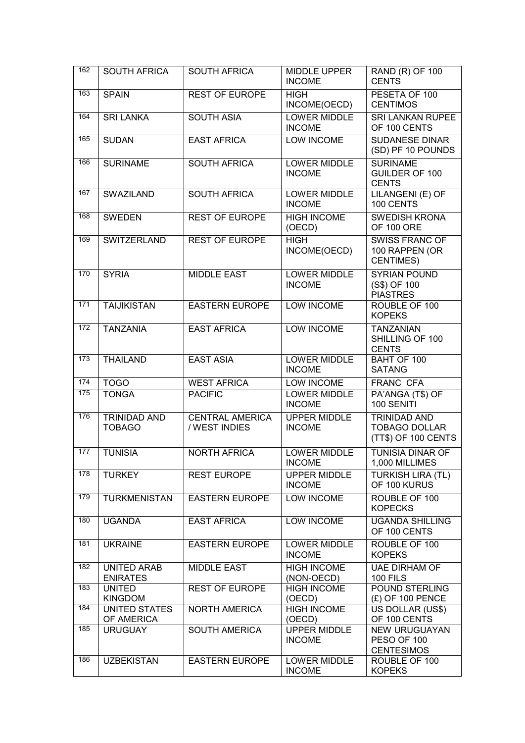| | | | | |
|---|---|---|---|---|
| 162 | SOUTH AFRICA | SOUTH AFRICA | MIDDLE UPPER INCOME | RAND (R) OF 100 CENTS |
| 163 | SPAIN | REST OF EUROPE | HIGH INCOME(OECD) | PESETA OF 100 CENTIMOS |
| 164 | SRI LANKA | SOUTH ASIA | LOWER MIDDLE INCOME | SRI LANKAN RUPEE OF 100 CENTS |
| 165 | SUDAN | EAST AFRICA | LOW INCOME | SUDANESE DINAR (SD) PF 10 POUNDS |
| 166 | SURINAME | SOUTH AFRICA | LOWER MIDDLE INCOME | SURINAME GUILDER OF 100 CENTS |
| 167 | SWAZILAND | SOUTH AFRICA | LOWER MIDDLE INCOME | LILANGENI (E) OF 100 CENTS |
| 168 | SWEDEN | REST OF EUROPE | HIGH INCOME (OECD) | SWEDISH KRONA OF 100 ORE |
| 169 | SWITZERLAND | REST OF EUROPE | HIGH INCOME(OECD) | SWISS FRANC OF 100 RAPPEN (OR CENTIMES) |
| 170 | SYRIA | MIDDLE EAST | LOWER MIDDLE INCOME | SYRIAN POUND (S$) OF 100 PIASTRES |
| 171 | TAIJIKISTAN | EASTERN EUROPE | LOW INCOME | ROUBLE OF 100 KOPEKS |
| 172 | TANZANIA | EAST AFRICA | LOW INCOME | TANZANIAN SHILLING OF 100 CENTS |
| 173 | THAILAND | EAST ASIA | LOWER MIDDLE INCOME | BAHT OF 100 SATANG |
| 174 | TOGO | WEST AFRICA | LOW INCOME | FRANC CFA |
| 175 | TONGA | PACIFIC | LOWER MIDDLE INCOME | PA'ANGA (T$) OF 100 SENITI |
| 176 | TRINIDAD AND TOBAGO | CENTRAL AMERICA / WEST INDIES | UPPER MIDDLE INCOME | TRINIDAD AND TOBAGO DOLLAR (TT$) OF 100 CENTS |
| 177 | TUNISIA | NORTH AFRICA | LOWER MIDDLE INCOME | TUNISIA DINAR OF 1,000 MILLIMES |
| 178 | TURKEY | REST EUROPE | UPPER MIDDLE INCOME | TURKISH LIRA (TL) OF 100 KURUS |
| 179 | TURKMENISTAN | EASTERN EUROPE | LOW INCOME | ROUBLE OF 100 KOPECKS |
| 180 | UGANDA | EAST AFRICA | LOW INCOME | UGANDA SHILLING OF 100 CENTS |
| 181 | UKRAINE | EASTERN EUROPE | LOWER MIDDLE INCOME | ROUBLE OF 100 KOPEKS |
| 182 | UNITED ARAB ENIRATES | MIDDLE EAST | HIGH INCOME (NON-OECD) | UAE DIRHAM OF 100 FILS |
| 183 | UNITED KINGDOM | REST OF EUROPE | HIGH INCOME (OECD) | POUND STERLING (£) OF 100 PENCE |
| 184 | UNITED STATES OF AMERICA | NORTH AMERICA | HIGH INCOME (OECD) | US DOLLAR (US$) OF 100 CENTS |
| 185 | URUGUAY | SOUTH AMERICA | UPPER MIDDLE INCOME | NEW URUGUAYAN PESO OF 100 CENTESIMOS |
| 186 | UZBEKISTAN | EASTERN EUROPE | LOWER MIDDLE INCOME | ROUBLE OF 100 KOPEKS |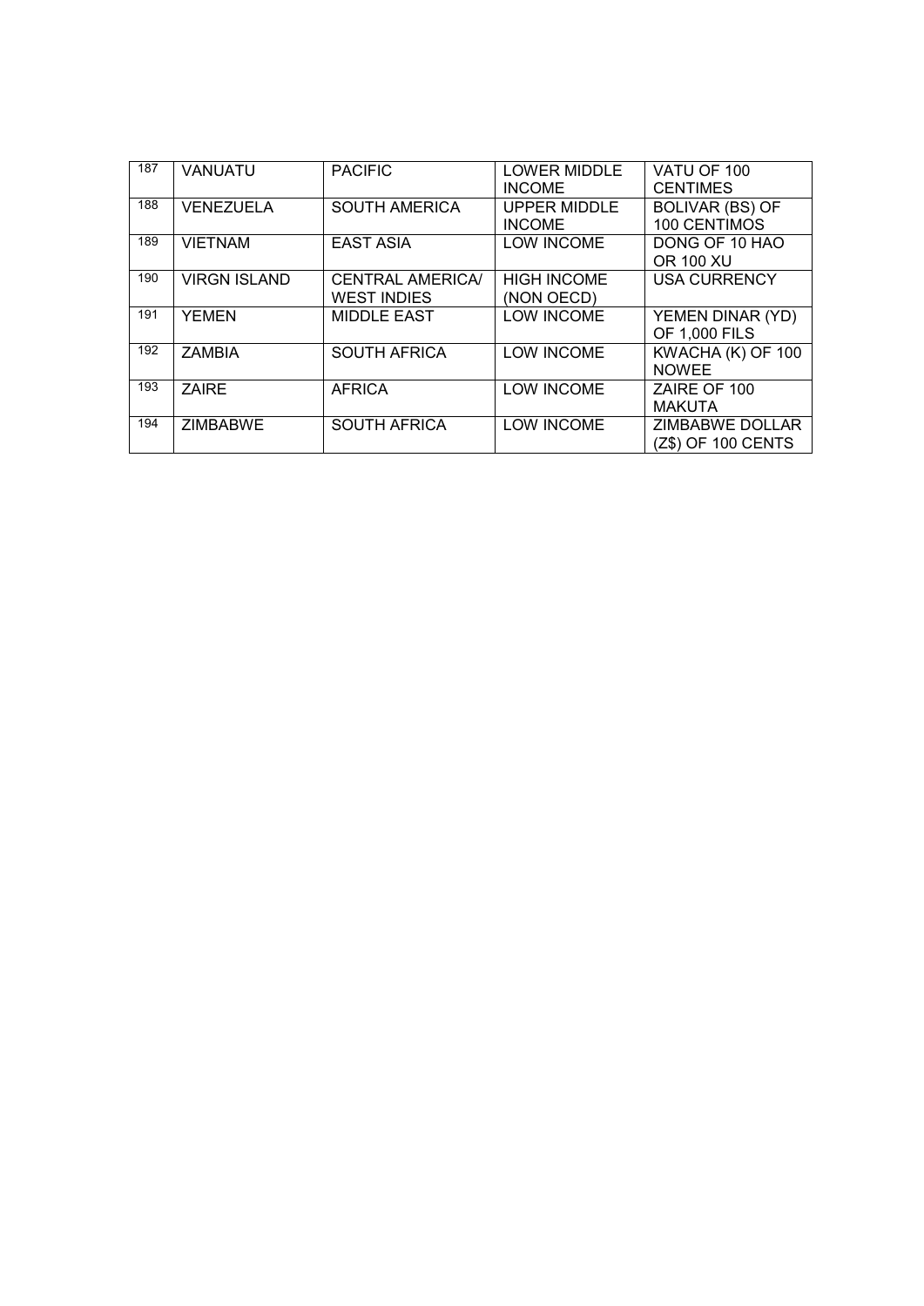| | | | | |
|---|---|---|---|---|
| 187 | VANUATU | PACIFIC | LOWER MIDDLE INCOME | VATU OF 100 CENTIMES |
| 188 | VENEZUELA | SOUTH AMERICA | UPPER MIDDLE INCOME | BOLIVAR (BS) OF 100 CENTIMOS |
| 189 | VIETNAM | EAST ASIA | LOW INCOME | DONG OF 10 HAO OR 100 XU |
| 190 | VIRGN ISLAND | CENTRAL AMERICA/ WEST INDIES | HIGH INCOME (NON OECD) | USA CURRENCY |
| 191 | YEMEN | MIDDLE EAST | LOW INCOME | YEMEN DINAR (YD) OF 1,000 FILS |
| 192 | ZAMBIA | SOUTH AFRICA | LOW INCOME | KWACHA (K) OF 100 NOWEE |
| 193 | ZAIRE | AFRICA | LOW INCOME | ZAIRE OF 100 MAKUTA |
| 194 | ZIMBABWE | SOUTH AFRICA | LOW INCOME | ZIMBABWE DOLLAR (Z$) OF 100 CENTS |